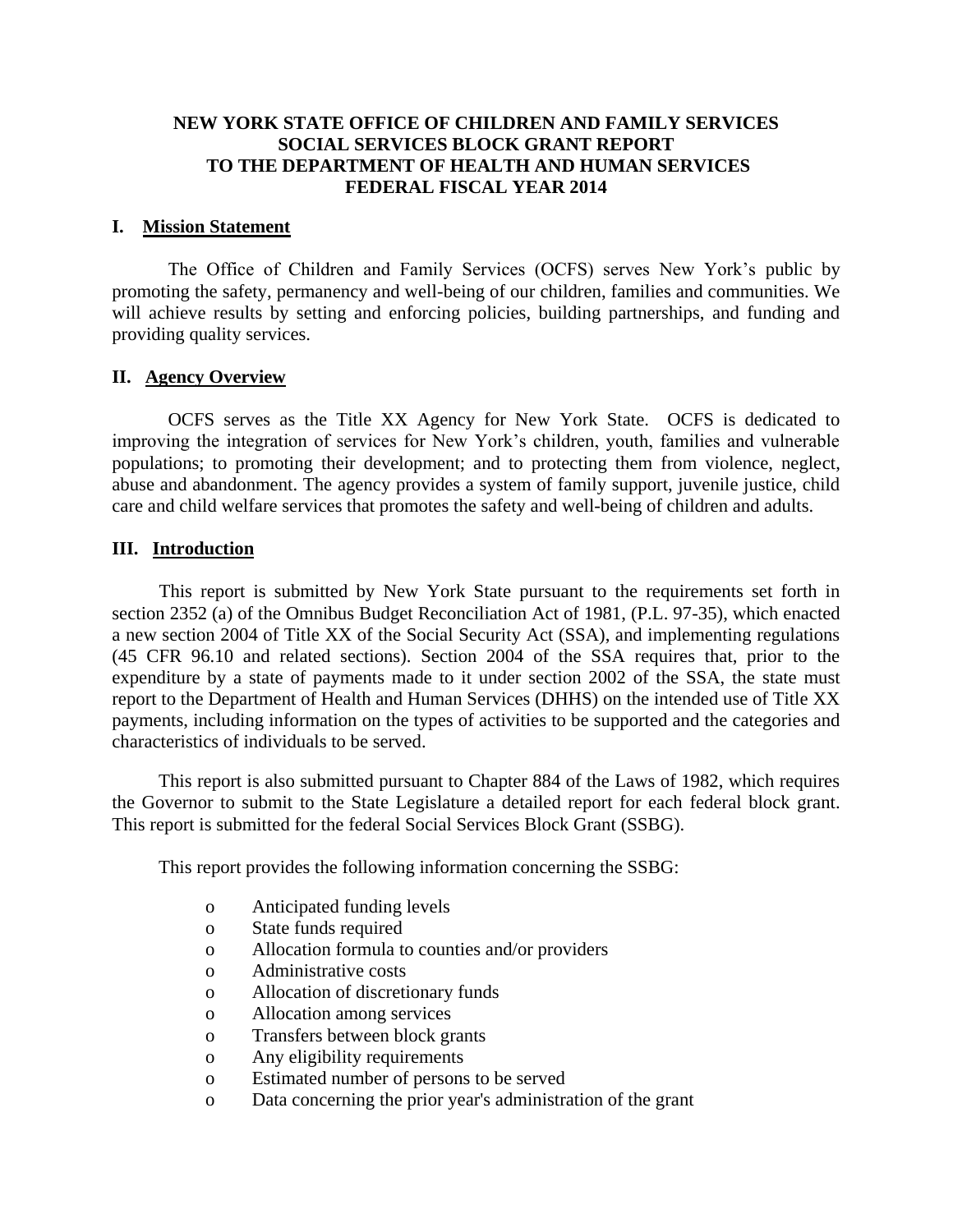# NEW YORK STATE OFFICE OF CHILDREN AND FAMILY SERVICES SOCIAL SERVICES BLOCK GRANT REPORT TO THE DEPARTMENT OF HEALTH AND HUMAN SERVICES FEDERAL FISCAL YEAR 2014

## I. Mission Statement

The Office of Children and Family Services (OCFS) serves New York's public by promoting the safety, permanency and well-being of our children, families and communities. We will achieve results by setting and enforcing policies, building partnerships, and funding and providing quality services.

## II. Agency Overview

OCFS serves as the Title XX Agency for New York State. OCFS is dedicated to improving the integration of services for New York's children, youth, families and vulnerable populations; to promoting their development; and to protecting them from violence, neglect, abuse and abandonment. The agency provides a system of family support, juvenile justice, child care and child welfare services that promotes the safety and well-being of children and adults.

## III. Introduction

This report is submitted by New York State pursuant to the requirements set forth in section 2352 (a) of the Omnibus Budget Reconciliation Act of 1981, (P.L. 97-35), which enacted a new section 2004 of Title XX of the Social Security Act (SSA), and implementing regulations (45 CFR 96.10 and related sections). Section 2004 of the SSA requires that, prior to the expenditure by a state of payments made to it under section 2002 of the SSA, the state must report to the Department of Health and Human Services (DHHS) on the intended use of Title XX payments, including information on the types of activities to be supported and the categories and characteristics of individuals to be served.

This report is also submitted pursuant to Chapter 884 of the Laws of 1982, which requires the Governor to submit to the State Legislature a detailed report for each federal block grant. This report is submitted for the federal Social Services Block Grant (SSBG).

This report provides the following information concerning the SSBG:

- Anticipated funding levels
- State funds required
- Allocation formula to counties and/or providers
- Administrative costs
- Allocation of discretionary funds
- Allocation among services
- Transfers between block grants
- Any eligibility requirements
- Estimated number of persons to be served
- Data concerning the prior year's administration of the grant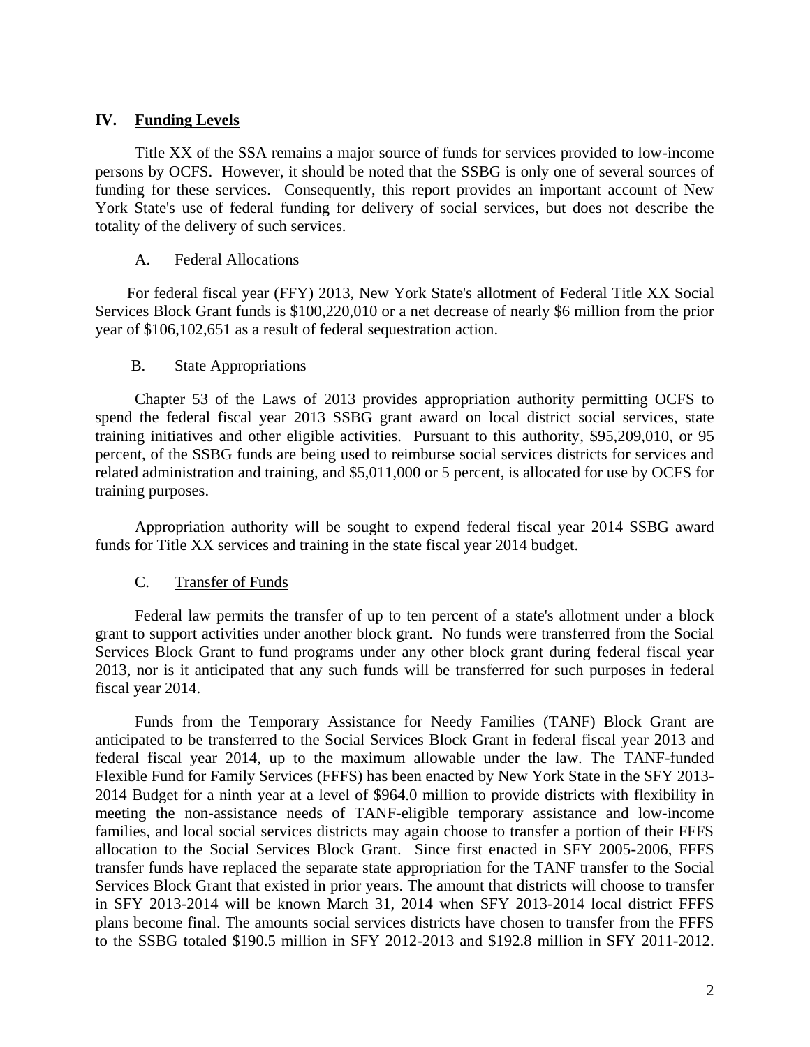## IV. Funding Levels

Title XX of the SSA remains a major source of funds for services provided to low-income persons by OCFS. However, it should be noted that the SSBG is only one of several sources of funding for these services. Consequently, this report provides an important account of New York State's use of federal funding for delivery of social services, but does not describe the totality of the delivery of such services.

### A. Federal Allocations

For federal fiscal year (FFY) 2013, New York State's allotment of Federal Title XX Social Services Block Grant funds is $100,220,010 or a net decrease of nearly $6 million from the prior year of $106,102,651 as a result of federal sequestration action.

### B. State Appropriations

Chapter 53 of the Laws of 2013 provides appropriation authority permitting OCFS to spend the federal fiscal year 2013 SSBG grant award on local district social services, state training initiatives and other eligible activities. Pursuant to this authority, $95,209,010, or 95 percent, of the SSBG funds are being used to reimburse social services districts for services and related administration and training, and $5,011,000 or 5 percent, is allocated for use by OCFS for training purposes.

Appropriation authority will be sought to expend federal fiscal year 2014 SSBG award funds for Title XX services and training in the state fiscal year 2014 budget.

### C. Transfer of Funds

Federal law permits the transfer of up to ten percent of a state's allotment under a block grant to support activities under another block grant. No funds were transferred from the Social Services Block Grant to fund programs under any other block grant during federal fiscal year 2013, nor is it anticipated that any such funds will be transferred for such purposes in federal fiscal year 2014.

Funds from the Temporary Assistance for Needy Families (TANF) Block Grant are anticipated to be transferred to the Social Services Block Grant in federal fiscal year 2013 and federal fiscal year 2014, up to the maximum allowable under the law. The TANF-funded Flexible Fund for Family Services (FFFS) has been enacted by New York State in the SFY 2013-2014 Budget for a ninth year at a level of $964.0 million to provide districts with flexibility in meeting the non-assistance needs of TANF-eligible temporary assistance and low-income families, and local social services districts may again choose to transfer a portion of their FFFS allocation to the Social Services Block Grant. Since first enacted in SFY 2005-2006, FFFS transfer funds have replaced the separate state appropriation for the TANF transfer to the Social Services Block Grant that existed in prior years. The amount that districts will choose to transfer in SFY 2013-2014 will be known March 31, 2014 when SFY 2013-2014 local district FFFS plans become final. The amounts social services districts have chosen to transfer from the FFFS to the SSBG totaled $190.5 million in SFY 2012-2013 and $192.8 million in SFY 2011-2012.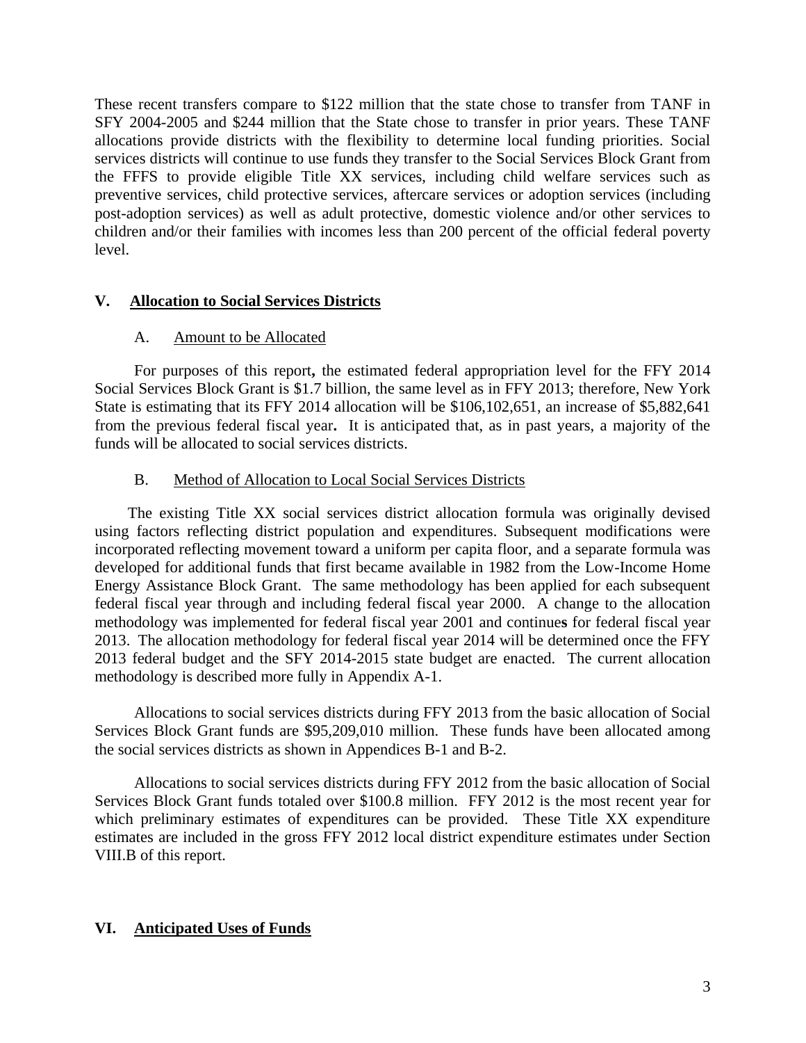These recent transfers compare to $122 million that the state chose to transfer from TANF in SFY 2004-2005 and $244 million that the State chose to transfer in prior years. These TANF allocations provide districts with the flexibility to determine local funding priorities. Social services districts will continue to use funds they transfer to the Social Services Block Grant from the FFFS to provide eligible Title XX services, including child welfare services such as preventive services, child protective services, aftercare services or adoption services (including post-adoption services) as well as adult protective, domestic violence and/or other services to children and/or their families with incomes less than 200 percent of the official federal poverty level.

## V. Allocation to Social Services Districts

### A. Amount to be Allocated

For purposes of this report**,** the estimated federal appropriation level for the FFY 2014 Social Services Block Grant is $1.7 billion, the same level as in FFY 2013; therefore, New York State is estimating that its FFY 2014 allocation will be $106,102,651, an increase of $5,882,641 from the previous federal fiscal year**.** It is anticipated that, as in past years, a majority of the funds will be allocated to social services districts.

### B. Method of Allocation to Local Social Services Districts

The existing Title XX social services district allocation formula was originally devised using factors reflecting district population and expenditures. Subsequent modifications were incorporated reflecting movement toward a uniform per capita floor, and a separate formula was developed for additional funds that first became available in 1982 from the Low-Income Home Energy Assistance Block Grant. The same methodology has been applied for each subsequent federal fiscal year through and including federal fiscal year 2000. A change to the allocation methodology was implemented for federal fiscal year 2001 and continue**s** for federal fiscal year 2013. The allocation methodology for federal fiscal year 2014 will be determined once the FFY 2013 federal budget and the SFY 2014-2015 state budget are enacted. The current allocation methodology is described more fully in Appendix A-1.

Allocations to social services districts during FFY 2013 from the basic allocation of Social Services Block Grant funds are $95,209,010 million. These funds have been allocated among the social services districts as shown in Appendices B-1 and B-2.

Allocations to social services districts during FFY 2012 from the basic allocation of Social Services Block Grant funds totaled over $100.8 million. FFY 2012 is the most recent year for which preliminary estimates of expenditures can be provided. These Title XX expenditure estimates are included in the gross FFY 2012 local district expenditure estimates under Section VIII.B of this report.

## VI. Anticipated Uses of Funds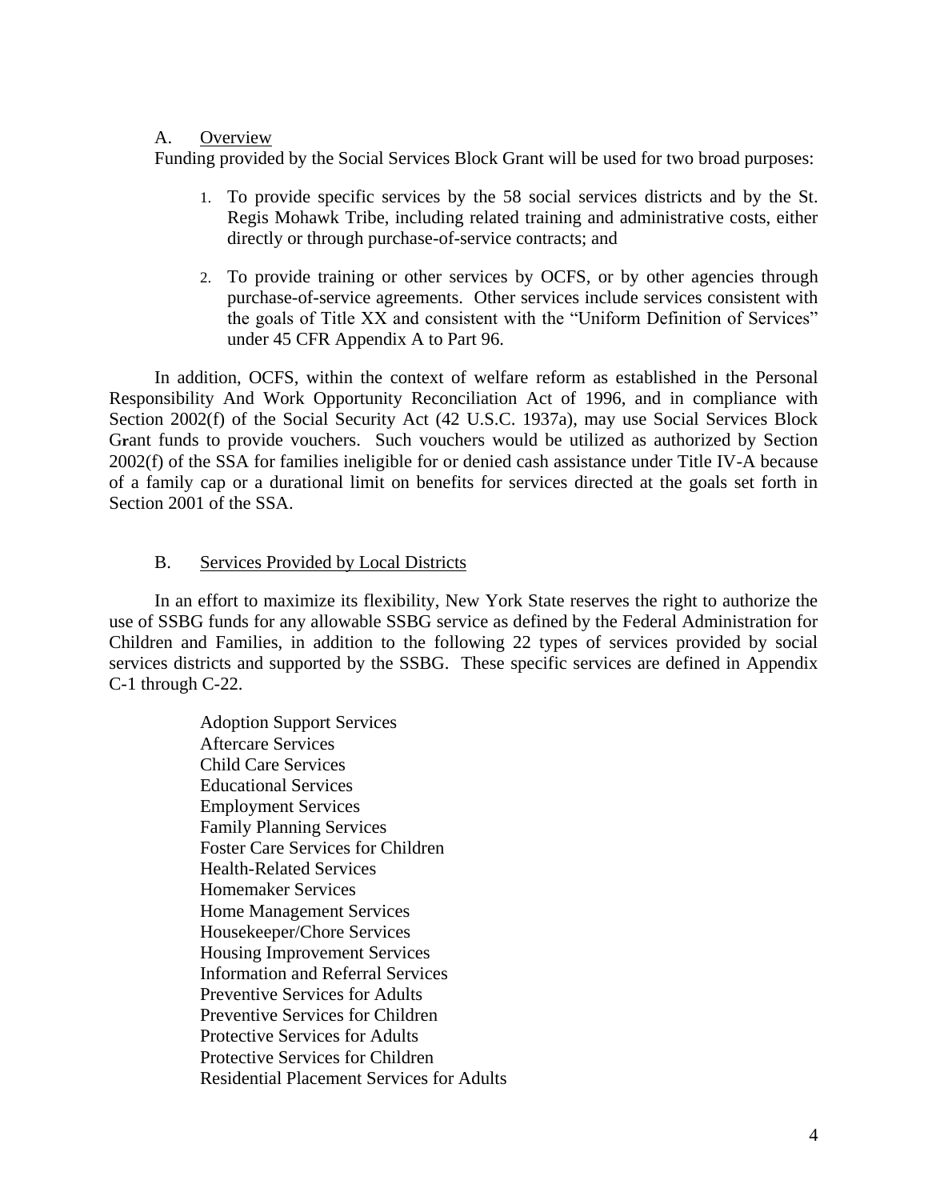A. Overview

Funding provided by the Social Services Block Grant will be used for two broad purposes:

1. To provide specific services by the 58 social services districts and by the St. Regis Mohawk Tribe, including related training and administrative costs, either directly or through purchase-of-service contracts; and

2. To provide training or other services by OCFS, or by other agencies through purchase-of-service agreements. Other services include services consistent with the goals of Title XX and consistent with the "Uniform Definition of Services" under 45 CFR Appendix A to Part 96.

In addition, OCFS, within the context of welfare reform as established in the Personal Responsibility And Work Opportunity Reconciliation Act of 1996, and in compliance with Section 2002(f) of the Social Security Act (42 U.S.C. 1937a), may use Social Services Block Grant funds to provide vouchers. Such vouchers would be utilized as authorized by Section 2002(f) of the SSA for families ineligible for or denied cash assistance under Title IV-A because of a family cap or a durational limit on benefits for services directed at the goals set forth in Section 2001 of the SSA.

B. Services Provided by Local Districts

In an effort to maximize its flexibility, New York State reserves the right to authorize the use of SSBG funds for any allowable SSBG service as defined by the Federal Administration for Children and Families, in addition to the following 22 types of services provided by social services districts and supported by the SSBG. These specific services are defined in Appendix C-1 through C-22.

Adoption Support Services
Aftercare Services
Child Care Services
Educational Services
Employment Services
Family Planning Services
Foster Care Services for Children
Health-Related Services
Homemaker Services
Home Management Services
Housekeeper/Chore Services
Housing Improvement Services
Information and Referral Services
Preventive Services for Adults
Preventive Services for Children
Protective Services for Adults
Protective Services for Children
Residential Placement Services for Adults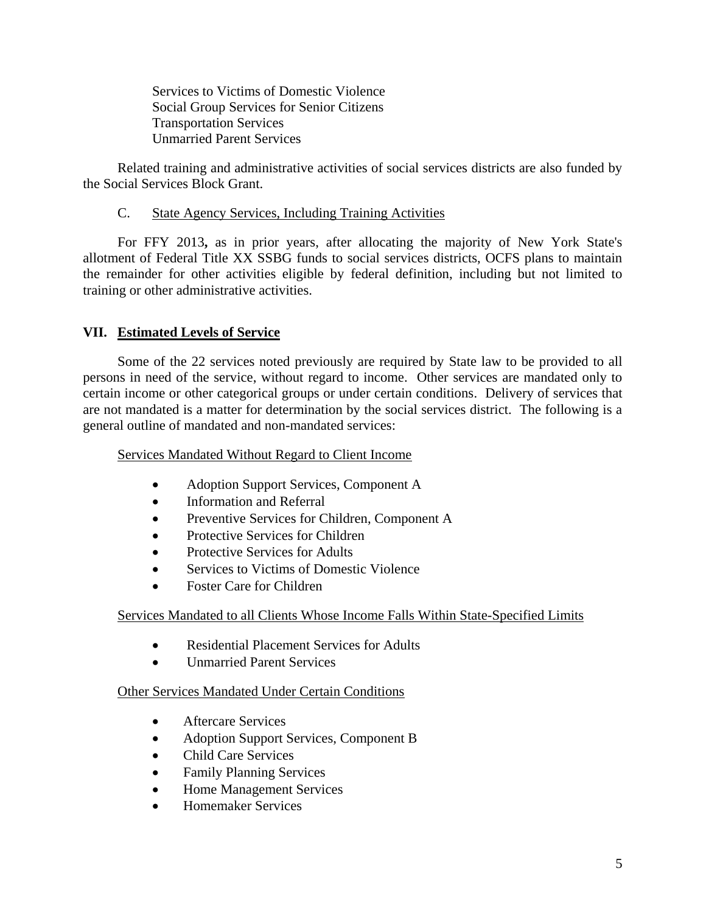Services to Victims of Domestic Violence
Social Group Services for Senior Citizens
Transportation Services
Unmarried Parent Services

Related training and administrative activities of social services districts are also funded by the Social Services Block Grant.

C. State Agency Services, Including Training Activities

For FFY 2013**,** as in prior years, after allocating the majority of New York State's allotment of Federal Title XX SSBG funds to social services districts, OCFS plans to maintain the remainder for other activities eligible by federal definition, including but not limited to training or other administrative activities.

## VII. Estimated Levels of Service

Some of the 22 services noted previously are required by State law to be provided to all persons in need of the service, without regard to income. Other services are mandated only to certain income or other categorical groups or under certain conditions. Delivery of services that are not mandated is a matter for determination by the social services district. The following is a general outline of mandated and non-mandated services:

Services Mandated Without Regard to Client Income

- Adoption Support Services, Component A
- Information and Referral
- Preventive Services for Children, Component A
- Protective Services for Children
- Protective Services for Adults
- Services to Victims of Domestic Violence
- Foster Care for Children

Services Mandated to all Clients Whose Income Falls Within State-Specified Limits

- Residential Placement Services for Adults
- Unmarried Parent Services

Other Services Mandated Under Certain Conditions

- Aftercare Services
- Adoption Support Services, Component B
- Child Care Services
- Family Planning Services
- Home Management Services
- Homemaker Services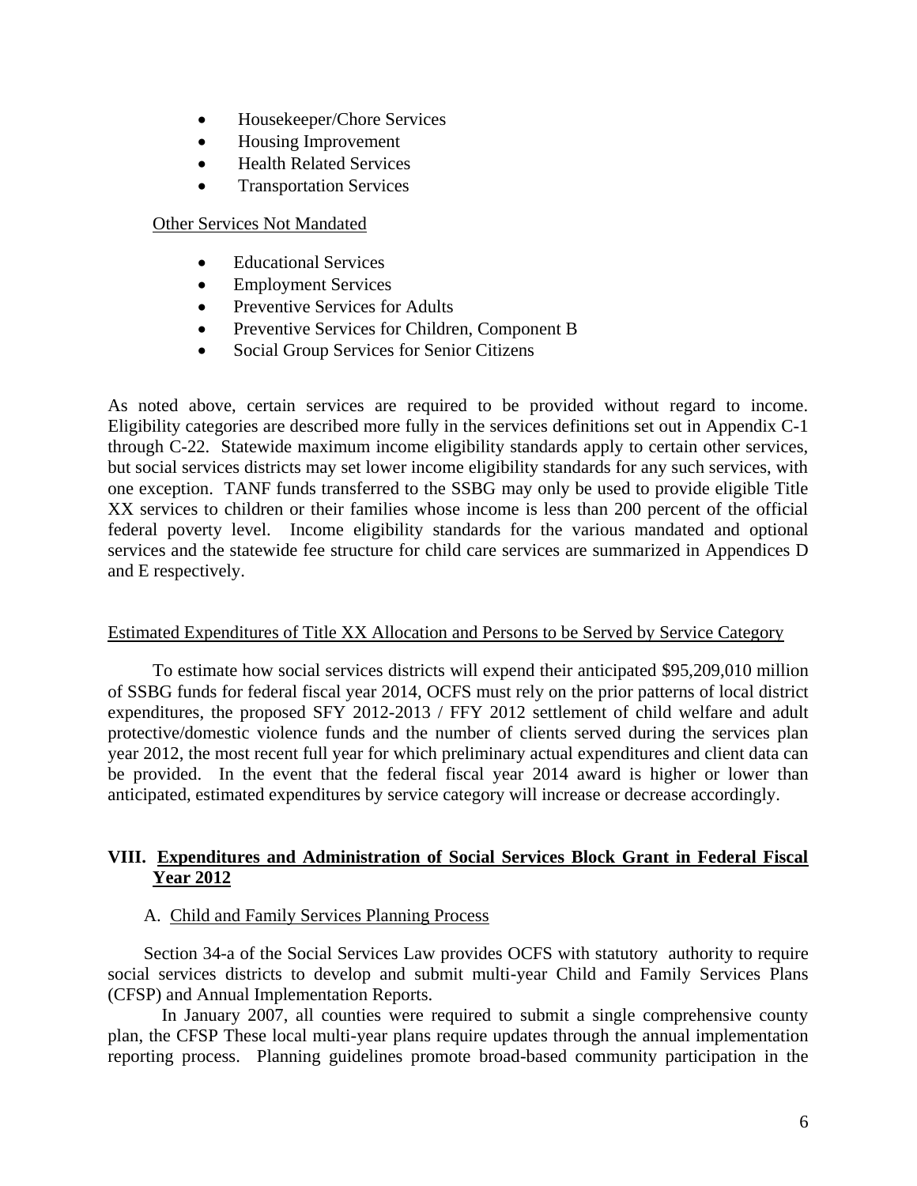- Housekeeper/Chore Services
- Housing Improvement
- Health Related Services
- Transportation Services

Other Services Not Mandated

- Educational Services
- Employment Services
- Preventive Services for Adults
- Preventive Services for Children, Component B
- Social Group Services for Senior Citizens

As noted above, certain services are required to be provided without regard to income. Eligibility categories are described more fully in the services definitions set out in Appendix C-1 through C-22. Statewide maximum income eligibility standards apply to certain other services, but social services districts may set lower income eligibility standards for any such services, with one exception. TANF funds transferred to the SSBG may only be used to provide eligible Title XX services to children or their families whose income is less than 200 percent of the official federal poverty level. Income eligibility standards for the various mandated and optional services and the statewide fee structure for child care services are summarized in Appendices D and E respectively.

Estimated Expenditures of Title XX Allocation and Persons to be Served by Service Category

To estimate how social services districts will expend their anticipated $95,209,010 million of SSBG funds for federal fiscal year 2014, OCFS must rely on the prior patterns of local district expenditures, the proposed SFY 2012-2013 / FFY 2012 settlement of child welfare and adult protective/domestic violence funds and the number of clients served during the services plan year 2012, the most recent full year for which preliminary actual expenditures and client data can be provided. In the event that the federal fiscal year 2014 award is higher or lower than anticipated, estimated expenditures by service category will increase or decrease accordingly.

## VIII. Expenditures and Administration of Social Services Block Grant in Federal Fiscal Year 2012

A. Child and Family Services Planning Process

Section 34-a of the Social Services Law provides OCFS with statutory authority to require social services districts to develop and submit multi-year Child and Family Services Plans (CFSP) and Annual Implementation Reports.

In January 2007, all counties were required to submit a single comprehensive county plan, the CFSP These local multi-year plans require updates through the annual implementation reporting process. Planning guidelines promote broad-based community participation in the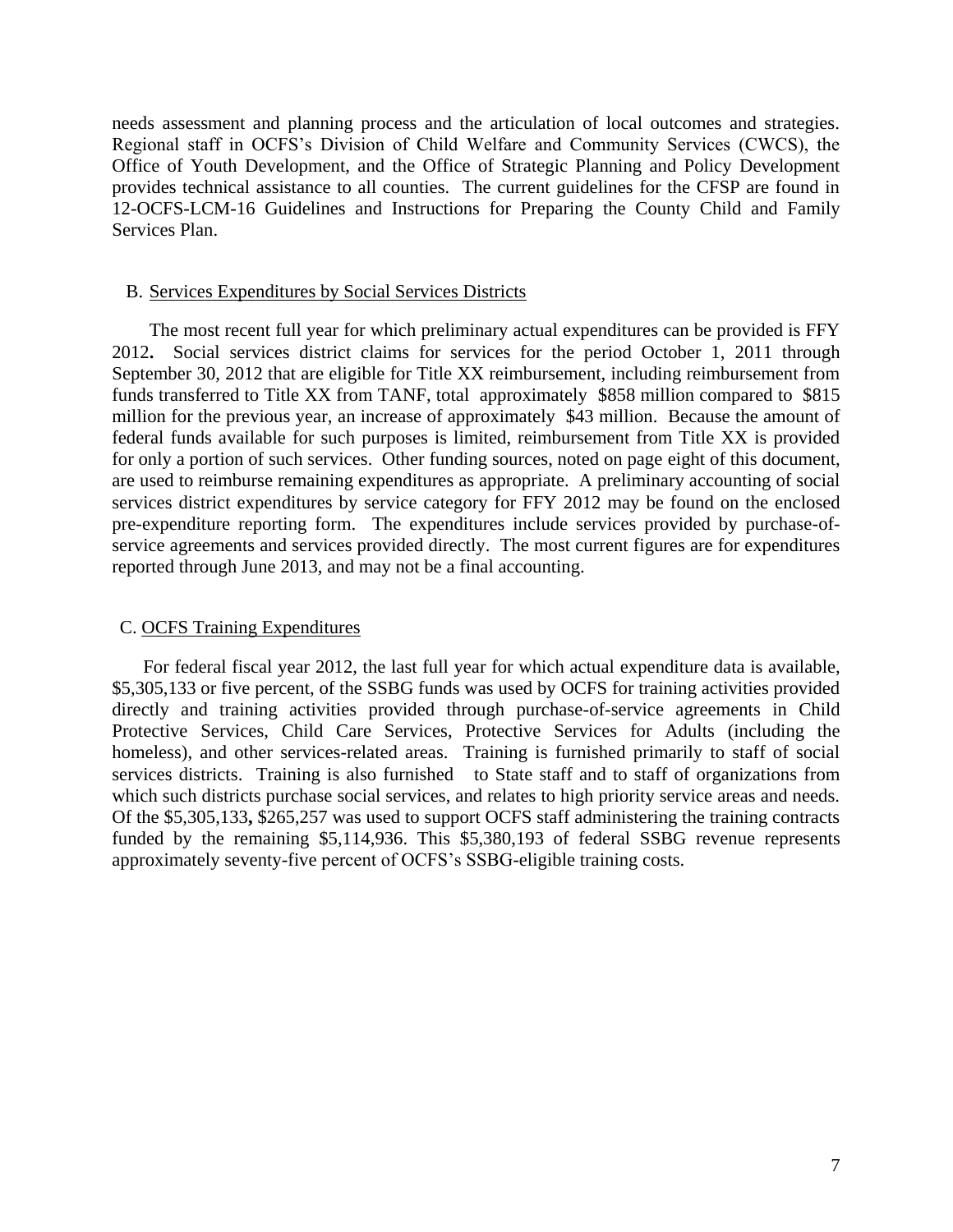needs assessment and planning process and the articulation of local outcomes and strategies. Regional staff in OCFS's Division of Child Welfare and Community Services (CWCS), the Office of Youth Development, and the Office of Strategic Planning and Policy Development provides technical assistance to all counties. The current guidelines for the CFSP are found in 12-OCFS-LCM-16 Guidelines and Instructions for Preparing the County Child and Family Services Plan.

## B. Services Expenditures by Social Services Districts

The most recent full year for which preliminary actual expenditures can be provided is FFY 2012**.** Social services district claims for services for the period October 1, 2011 through September 30, 2012 that are eligible for Title XX reimbursement, including reimbursement from funds transferred to Title XX from TANF, total approximately $858 million compared to $815 million for the previous year, an increase of approximately $43 million. Because the amount of federal funds available for such purposes is limited, reimbursement from Title XX is provided for only a portion of such services. Other funding sources, noted on page eight of this document, are used to reimburse remaining expenditures as appropriate. A preliminary accounting of social services district expenditures by service category for FFY 2012 may be found on the enclosed pre-expenditure reporting form. The expenditures include services provided by purchase-of-service agreements and services provided directly. The most current figures are for expenditures reported through June 2013, and may not be a final accounting.

## C. OCFS Training Expenditures

For federal fiscal year 2012, the last full year for which actual expenditure data is available, $5,305,133 or five percent, of the SSBG funds was used by OCFS for training activities provided directly and training activities provided through purchase-of-service agreements in Child Protective Services, Child Care Services, Protective Services for Adults (including the homeless), and other services-related areas. Training is furnished primarily to staff of social services districts. Training is also furnished to State staff and to staff of organizations from which such districts purchase social services, and relates to high priority service areas and needs. Of the $5,305,133**,** $265,257 was used to support OCFS staff administering the training contracts funded by the remaining $5,114,936. This $5,380,193 of federal SSBG revenue represents approximately seventy-five percent of OCFS's SSBG-eligible training costs.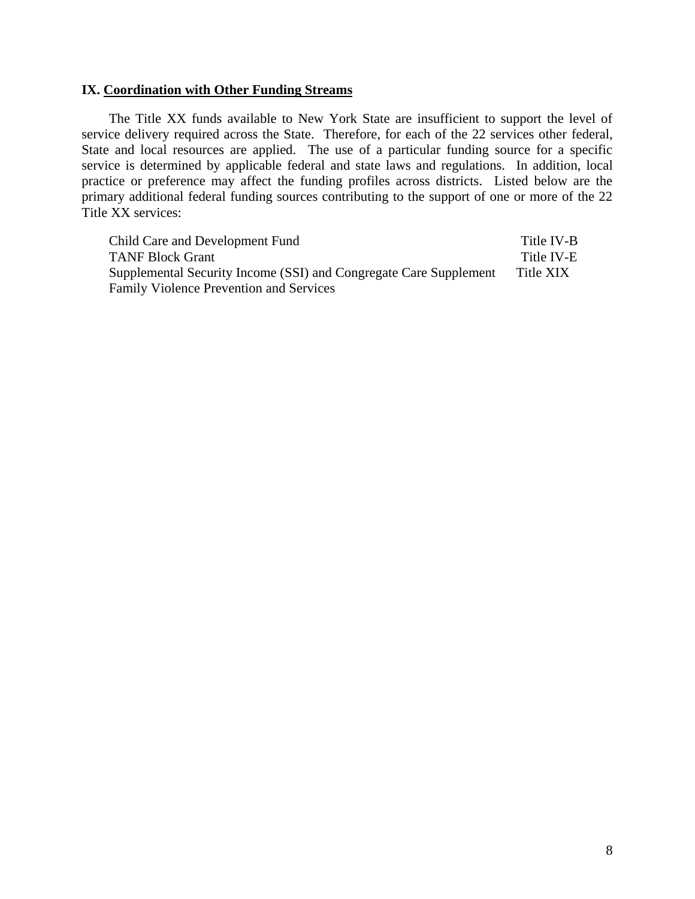## IX. Coordination with Other Funding Streams

The Title XX funds available to New York State are insufficient to support the level of service delivery required across the State. Therefore, for each of the 22 services other federal, State and local resources are applied. The use of a particular funding source for a specific service is determined by applicable federal and state laws and regulations. In addition, local practice or preference may affect the funding profiles across districts. Listed below are the primary additional federal funding sources contributing to the support of one or more of the 22 Title XX services:

| | |
|---|---|
| Child Care and Development Fund | Title IV-B |
| TANF Block Grant | Title IV-E |
| Supplemental Security Income (SSI) and Congregate Care Supplement | Title XIX |
| Family Violence Prevention and Services | |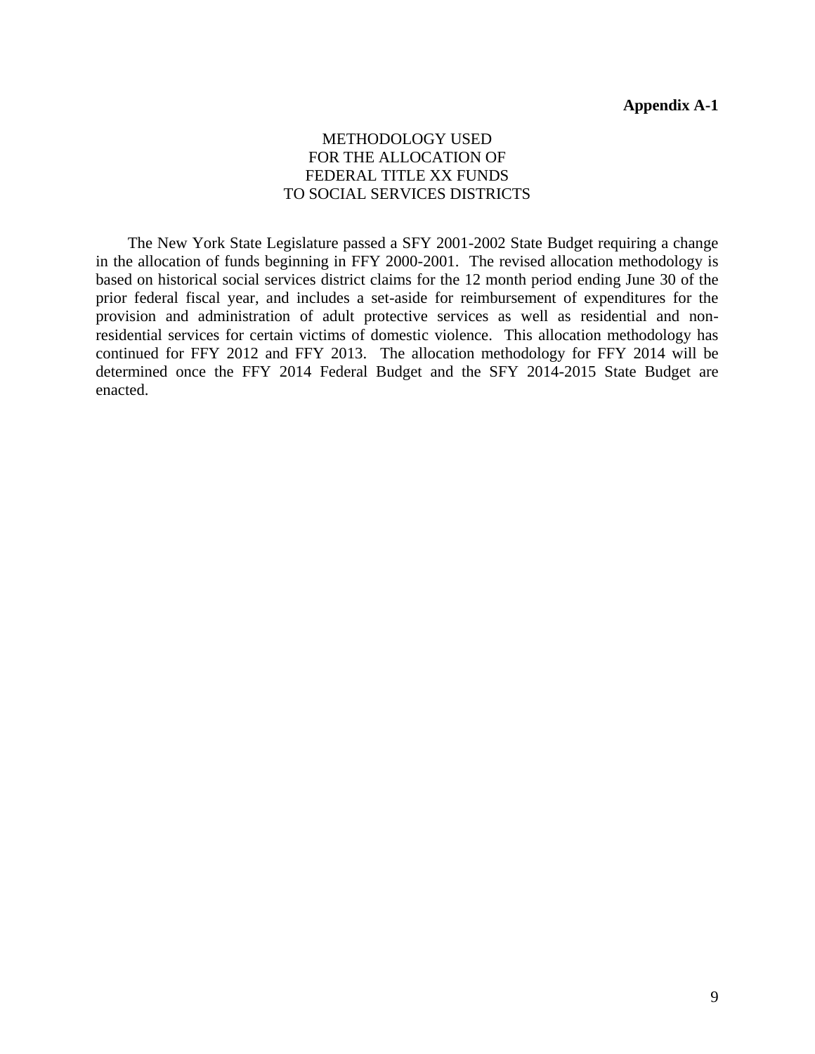**Appendix A-1**

# METHODOLOGY USED FOR THE ALLOCATION OF FEDERAL TITLE XX FUNDS TO SOCIAL SERVICES DISTRICTS

The New York State Legislature passed a SFY 2001-2002 State Budget requiring a change in the allocation of funds beginning in FFY 2000-2001. The revised allocation methodology is based on historical social services district claims for the 12 month period ending June 30 of the prior federal fiscal year, and includes a set-aside for reimbursement of expenditures for the provision and administration of adult protective services as well as residential and non-residential services for certain victims of domestic violence. This allocation methodology has continued for FFY 2012 and FFY 2013. The allocation methodology for FFY 2014 will be determined once the FFY 2014 Federal Budget and the SFY 2014-2015 State Budget are enacted.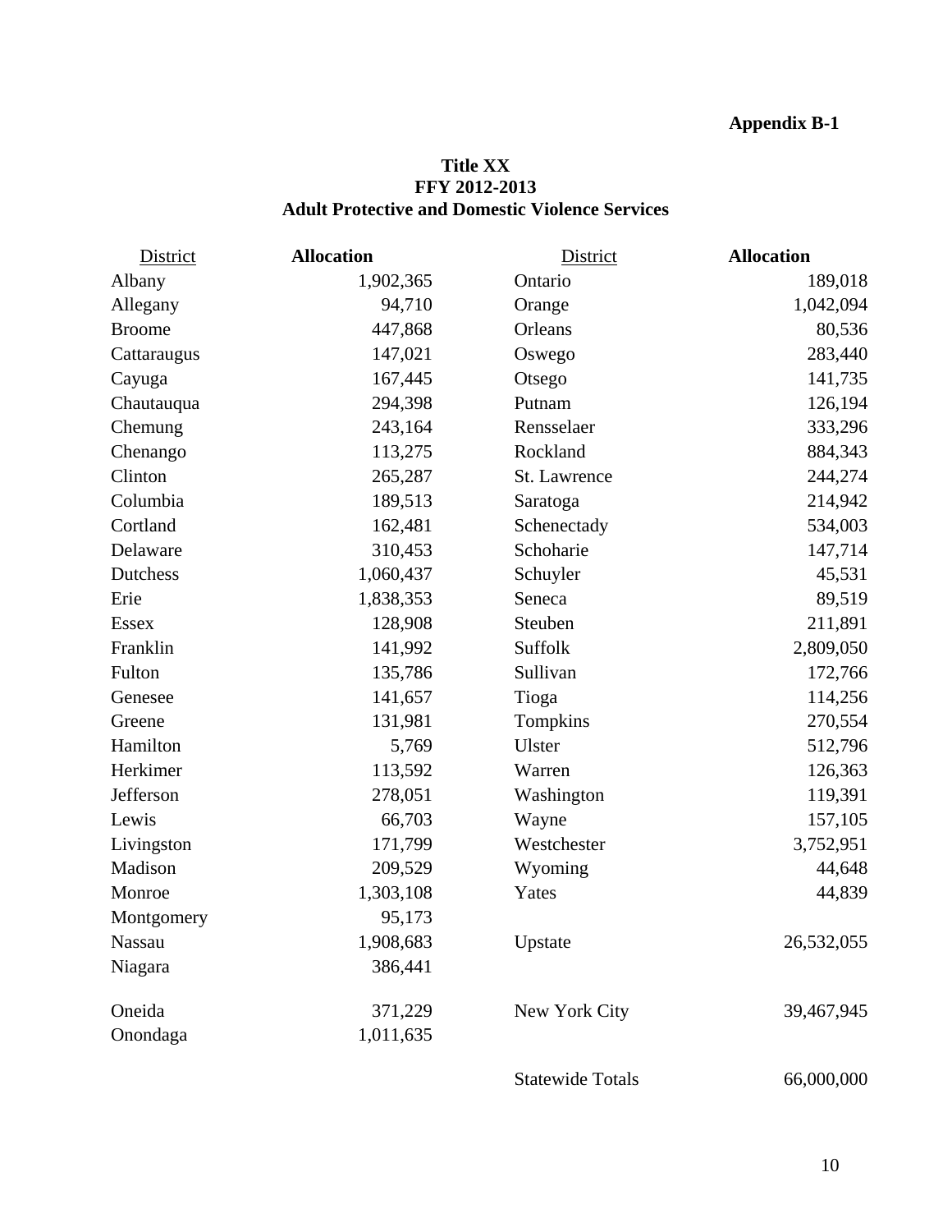**Appendix B-1**

# Title XX
## FFY 2012-2013
## Adult Protective and Domestic Violence Services

| District | Allocation | District | Allocation |
|---|---|---|---|
| Albany | 1,902,365 | Ontario | 189,018 |
| Allegany | 94,710 | Orange | 1,042,094 |
| Broome | 447,868 | Orleans | 80,536 |
| Cattaraugus | 147,021 | Oswego | 283,440 |
| Cayuga | 167,445 | Otsego | 141,735 |
| Chautauqua | 294,398 | Putnam | 126,194 |
| Chemung | 243,164 | Rensselaer | 333,296 |
| Chenango | 113,275 | Rockland | 884,343 |
| Clinton | 265,287 | St. Lawrence | 244,274 |
| Columbia | 189,513 | Saratoga | 214,942 |
| Cortland | 162,481 | Schenectady | 534,003 |
| Delaware | 310,453 | Schoharie | 147,714 |
| Dutchess | 1,060,437 | Schuyler | 45,531 |
| Erie | 1,838,353 | Seneca | 89,519 |
| Essex | 128,908 | Steuben | 211,891 |
| Franklin | 141,992 | Suffolk | 2,809,050 |
| Fulton | 135,786 | Sullivan | 172,766 |
| Genesee | 141,657 | Tioga | 114,256 |
| Greene | 131,981 | Tompkins | 270,554 |
| Hamilton | 5,769 | Ulster | 512,796 |
| Herkimer | 113,592 | Warren | 126,363 |
| Jefferson | 278,051 | Washington | 119,391 |
| Lewis | 66,703 | Wayne | 157,105 |
| Livingston | 171,799 | Westchester | 3,752,951 |
| Madison | 209,529 | Wyoming | 44,648 |
| Monroe | 1,303,108 | Yates | 44,839 |
| Montgomery | 95,173 | | |
| Nassau | 1,908,683 | Upstate | 26,532,055 |
| Niagara | 386,441 | | |
| Oneida | 371,229 | New York City | 39,467,945 |
| Onondaga | 1,011,635 | | |
| | | Statewide Totals | 66,000,000 |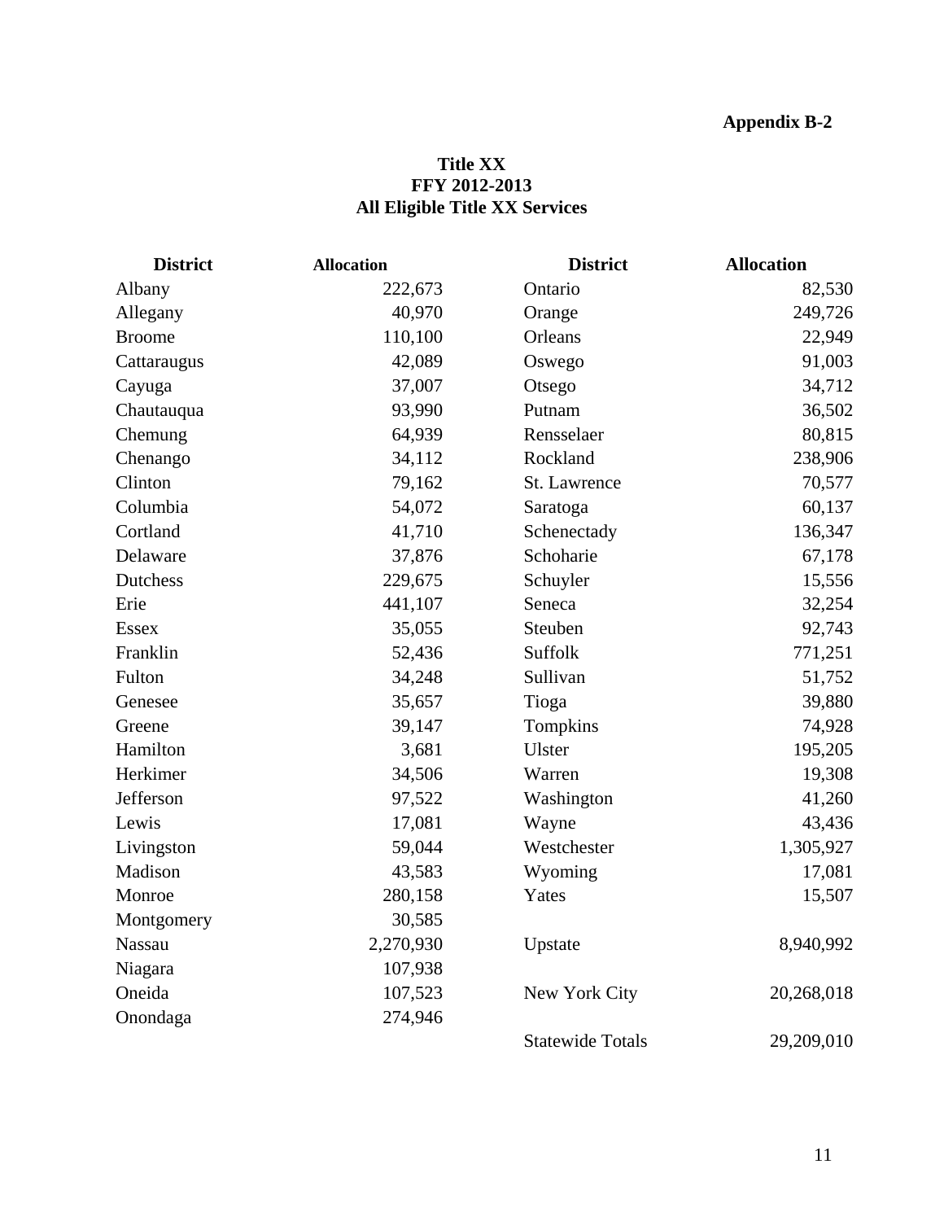**Appendix B-2**

**Title XX**
**FFY 2012-2013**
**All Eligible Title XX Services**

| District | Allocation | District | Allocation |
|---|---|---|---|
| Albany | 222,673 | Ontario | 82,530 |
| Allegany | 40,970 | Orange | 249,726 |
| Broome | 110,100 | Orleans | 22,949 |
| Cattaraugus | 42,089 | Oswego | 91,003 |
| Cayuga | 37,007 | Otsego | 34,712 |
| Chautauqua | 93,990 | Putnam | 36,502 |
| Chemung | 64,939 | Rensselaer | 80,815 |
| Chenango | 34,112 | Rockland | 238,906 |
| Clinton | 79,162 | St. Lawrence | 70,577 |
| Columbia | 54,072 | Saratoga | 60,137 |
| Cortland | 41,710 | Schenectady | 136,347 |
| Delaware | 37,876 | Schoharie | 67,178 |
| Dutchess | 229,675 | Schuyler | 15,556 |
| Erie | 441,107 | Seneca | 32,254 |
| Essex | 35,055 | Steuben | 92,743 |
| Franklin | 52,436 | Suffolk | 771,251 |
| Fulton | 34,248 | Sullivan | 51,752 |
| Genesee | 35,657 | Tioga | 39,880 |
| Greene | 39,147 | Tompkins | 74,928 |
| Hamilton | 3,681 | Ulster | 195,205 |
| Herkimer | 34,506 | Warren | 19,308 |
| Jefferson | 97,522 | Washington | 41,260 |
| Lewis | 17,081 | Wayne | 43,436 |
| Livingston | 59,044 | Westchester | 1,305,927 |
| Madison | 43,583 | Wyoming | 17,081 |
| Monroe | 280,158 | Yates | 15,507 |
| Montgomery | 30,585 | | |
| Nassau | 2,270,930 | Upstate | 8,940,992 |
| Niagara | 107,938 | | |
| Oneida | 107,523 | New York City | 20,268,018 |
| Onondaga | 274,946 | | |
| | | Statewide Totals | 29,209,010 |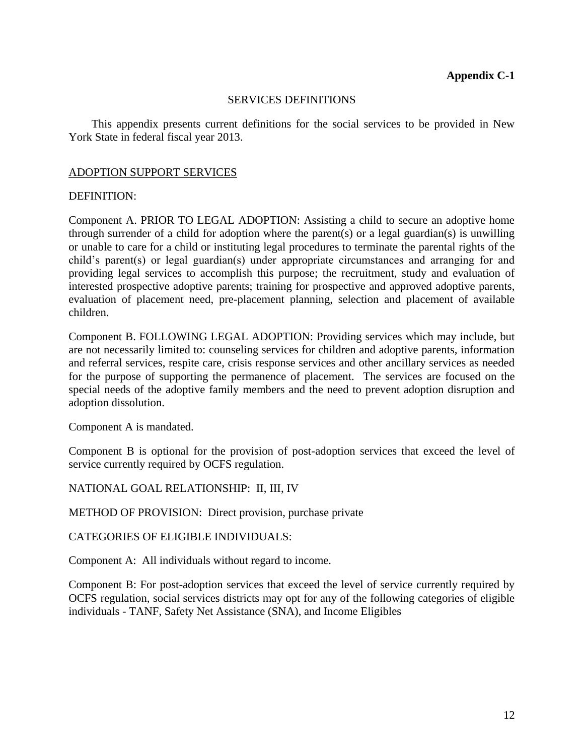**Appendix C-1**

SERVICES DEFINITIONS

This appendix presents current definitions for the social services to be provided in New York State in federal fiscal year 2013.

<u>ADOPTION SUPPORT SERVICES</u>

DEFINITION:

Component A. PRIOR TO LEGAL ADOPTION: Assisting a child to secure an adoptive home through surrender of a child for adoption where the parent(s) or a legal guardian(s) is unwilling or unable to care for a child or instituting legal procedures to terminate the parental rights of the child's parent(s) or legal guardian(s) under appropriate circumstances and arranging for and providing legal services to accomplish this purpose; the recruitment, study and evaluation of interested prospective adoptive parents; training for prospective and approved adoptive parents, evaluation of placement need, pre-placement planning, selection and placement of available children.

Component B. FOLLOWING LEGAL ADOPTION: Providing services which may include, but are not necessarily limited to: counseling services for children and adoptive parents, information and referral services, respite care, crisis response services and other ancillary services as needed for the purpose of supporting the permanence of placement. The services are focused on the special needs of the adoptive family members and the need to prevent adoption disruption and adoption dissolution.

Component A is mandated.

Component B is optional for the provision of post-adoption services that exceed the level of service currently required by OCFS regulation.

NATIONAL GOAL RELATIONSHIP: II, III, IV

METHOD OF PROVISION: Direct provision, purchase private

CATEGORIES OF ELIGIBLE INDIVIDUALS:

Component A: All individuals without regard to income.

Component B: For post-adoption services that exceed the level of service currently required by OCFS regulation, social services districts may opt for any of the following categories of eligible individuals - TANF, Safety Net Assistance (SNA), and Income Eligibles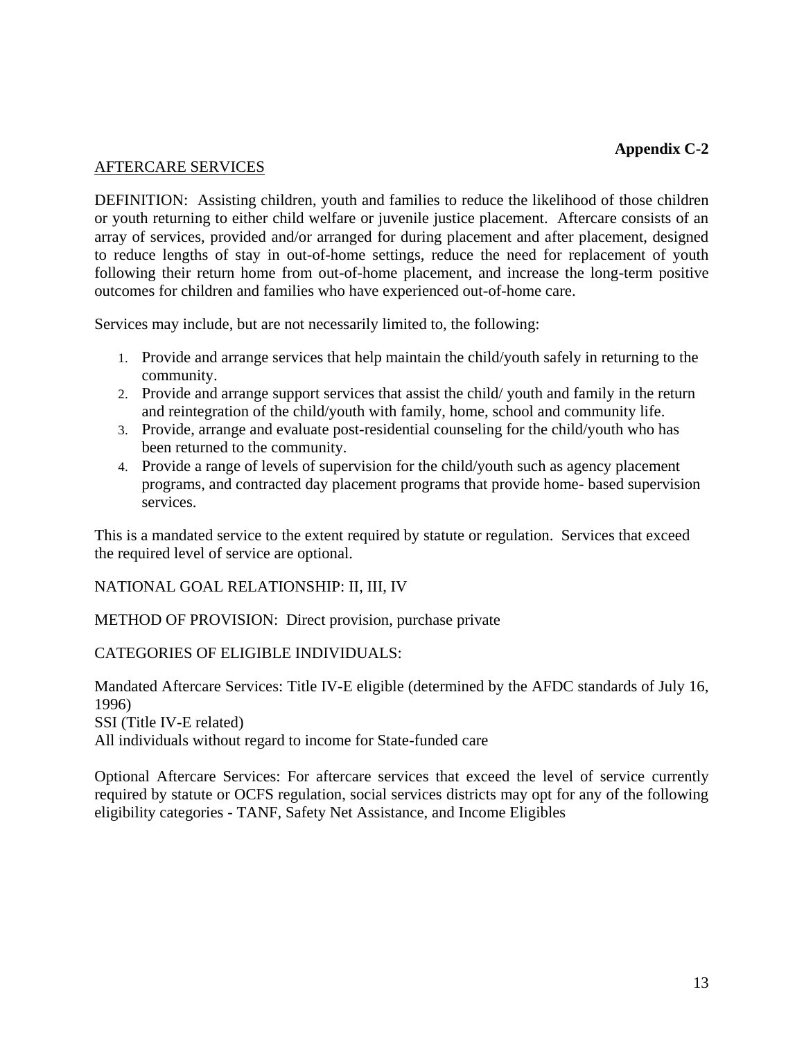**Appendix C-2**

AFTERCARE SERVICES

DEFINITION: Assisting children, youth and families to reduce the likelihood of those children or youth returning to either child welfare or juvenile justice placement. Aftercare consists of an array of services, provided and/or arranged for during placement and after placement, designed to reduce lengths of stay in out-of-home settings, reduce the need for replacement of youth following their return home from out-of-home placement, and increase the long-term positive outcomes for children and families who have experienced out-of-home care.

Services may include, but are not necessarily limited to, the following:

1. Provide and arrange services that help maintain the child/youth safely in returning to the community.
2. Provide and arrange support services that assist the child/ youth and family in the return and reintegration of the child/youth with family, home, school and community life.
3. Provide, arrange and evaluate post-residential counseling for the child/youth who has been returned to the community.
4. Provide a range of levels of supervision for the child/youth such as agency placement programs, and contracted day placement programs that provide home- based supervision services.

This is a mandated service to the extent required by statute or regulation. Services that exceed the required level of service are optional.

NATIONAL GOAL RELATIONSHIP: II, III, IV

METHOD OF PROVISION: Direct provision, purchase private

CATEGORIES OF ELIGIBLE INDIVIDUALS:

Mandated Aftercare Services: Title IV-E eligible (determined by the AFDC standards of July 16, 1996)
SSI (Title IV-E related)
All individuals without regard to income for State-funded care

Optional Aftercare Services: For aftercare services that exceed the level of service currently required by statute or OCFS regulation, social services districts may opt for any of the following eligibility categories - TANF, Safety Net Assistance, and Income Eligibles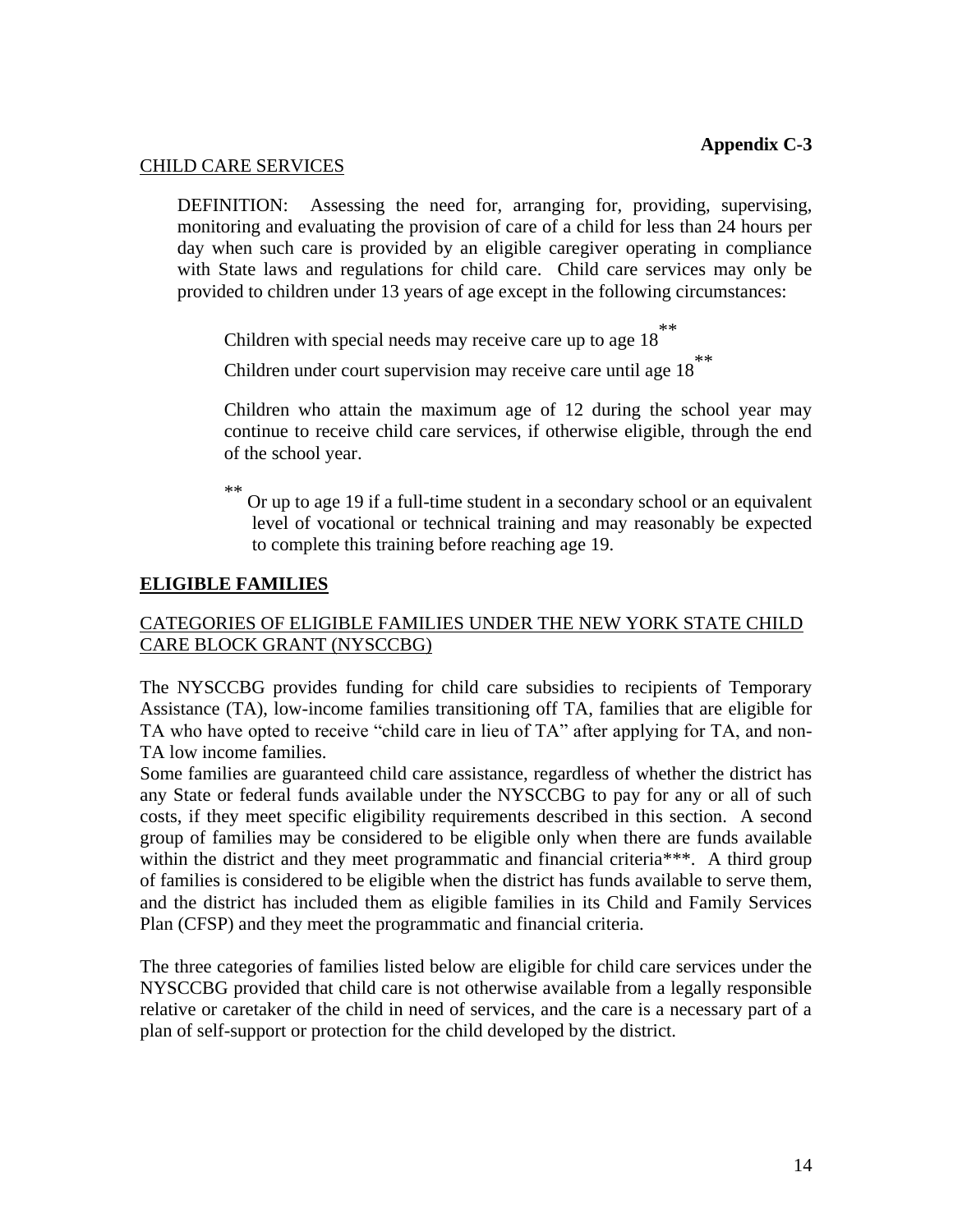**Appendix C-3**

CHILD CARE SERVICES

DEFINITION: Assessing the need for, arranging for, providing, supervising, monitoring and evaluating the provision of care of a child for less than 24 hours per day when such care is provided by an eligible caregiver operating in compliance with State laws and regulations for child care. Child care services may only be provided to children under 13 years of age except in the following circumstances:

Children with special needs may receive care up to age 18**

Children under court supervision may receive care until age 18**

Children who attain the maximum age of 12 during the school year may continue to receive child care services, if otherwise eligible, through the end of the school year.

** Or up to age 19 if a full-time student in a secondary school or an equivalent level of vocational or technical training and may reasonably be expected to complete this training before reaching age 19.

**ELIGIBLE FAMILIES**

CATEGORIES OF ELIGIBLE FAMILIES UNDER THE NEW YORK STATE CHILD CARE BLOCK GRANT (NYSCCBG)

The NYSCCBG provides funding for child care subsidies to recipients of Temporary Assistance (TA), low-income families transitioning off TA, families that are eligible for TA who have opted to receive "child care in lieu of TA" after applying for TA, and non-TA low income families.

Some families are guaranteed child care assistance, regardless of whether the district has any State or federal funds available under the NYSCCBG to pay for any or all of such costs, if they meet specific eligibility requirements described in this section. A second group of families may be considered to be eligible only when there are funds available within the district and they meet programmatic and financial criteria***. A third group of families is considered to be eligible when the district has funds available to serve them, and the district has included them as eligible families in its Child and Family Services Plan (CFSP) and they meet the programmatic and financial criteria.

The three categories of families listed below are eligible for child care services under the NYSCCBG provided that child care is not otherwise available from a legally responsible relative or caretaker of the child in need of services, and the care is a necessary part of a plan of self-support or protection for the child developed by the district.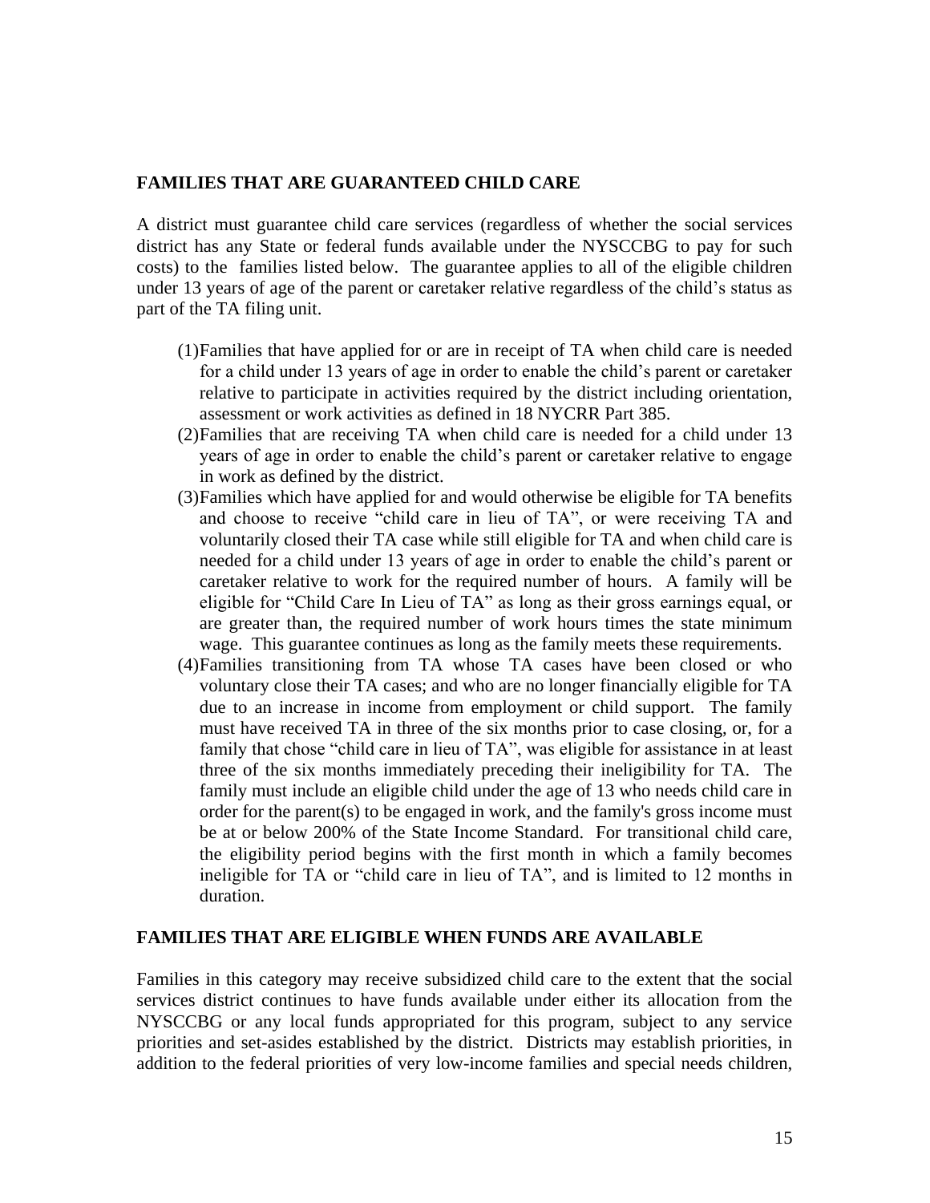## FAMILIES THAT ARE GUARANTEED CHILD CARE

A district must guarantee child care services (regardless of whether the social services district has any State or federal funds available under the NYSCCBG to pay for such costs) to the families listed below. The guarantee applies to all of the eligible children under 13 years of age of the parent or caretaker relative regardless of the child's status as part of the TA filing unit.

(1) Families that have applied for or are in receipt of TA when child care is needed for a child under 13 years of age in order to enable the child's parent or caretaker relative to participate in activities required by the district including orientation, assessment or work activities as defined in 18 NYCRR Part 385.

(2) Families that are receiving TA when child care is needed for a child under 13 years of age in order to enable the child's parent or caretaker relative to engage in work as defined by the district.

(3) Families which have applied for and would otherwise be eligible for TA benefits and choose to receive "child care in lieu of TA", or were receiving TA and voluntarily closed their TA case while still eligible for TA and when child care is needed for a child under 13 years of age in order to enable the child's parent or caretaker relative to work for the required number of hours. A family will be eligible for "Child Care In Lieu of TA" as long as their gross earnings equal, or are greater than, the required number of work hours times the state minimum wage. This guarantee continues as long as the family meets these requirements.

(4) Families transitioning from TA whose TA cases have been closed or who voluntary close their TA cases; and who are no longer financially eligible for TA due to an increase in income from employment or child support. The family must have received TA in three of the six months prior to case closing, or, for a family that chose "child care in lieu of TA", was eligible for assistance in at least three of the six months immediately preceding their ineligibility for TA. The family must include an eligible child under the age of 13 who needs child care in order for the parent(s) to be engaged in work, and the family's gross income must be at or below 200% of the State Income Standard. For transitional child care, the eligibility period begins with the first month in which a family becomes ineligible for TA or "child care in lieu of TA", and is limited to 12 months in duration.

## FAMILIES THAT ARE ELIGIBLE WHEN FUNDS ARE AVAILABLE

Families in this category may receive subsidized child care to the extent that the social services district continues to have funds available under either its allocation from the NYSCCBG or any local funds appropriated for this program, subject to any service priorities and set-asides established by the district. Districts may establish priorities, in addition to the federal priorities of very low-income families and special needs children,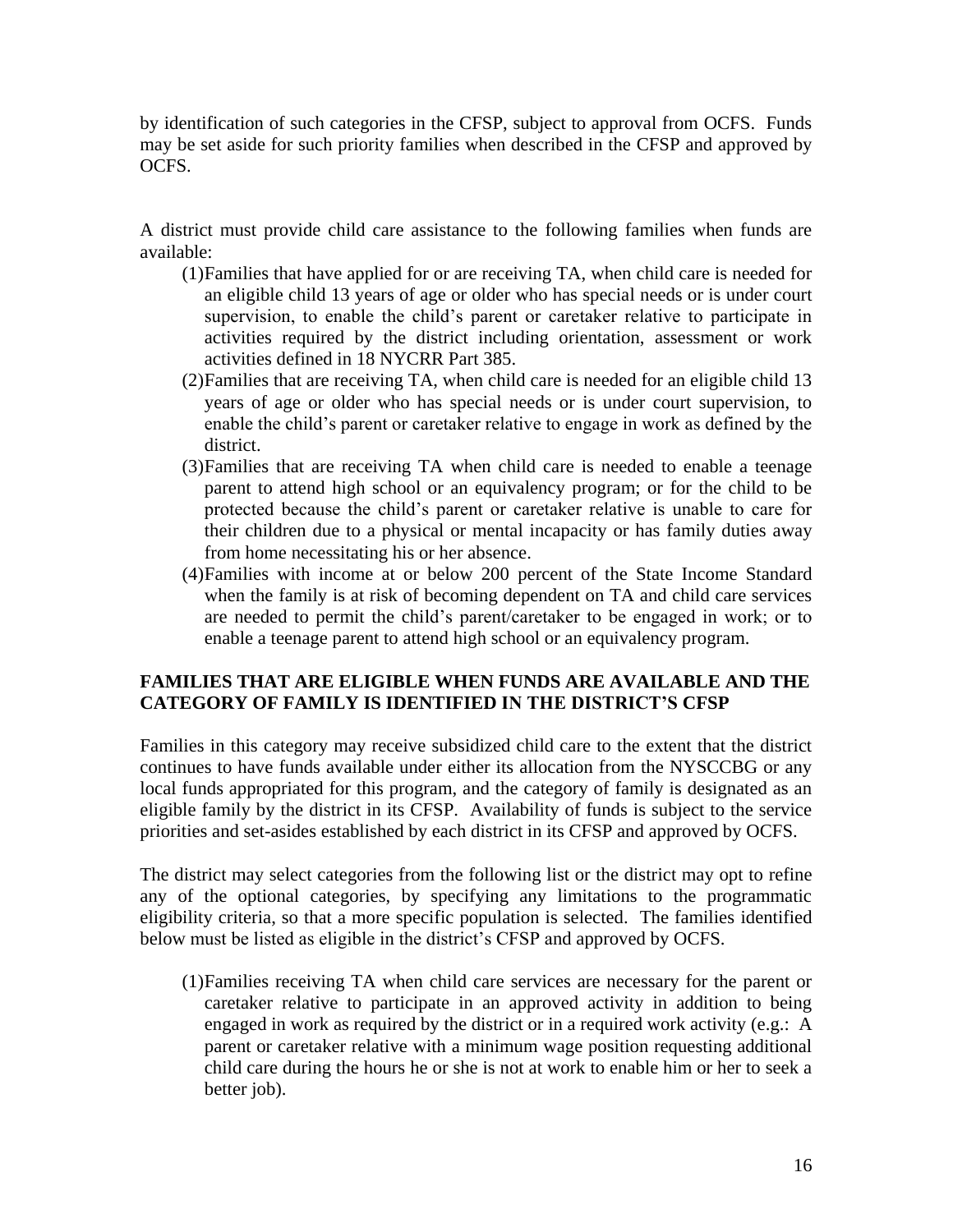by identification of such categories in the CFSP, subject to approval from OCFS. Funds may be set aside for such priority families when described in the CFSP and approved by OCFS.

A district must provide child care assistance to the following families when funds are available:

(1) Families that have applied for or are receiving TA, when child care is needed for an eligible child 13 years of age or older who has special needs or is under court supervision, to enable the child's parent or caretaker relative to participate in activities required by the district including orientation, assessment or work activities defined in 18 NYCRR Part 385.

(2) Families that are receiving TA, when child care is needed for an eligible child 13 years of age or older who has special needs or is under court supervision, to enable the child's parent or caretaker relative to engage in work as defined by the district.

(3) Families that are receiving TA when child care is needed to enable a teenage parent to attend high school or an equivalency program; or for the child to be protected because the child's parent or caretaker relative is unable to care for their children due to a physical or mental incapacity or has family duties away from home necessitating his or her absence.

(4) Families with income at or below 200 percent of the State Income Standard when the family is at risk of becoming dependent on TA and child care services are needed to permit the child's parent/caretaker to be engaged in work; or to enable a teenage parent to attend high school or an equivalency program.

**FAMILIES THAT ARE ELIGIBLE WHEN FUNDS ARE AVAILABLE AND THE CATEGORY OF FAMILY IS IDENTIFIED IN THE DISTRICT'S CFSP**

Families in this category may receive subsidized child care to the extent that the district continues to have funds available under either its allocation from the NYSCCBG or any local funds appropriated for this program, and the category of family is designated as an eligible family by the district in its CFSP. Availability of funds is subject to the service priorities and set-asides established by each district in its CFSP and approved by OCFS.

The district may select categories from the following list or the district may opt to refine any of the optional categories, by specifying any limitations to the programmatic eligibility criteria, so that a more specific population is selected. The families identified below must be listed as eligible in the district's CFSP and approved by OCFS.

(1) Families receiving TA when child care services are necessary for the parent or caretaker relative to participate in an approved activity in addition to being engaged in work as required by the district or in a required work activity (e.g.: A parent or caretaker relative with a minimum wage position requesting additional child care during the hours he or she is not at work to enable him or her to seek a better job).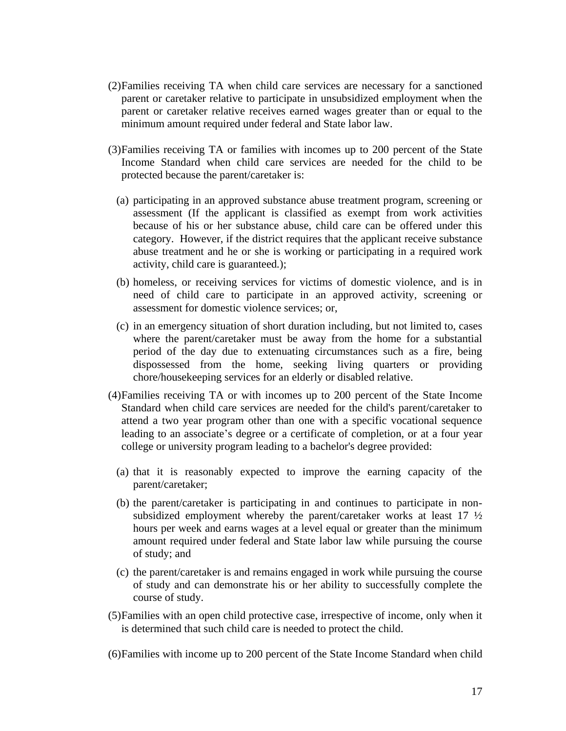(2) Families receiving TA when child care services are necessary for a sanctioned parent or caretaker relative to participate in unsubsidized employment when the parent or caretaker relative receives earned wages greater than or equal to the minimum amount required under federal and State labor law.

(3) Families receiving TA or families with incomes up to 200 percent of the State Income Standard when child care services are needed for the child to be protected because the parent/caretaker is:

   (a) participating in an approved substance abuse treatment program, screening or assessment (If the applicant is classified as exempt from work activities because of his or her substance abuse, child care can be offered under this category. However, if the district requires that the applicant receive substance abuse treatment and he or she is working or participating in a required work activity, child care is guaranteed.);

   (b) homeless, or receiving services for victims of domestic violence, and is in need of child care to participate in an approved activity, screening or assessment for domestic violence services; or,

   (c) in an emergency situation of short duration including, but not limited to, cases where the parent/caretaker must be away from the home for a substantial period of the day due to extenuating circumstances such as a fire, being dispossessed from the home, seeking living quarters or providing chore/housekeeping services for an elderly or disabled relative.

(4) Families receiving TA or with incomes up to 200 percent of the State Income Standard when child care services are needed for the child's parent/caretaker to attend a two year program other than one with a specific vocational sequence leading to an associate's degree or a certificate of completion, or at a four year college or university program leading to a bachelor's degree provided:

   (a) that it is reasonably expected to improve the earning capacity of the parent/caretaker;

   (b) the parent/caretaker is participating in and continues to participate in non-subsidized employment whereby the parent/caretaker works at least 17 ½ hours per week and earns wages at a level equal or greater than the minimum amount required under federal and State labor law while pursuing the course of study; and

   (c) the parent/caretaker is and remains engaged in work while pursuing the course of study and can demonstrate his or her ability to successfully complete the course of study.

(5) Families with an open child protective case, irrespective of income, only when it is determined that such child care is needed to protect the child.

(6) Families with income up to 200 percent of the State Income Standard when child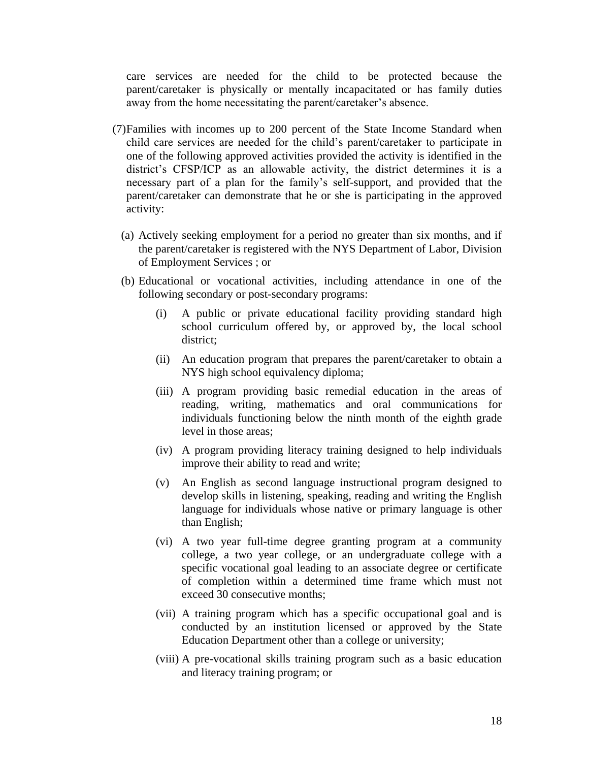care services are needed for the child to be protected because the parent/caretaker is physically or mentally incapacitated or has family duties away from the home necessitating the parent/caretaker's absence.

(7) Families with incomes up to 200 percent of the State Income Standard when child care services are needed for the child's parent/caretaker to participate in one of the following approved activities provided the activity is identified in the district's CFSP/ICP as an allowable activity, the district determines it is a necessary part of a plan for the family's self-support, and provided that the parent/caretaker can demonstrate that he or she is participating in the approved activity:

   (a) Actively seeking employment for a period no greater than six months, and if the parent/caretaker is registered with the NYS Department of Labor, Division of Employment Services ; or

   (b) Educational or vocational activities, including attendance in one of the following secondary or post-secondary programs:

      (i) A public or private educational facility providing standard high school curriculum offered by, or approved by, the local school district;

      (ii) An education program that prepares the parent/caretaker to obtain a NYS high school equivalency diploma;

      (iii) A program providing basic remedial education in the areas of reading, writing, mathematics and oral communications for individuals functioning below the ninth month of the eighth grade level in those areas;

      (iv) A program providing literacy training designed to help individuals improve their ability to read and write;

      (v) An English as second language instructional program designed to develop skills in listening, speaking, reading and writing the English language for individuals whose native or primary language is other than English;

      (vi) A two year full-time degree granting program at a community college, a two year college, or an undergraduate college with a specific vocational goal leading to an associate degree or certificate of completion within a determined time frame which must not exceed 30 consecutive months;

      (vii) A training program which has a specific occupational goal and is conducted by an institution licensed or approved by the State Education Department other than a college or university;

      (viii) A pre-vocational skills training program such as a basic education and literacy training program; or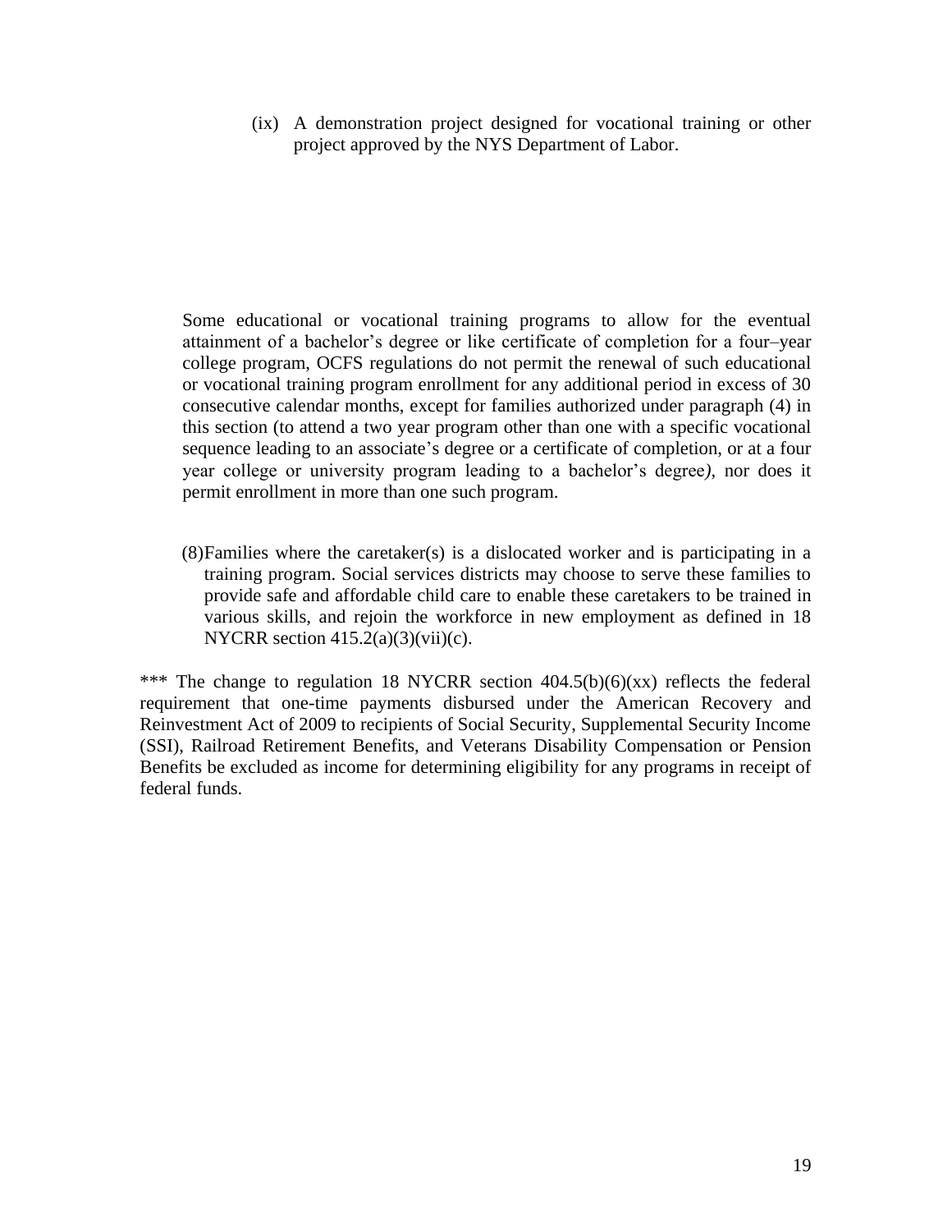(ix) A demonstration project designed for vocational training or other project approved by the NYS Department of Labor.

Some educational or vocational training programs to allow for the eventual attainment of a bachelor's degree or like certificate of completion for a four–year college program, OCFS regulations do not permit the renewal of such educational or vocational training program enrollment for any additional period in excess of 30 consecutive calendar months, except for families authorized under paragraph (4) in this section (to attend a two year program other than one with a specific vocational sequence leading to an associate's degree or a certificate of completion, or at a four year college or university program leading to a bachelor's degree*)*, nor does it permit enrollment in more than one such program.

(8) Families where the caretaker(s) is a dislocated worker and is participating in a training program. Social services districts may choose to serve these families to provide safe and affordable child care to enable these caretakers to be trained in various skills, and rejoin the workforce in new employment as defined in 18 NYCRR section 415.2(a)(3)(vii)(c).

*** The change to regulation 18 NYCRR section 404.5(b)(6)(xx) reflects the federal requirement that one-time payments disbursed under the American Recovery and Reinvestment Act of 2009 to recipients of Social Security, Supplemental Security Income (SSI), Railroad Retirement Benefits, and Veterans Disability Compensation or Pension Benefits be excluded as income for determining eligibility for any programs in receipt of federal funds.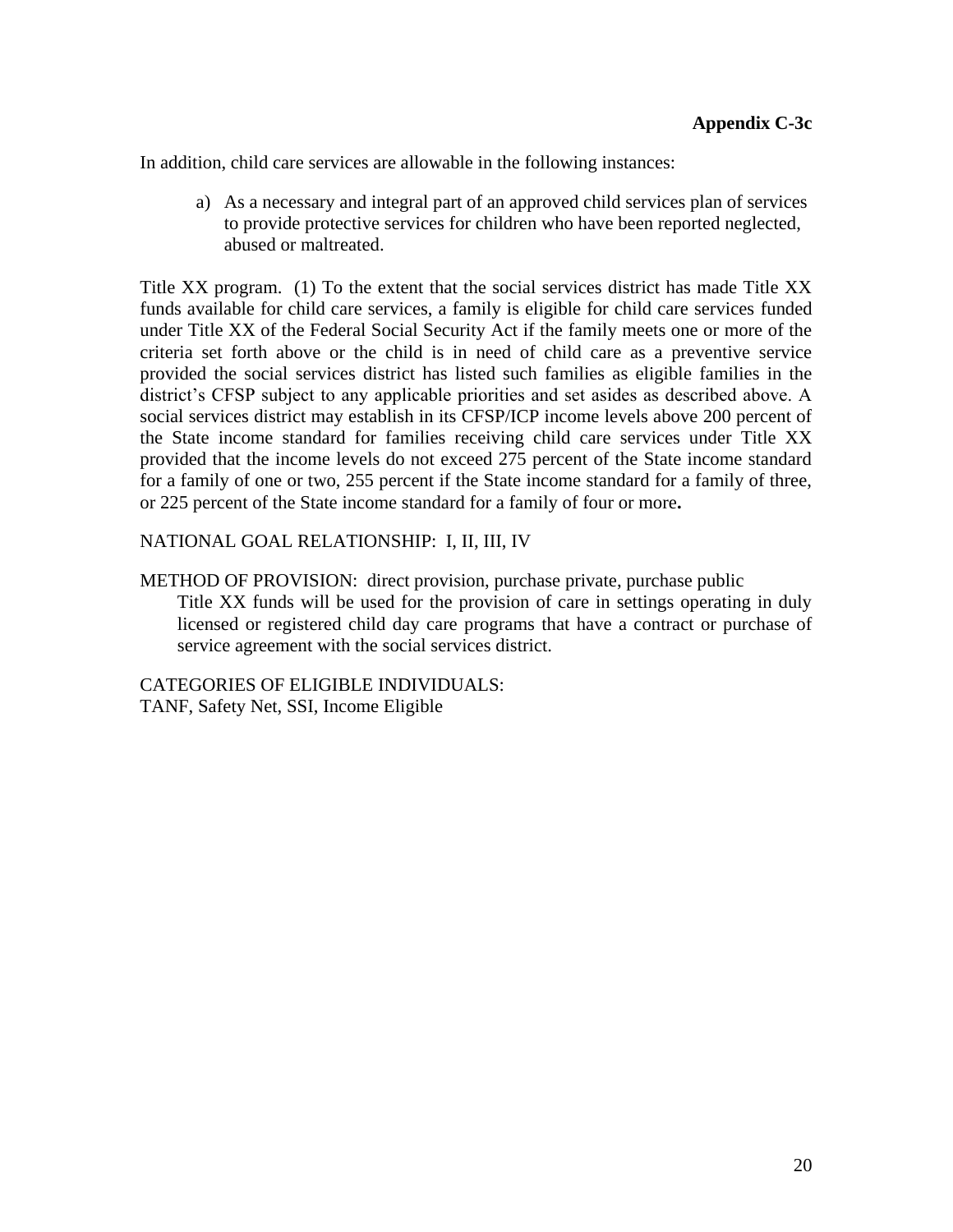**Appendix C-3c**

In addition, child care services are allowable in the following instances:

a) As a necessary and integral part of an approved child services plan of services to provide protective services for children who have been reported neglected, abused or maltreated.

Title XX program. (1) To the extent that the social services district has made Title XX funds available for child care services, a family is eligible for child care services funded under Title XX of the Federal Social Security Act if the family meets one or more of the criteria set forth above or the child is in need of child care as a preventive service provided the social services district has listed such families as eligible families in the district's CFSP subject to any applicable priorities and set asides as described above. A social services district may establish in its CFSP/ICP income levels above 200 percent of the State income standard for families receiving child care services under Title XX provided that the income levels do not exceed 275 percent of the State income standard for a family of one or two, 255 percent if the State income standard for a family of three, or 225 percent of the State income standard for a family of four or more**.**

NATIONAL GOAL RELATIONSHIP: I, II, III, IV

METHOD OF PROVISION: direct provision, purchase private, purchase public
Title XX funds will be used for the provision of care in settings operating in duly licensed or registered child day care programs that have a contract or purchase of service agreement with the social services district.

CATEGORIES OF ELIGIBLE INDIVIDUALS:
TANF, Safety Net, SSI, Income Eligible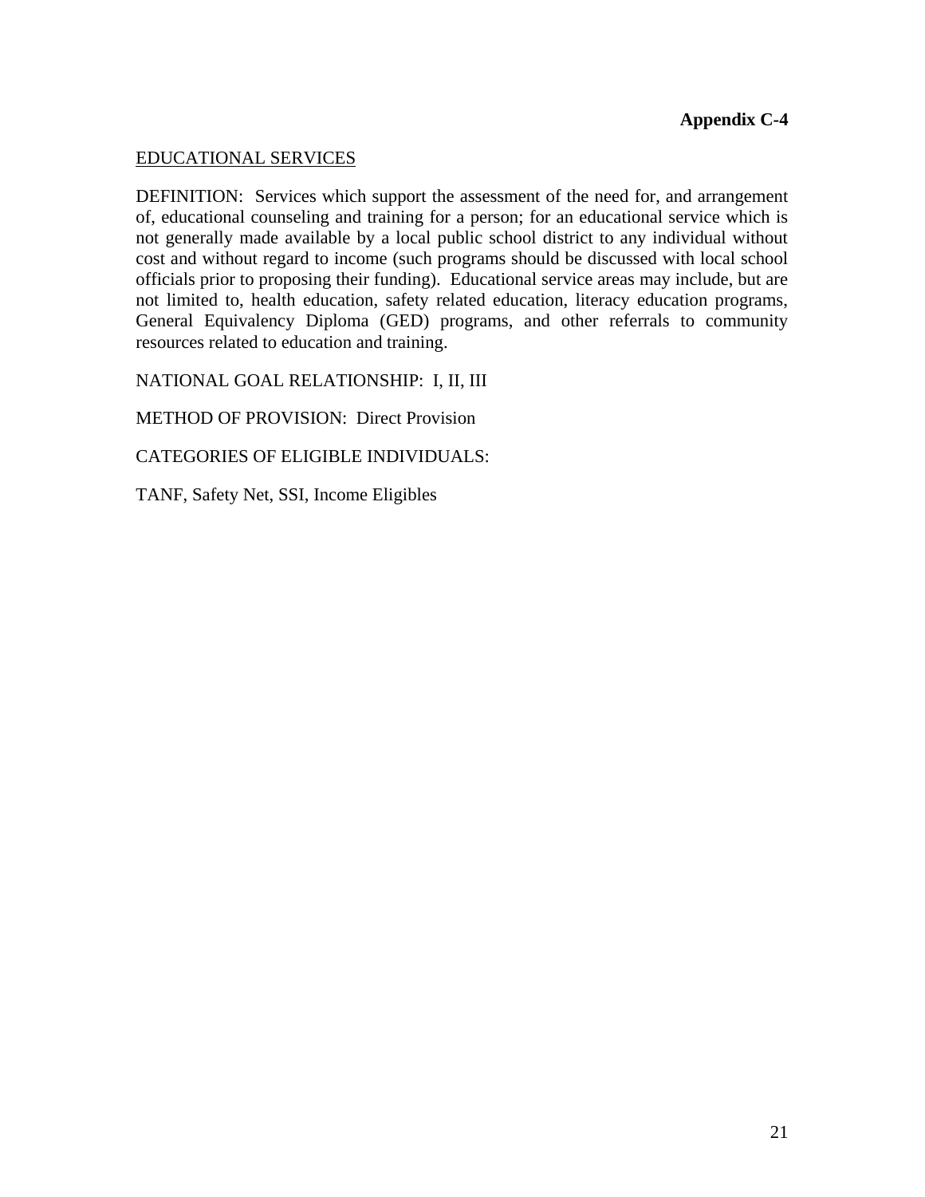**Appendix C-4**

EDUCATIONAL SERVICES

DEFINITION: Services which support the assessment of the need for, and arrangement of, educational counseling and training for a person; for an educational service which is not generally made available by a local public school district to any individual without cost and without regard to income (such programs should be discussed with local school officials prior to proposing their funding). Educational service areas may include, but are not limited to, health education, safety related education, literacy education programs, General Equivalency Diploma (GED) programs, and other referrals to community resources related to education and training.

NATIONAL GOAL RELATIONSHIP: I, II, III

METHOD OF PROVISION: Direct Provision

CATEGORIES OF ELIGIBLE INDIVIDUALS:

TANF, Safety Net, SSI, Income Eligibles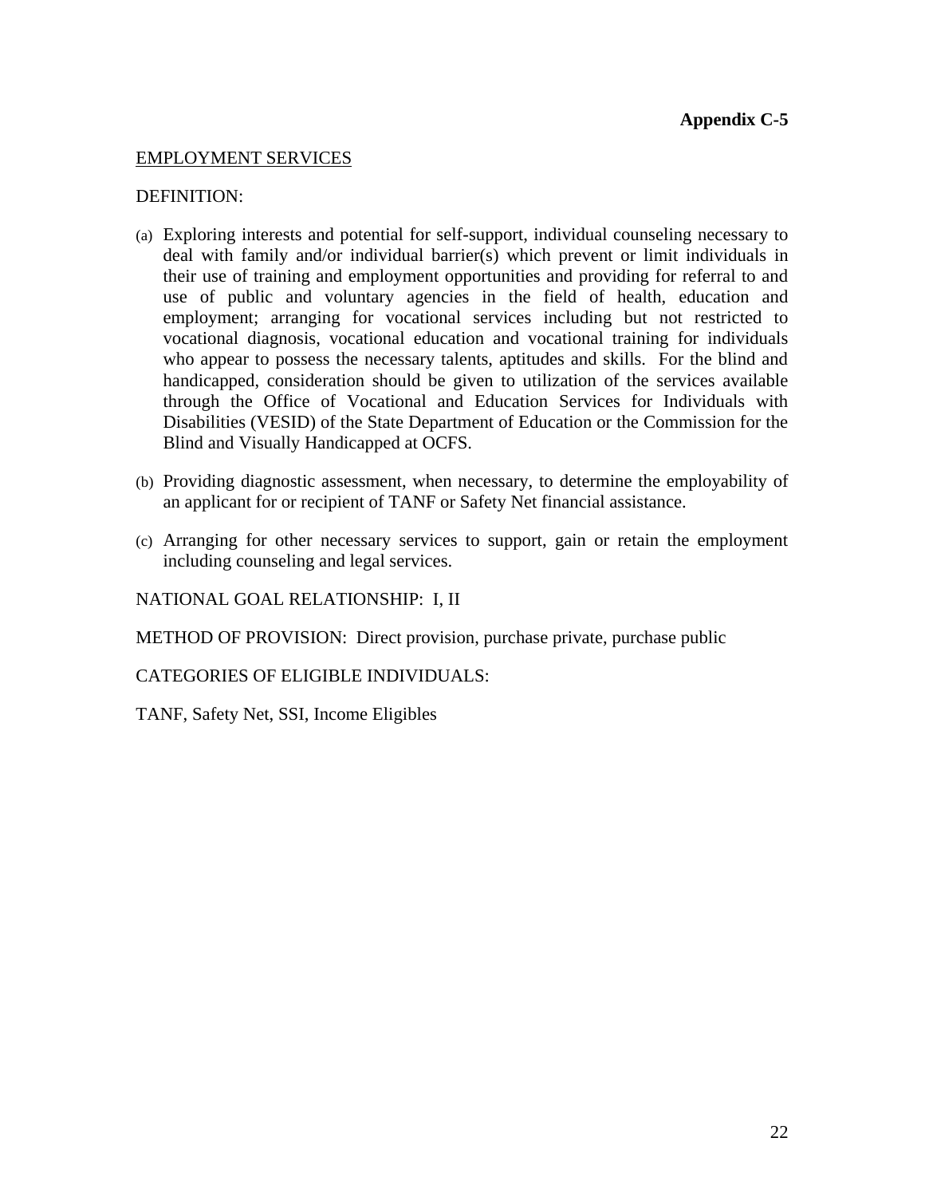**Appendix C-5**

EMPLOYMENT SERVICES

DEFINITION:

(a) Exploring interests and potential for self-support, individual counseling necessary to deal with family and/or individual barrier(s) which prevent or limit individuals in their use of training and employment opportunities and providing for referral to and use of public and voluntary agencies in the field of health, education and employment; arranging for vocational services including but not restricted to vocational diagnosis, vocational education and vocational training for individuals who appear to possess the necessary talents, aptitudes and skills. For the blind and handicapped, consideration should be given to utilization of the services available through the Office of Vocational and Education Services for Individuals with Disabilities (VESID) of the State Department of Education or the Commission for the Blind and Visually Handicapped at OCFS.

(b) Providing diagnostic assessment, when necessary, to determine the employability of an applicant for or recipient of TANF or Safety Net financial assistance.

(c) Arranging for other necessary services to support, gain or retain the employment including counseling and legal services.

NATIONAL GOAL RELATIONSHIP: I, II

METHOD OF PROVISION: Direct provision, purchase private, purchase public

CATEGORIES OF ELIGIBLE INDIVIDUALS:

TANF, Safety Net, SSI, Income Eligibles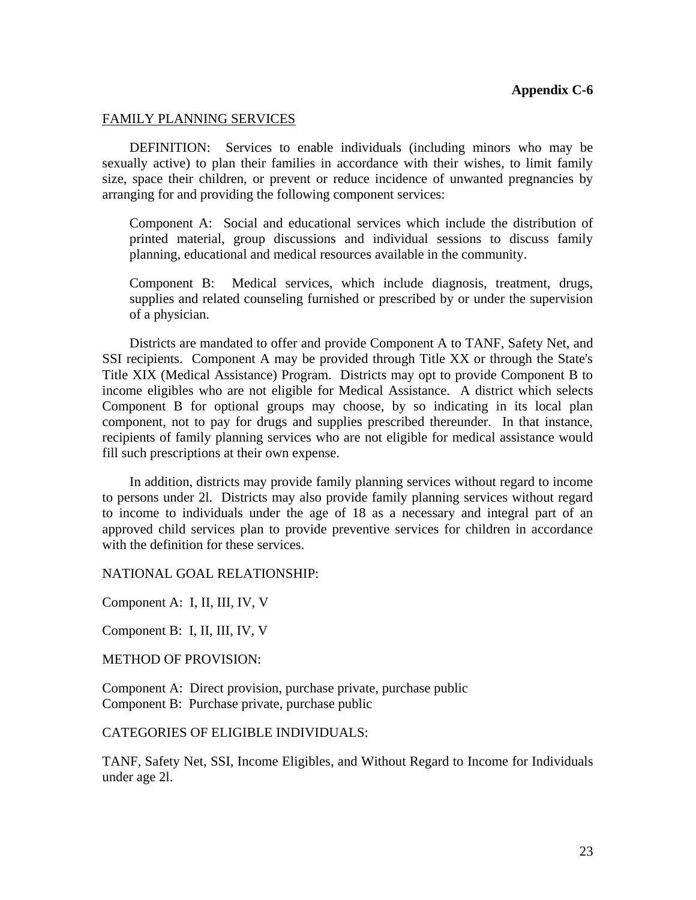**Appendix C-6**

FAMILY PLANNING SERVICES

DEFINITION: Services to enable individuals (including minors who may be sexually active) to plan their families in accordance with their wishes, to limit family size, space their children, or prevent or reduce incidence of unwanted pregnancies by arranging for and providing the following component services:

> Component A: Social and educational services which include the distribution of printed material, group discussions and individual sessions to discuss family planning, educational and medical resources available in the community.
>
> Component B: Medical services, which include diagnosis, treatment, drugs, supplies and related counseling furnished or prescribed by or under the supervision of a physician.

Districts are mandated to offer and provide Component A to TANF, Safety Net, and SSI recipients. Component A may be provided through Title XX or through the State's Title XIX (Medical Assistance) Program. Districts may opt to provide Component B to income eligibles who are not eligible for Medical Assistance. A district which selects Component B for optional groups may choose, by so indicating in its local plan component, not to pay for drugs and supplies prescribed thereunder. In that instance, recipients of family planning services who are not eligible for medical assistance would fill such prescriptions at their own expense.

In addition, districts may provide family planning services without regard to income to persons under 2l. Districts may also provide family planning services without regard to income to individuals under the age of 18 as a necessary and integral part of an approved child services plan to provide preventive services for children in accordance with the definition for these services.

NATIONAL GOAL RELATIONSHIP:

Component A: I, II, III, IV, V

Component B: I, II, III, IV, V

METHOD OF PROVISION:

Component A: Direct provision, purchase private, purchase public
Component B: Purchase private, purchase public

CATEGORIES OF ELIGIBLE INDIVIDUALS:

TANF, Safety Net, SSI, Income Eligibles, and Without Regard to Income for Individuals under age 2l.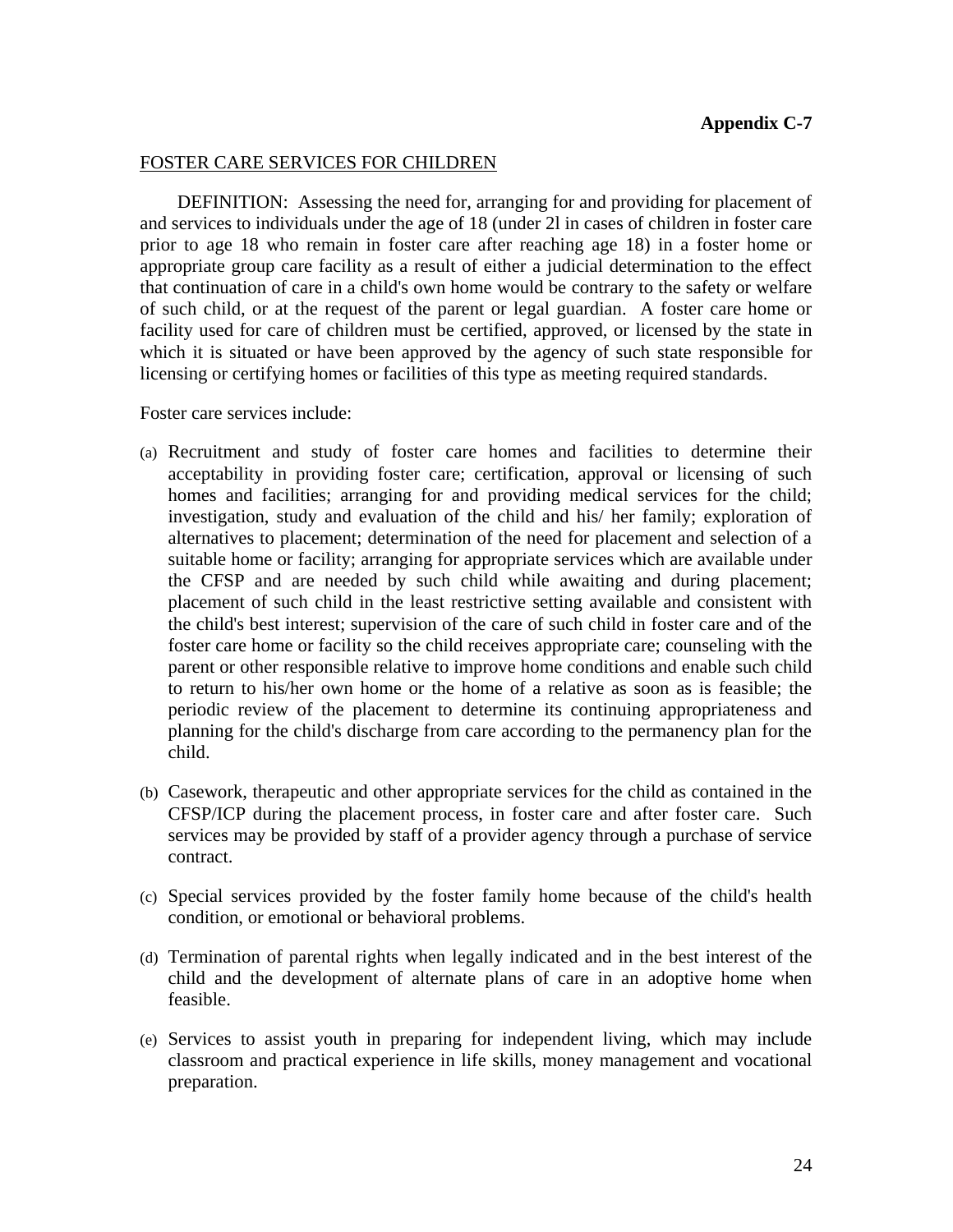**Appendix C-7**

FOSTER CARE SERVICES FOR CHILDREN

DEFINITION: Assessing the need for, arranging for and providing for placement of and services to individuals under the age of 18 (under 2l in cases of children in foster care prior to age 18 who remain in foster care after reaching age 18) in a foster home or appropriate group care facility as a result of either a judicial determination to the effect that continuation of care in a child's own home would be contrary to the safety or welfare of such child, or at the request of the parent or legal guardian. A foster care home or facility used for care of children must be certified, approved, or licensed by the state in which it is situated or have been approved by the agency of such state responsible for licensing or certifying homes or facilities of this type as meeting required standards.

Foster care services include:

(a) Recruitment and study of foster care homes and facilities to determine their acceptability in providing foster care; certification, approval or licensing of such homes and facilities; arranging for and providing medical services for the child; investigation, study and evaluation of the child and his/ her family; exploration of alternatives to placement; determination of the need for placement and selection of a suitable home or facility; arranging for appropriate services which are available under the CFSP and are needed by such child while awaiting and during placement; placement of such child in the least restrictive setting available and consistent with the child's best interest; supervision of the care of such child in foster care and of the foster care home or facility so the child receives appropriate care; counseling with the parent or other responsible relative to improve home conditions and enable such child to return to his/her own home or the home of a relative as soon as is feasible; the periodic review of the placement to determine its continuing appropriateness and planning for the child's discharge from care according to the permanency plan for the child.

(b) Casework, therapeutic and other appropriate services for the child as contained in the CFSP/ICP during the placement process, in foster care and after foster care. Such services may be provided by staff of a provider agency through a purchase of service contract.

(c) Special services provided by the foster family home because of the child's health condition, or emotional or behavioral problems.

(d) Termination of parental rights when legally indicated and in the best interest of the child and the development of alternate plans of care in an adoptive home when feasible.

(e) Services to assist youth in preparing for independent living, which may include classroom and practical experience in life skills, money management and vocational preparation.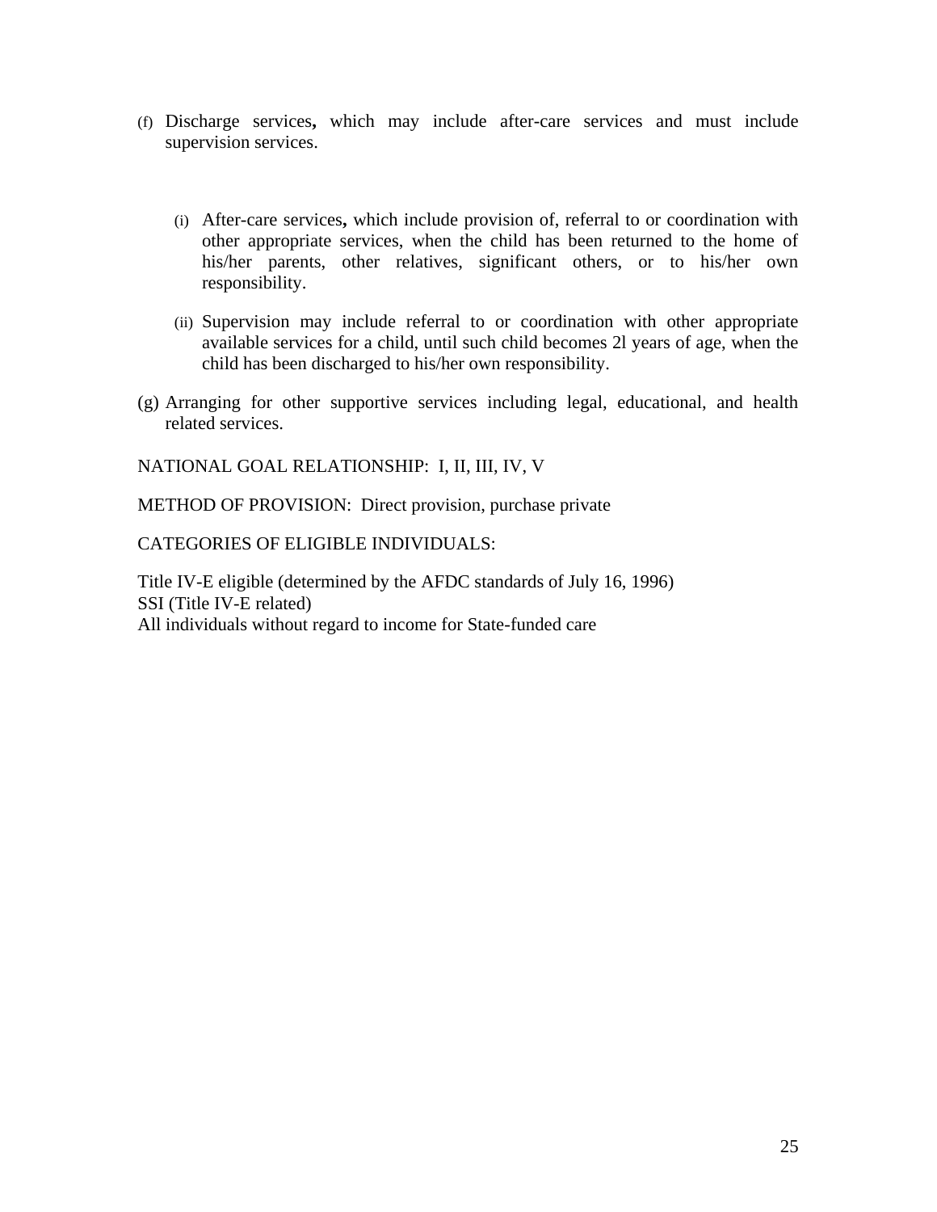(f) Discharge services**,** which may include after-care services and must include supervision services.

   (i) After-care services**,** which include provision of, referral to or coordination with other appropriate services, when the child has been returned to the home of his/her parents, other relatives, significant others, or to his/her own responsibility.

   (ii) Supervision may include referral to or coordination with other appropriate available services for a child, until such child becomes 2l years of age, when the child has been discharged to his/her own responsibility.

(g) Arranging for other supportive services including legal, educational, and health related services.

NATIONAL GOAL RELATIONSHIP: I, II, III, IV, V

METHOD OF PROVISION: Direct provision, purchase private

CATEGORIES OF ELIGIBLE INDIVIDUALS:

Title IV-E eligible (determined by the AFDC standards of July 16, 1996)
SSI (Title IV-E related)
All individuals without regard to income for State-funded care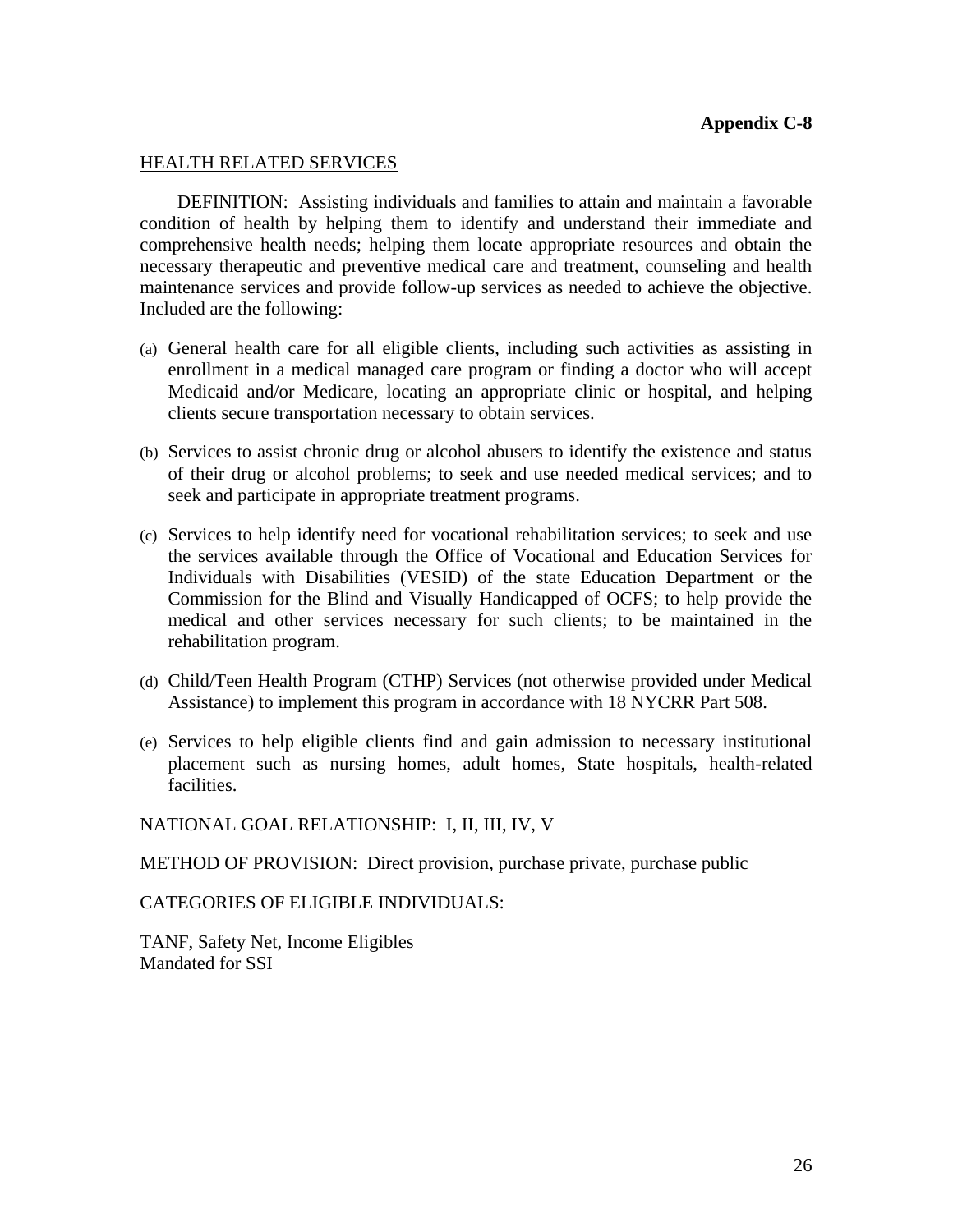**Appendix C-8**

HEALTH RELATED SERVICES

DEFINITION: Assisting individuals and families to attain and maintain a favorable condition of health by helping them to identify and understand their immediate and comprehensive health needs; helping them locate appropriate resources and obtain the necessary therapeutic and preventive medical care and treatment, counseling and health maintenance services and provide follow-up services as needed to achieve the objective. Included are the following:

(a) General health care for all eligible clients, including such activities as assisting in enrollment in a medical managed care program or finding a doctor who will accept Medicaid and/or Medicare, locating an appropriate clinic or hospital, and helping clients secure transportation necessary to obtain services.

(b) Services to assist chronic drug or alcohol abusers to identify the existence and status of their drug or alcohol problems; to seek and use needed medical services; and to seek and participate in appropriate treatment programs.

(c) Services to help identify need for vocational rehabilitation services; to seek and use the services available through the Office of Vocational and Education Services for Individuals with Disabilities (VESID) of the state Education Department or the Commission for the Blind and Visually Handicapped of OCFS; to help provide the medical and other services necessary for such clients; to be maintained in the rehabilitation program.

(d) Child/Teen Health Program (CTHP) Services (not otherwise provided under Medical Assistance) to implement this program in accordance with 18 NYCRR Part 508.

(e) Services to help eligible clients find and gain admission to necessary institutional placement such as nursing homes, adult homes, State hospitals, health-related facilities.

NATIONAL GOAL RELATIONSHIP: I, II, III, IV, V

METHOD OF PROVISION: Direct provision, purchase private, purchase public

CATEGORIES OF ELIGIBLE INDIVIDUALS:

TANF, Safety Net, Income Eligibles
Mandated for SSI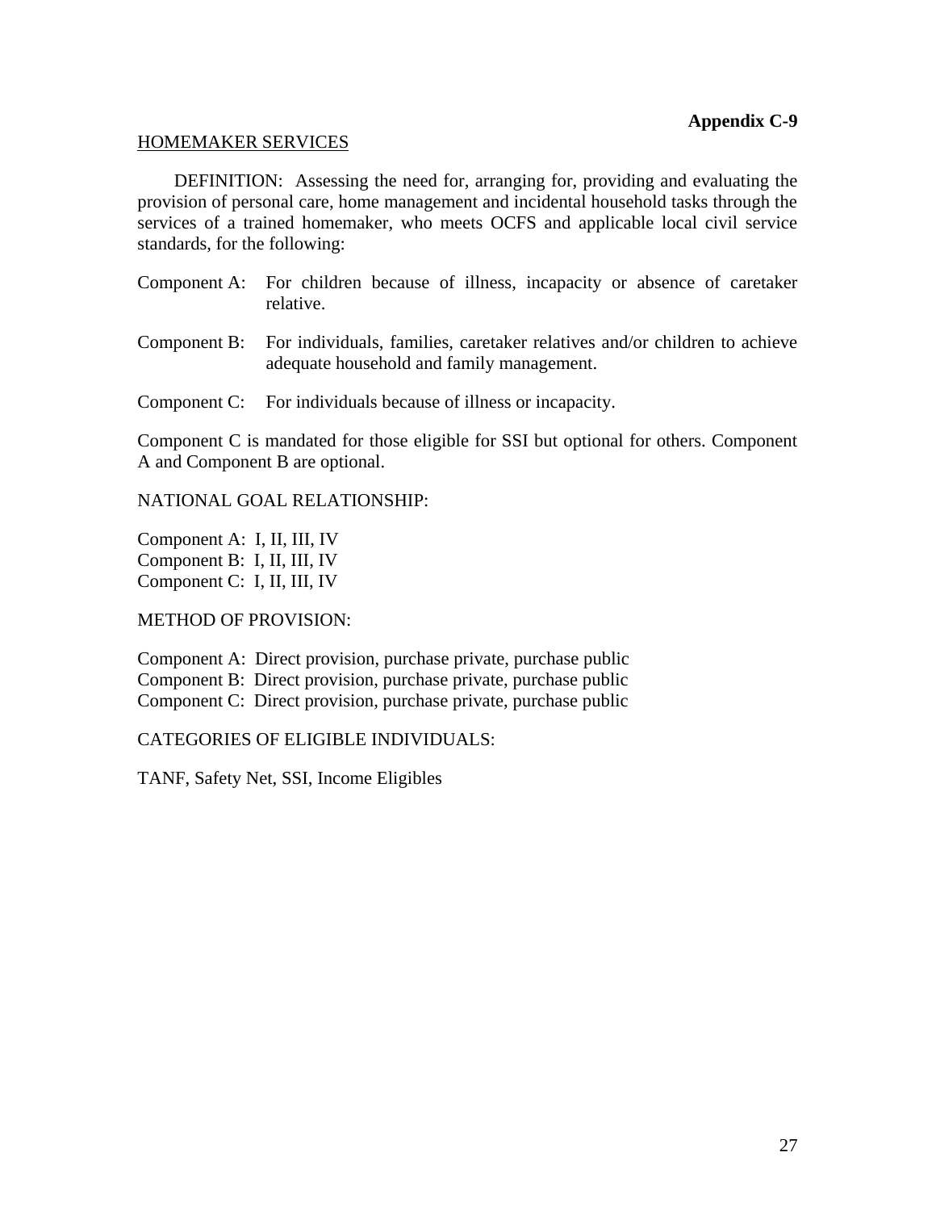**Appendix C-9**

HOMEMAKER SERVICES

DEFINITION: Assessing the need for, arranging for, providing and evaluating the provision of personal care, home management and incidental household tasks through the services of a trained homemaker, who meets OCFS and applicable local civil service standards, for the following:

Component A: For children because of illness, incapacity or absence of caretaker relative.

Component B: For individuals, families, caretaker relatives and/or children to achieve adequate household and family management.

Component C: For individuals because of illness or incapacity.

Component C is mandated for those eligible for SSI but optional for others. Component A and Component B are optional.

NATIONAL GOAL RELATIONSHIP:

Component A: I, II, III, IV
Component B: I, II, III, IV
Component C: I, II, III, IV

METHOD OF PROVISION:

Component A: Direct provision, purchase private, purchase public
Component B: Direct provision, purchase private, purchase public
Component C: Direct provision, purchase private, purchase public

CATEGORIES OF ELIGIBLE INDIVIDUALS:

TANF, Safety Net, SSI, Income Eligibles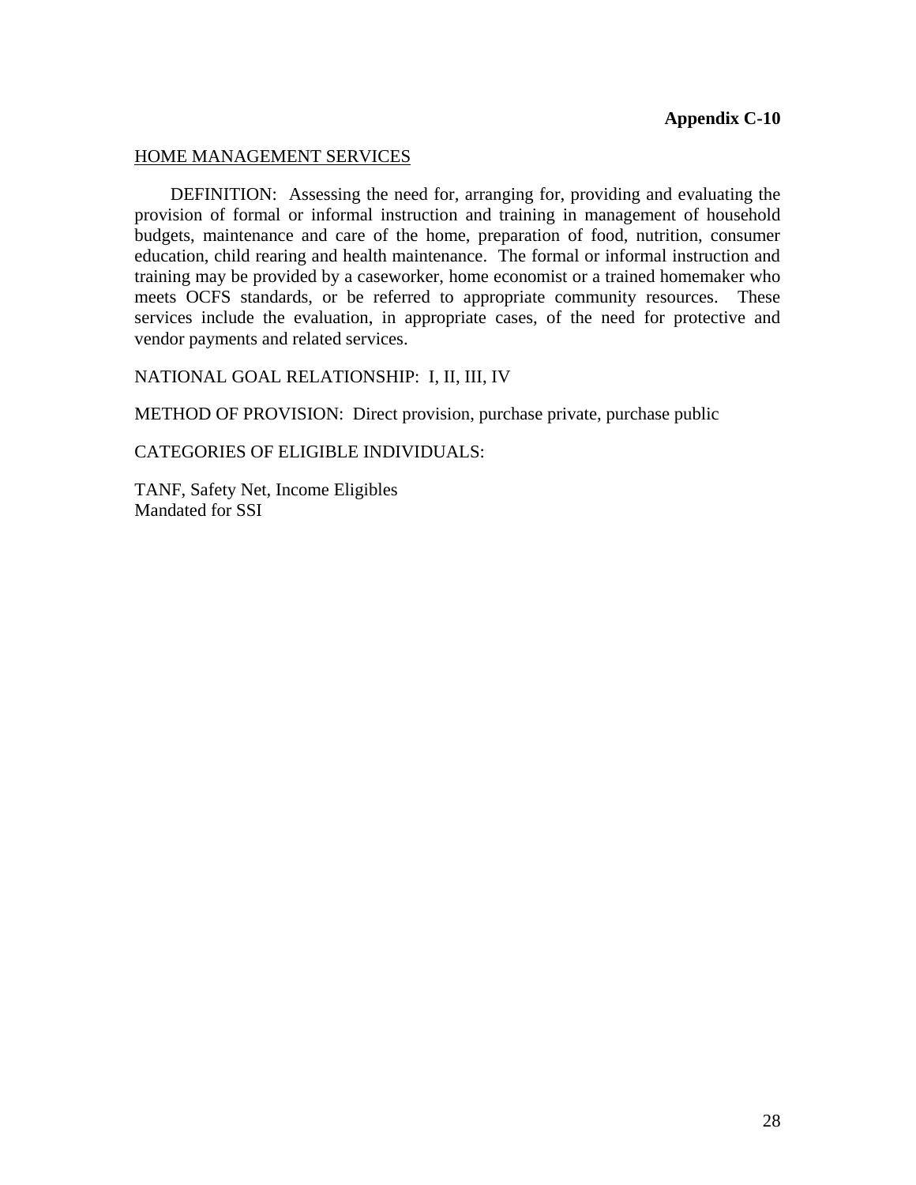**Appendix C-10**

<u>HOME MANAGEMENT SERVICES</u>

DEFINITION: Assessing the need for, arranging for, providing and evaluating the provision of formal or informal instruction and training in management of household budgets, maintenance and care of the home, preparation of food, nutrition, consumer education, child rearing and health maintenance. The formal or informal instruction and training may be provided by a caseworker, home economist or a trained homemaker who meets OCFS standards, or be referred to appropriate community resources. These services include the evaluation, in appropriate cases, of the need for protective and vendor payments and related services.

NATIONAL GOAL RELATIONSHIP: I, II, III, IV

METHOD OF PROVISION: Direct provision, purchase private, purchase public

CATEGORIES OF ELIGIBLE INDIVIDUALS:

TANF, Safety Net, Income Eligibles
Mandated for SSI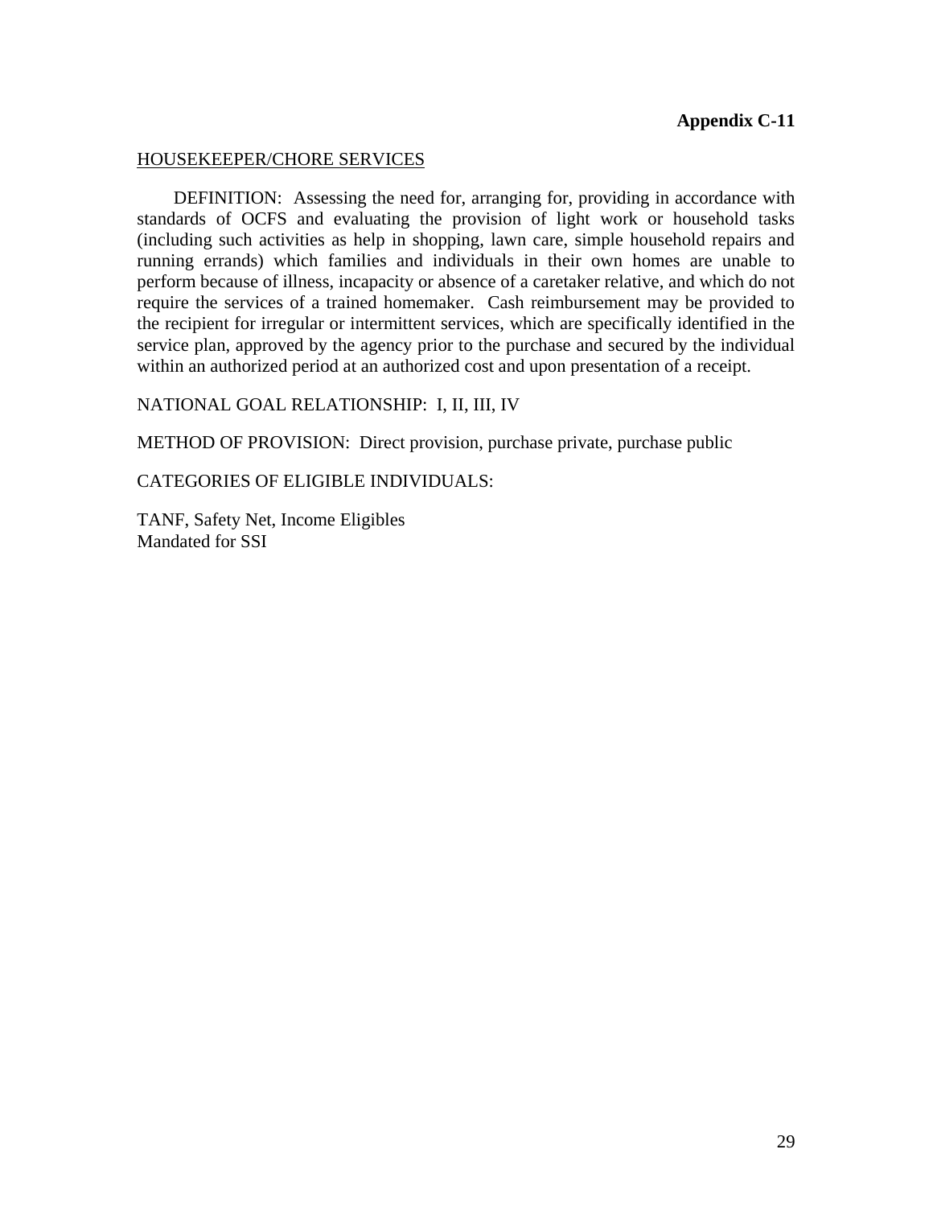**Appendix C-11**

<u>HOUSEKEEPER/CHORE SERVICES</u>

DEFINITION: Assessing the need for, arranging for, providing in accordance with standards of OCFS and evaluating the provision of light work or household tasks (including such activities as help in shopping, lawn care, simple household repairs and running errands) which families and individuals in their own homes are unable to perform because of illness, incapacity or absence of a caretaker relative, and which do not require the services of a trained homemaker. Cash reimbursement may be provided to the recipient for irregular or intermittent services, which are specifically identified in the service plan, approved by the agency prior to the purchase and secured by the individual within an authorized period at an authorized cost and upon presentation of a receipt.

NATIONAL GOAL RELATIONSHIP: I, II, III, IV

METHOD OF PROVISION: Direct provision, purchase private, purchase public

CATEGORIES OF ELIGIBLE INDIVIDUALS:

TANF, Safety Net, Income Eligibles
Mandated for SSI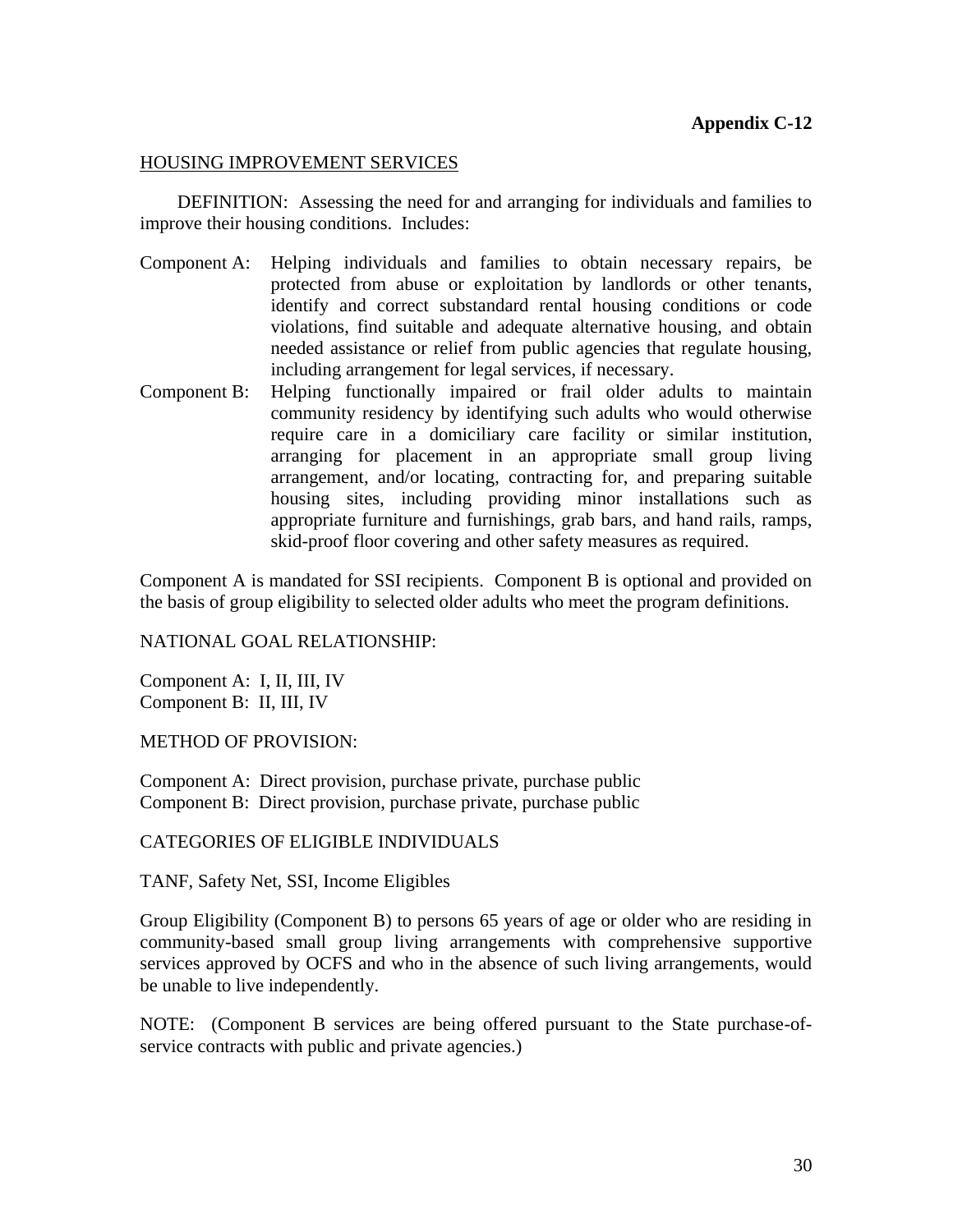**Appendix C-12**

HOUSING IMPROVEMENT SERVICES

DEFINITION: Assessing the need for and arranging for individuals and families to improve their housing conditions. Includes:

Component A: Helping individuals and families to obtain necessary repairs, be protected from abuse or exploitation by landlords or other tenants, identify and correct substandard rental housing conditions or code violations, find suitable and adequate alternative housing, and obtain needed assistance or relief from public agencies that regulate housing, including arrangement for legal services, if necessary.

Component B: Helping functionally impaired or frail older adults to maintain community residency by identifying such adults who would otherwise require care in a domiciliary care facility or similar institution, arranging for placement in an appropriate small group living arrangement, and/or locating, contracting for, and preparing suitable housing sites, including providing minor installations such as appropriate furniture and furnishings, grab bars, and hand rails, ramps, skid-proof floor covering and other safety measures as required.

Component A is mandated for SSI recipients. Component B is optional and provided on the basis of group eligibility to selected older adults who meet the program definitions.

NATIONAL GOAL RELATIONSHIP:

Component A: I, II, III, IV
Component B: II, III, IV

METHOD OF PROVISION:

Component A: Direct provision, purchase private, purchase public
Component B: Direct provision, purchase private, purchase public

CATEGORIES OF ELIGIBLE INDIVIDUALS

TANF, Safety Net, SSI, Income Eligibles

Group Eligibility (Component B) to persons 65 years of age or older who are residing in community-based small group living arrangements with comprehensive supportive services approved by OCFS and who in the absence of such living arrangements, would be unable to live independently.

NOTE: (Component B services are being offered pursuant to the State purchase-of-service contracts with public and private agencies.)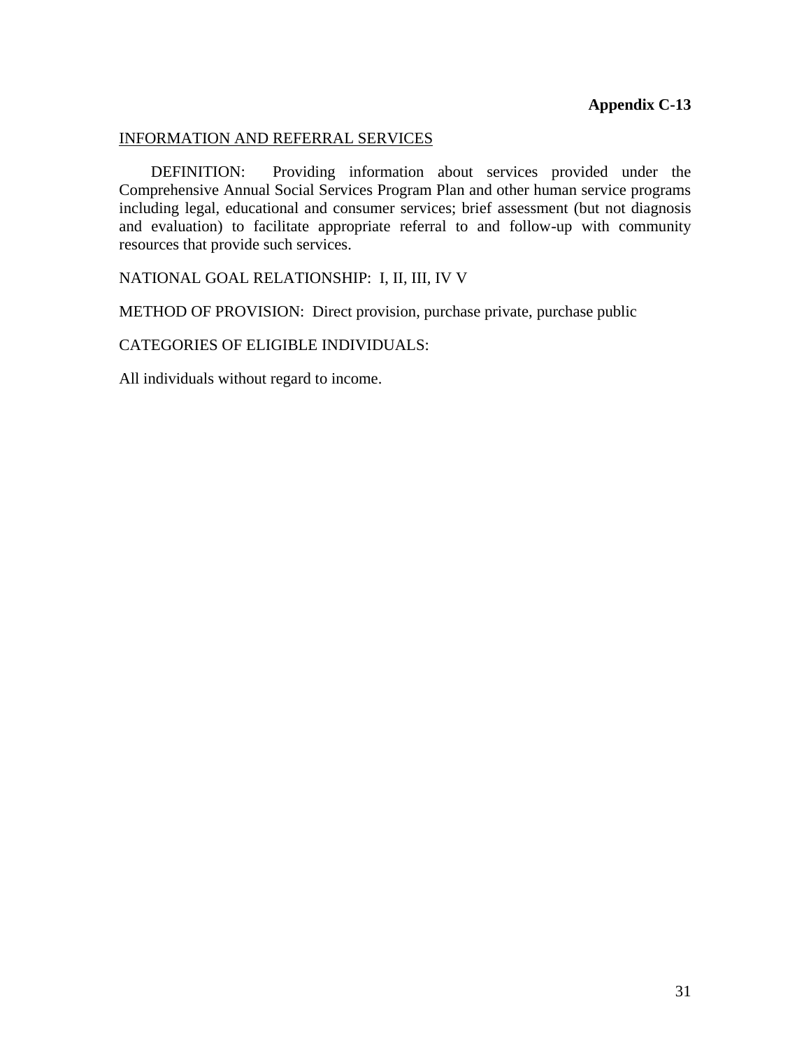**Appendix C-13**

<u>INFORMATION AND REFERRAL SERVICES</u>

DEFINITION: Providing information about services provided under the Comprehensive Annual Social Services Program Plan and other human service programs including legal, educational and consumer services; brief assessment (but not diagnosis and evaluation) to facilitate appropriate referral to and follow-up with community resources that provide such services.

NATIONAL GOAL RELATIONSHIP: I, II, III, IV V

METHOD OF PROVISION: Direct provision, purchase private, purchase public

CATEGORIES OF ELIGIBLE INDIVIDUALS:

All individuals without regard to income.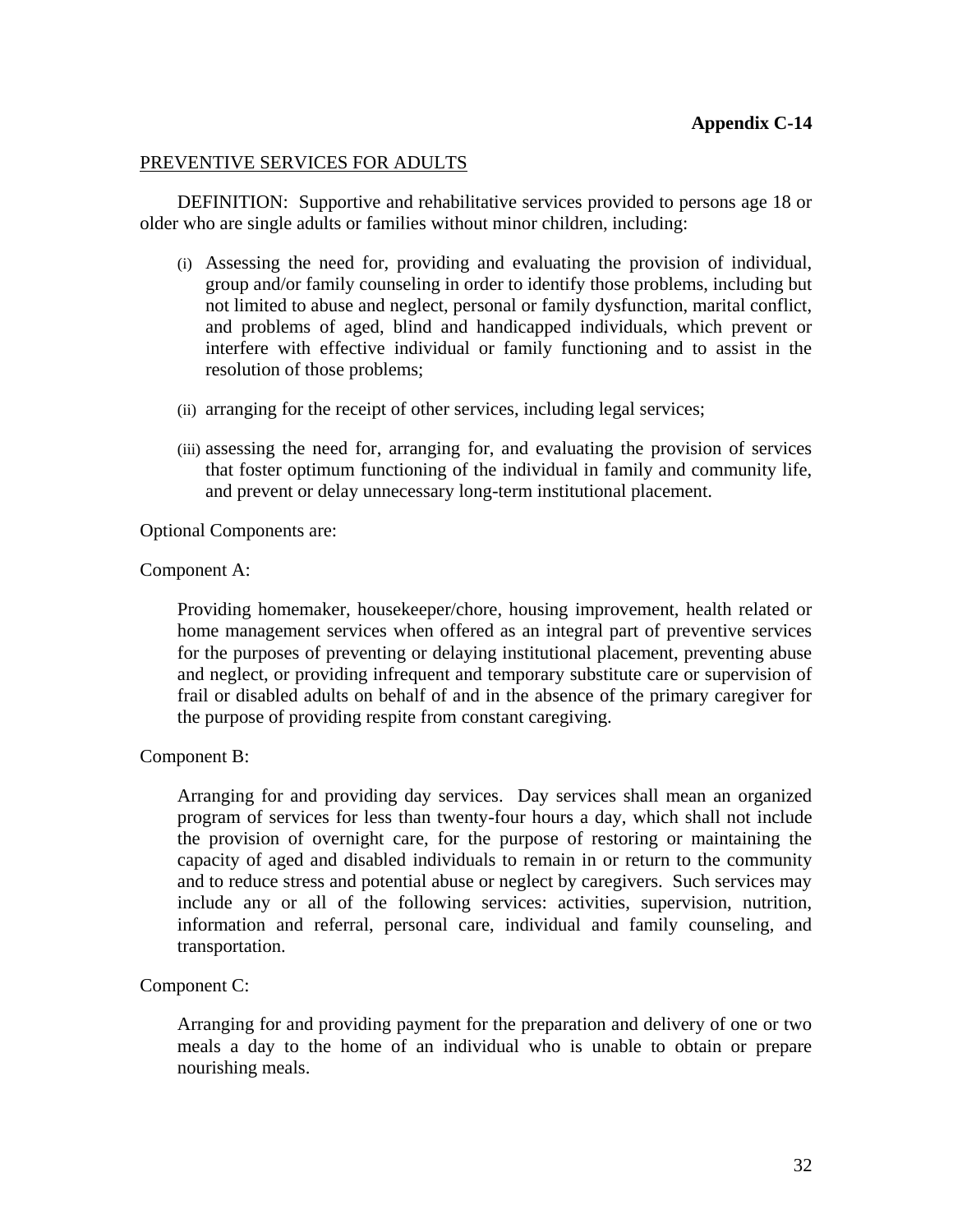**Appendix C-14**

PREVENTIVE SERVICES FOR ADULTS

DEFINITION: Supportive and rehabilitative services provided to persons age 18 or older who are single adults or families without minor children, including:

(i) Assessing the need for, providing and evaluating the provision of individual, group and/or family counseling in order to identify those problems, including but not limited to abuse and neglect, personal or family dysfunction, marital conflict, and problems of aged, blind and handicapped individuals, which prevent or interfere with effective individual or family functioning and to assist in the resolution of those problems;

(ii) arranging for the receipt of other services, including legal services;

(iii) assessing the need for, arranging for, and evaluating the provision of services that foster optimum functioning of the individual in family and community life, and prevent or delay unnecessary long-term institutional placement.

Optional Components are:

Component A:

Providing homemaker, housekeeper/chore, housing improvement, health related or home management services when offered as an integral part of preventive services for the purposes of preventing or delaying institutional placement, preventing abuse and neglect, or providing infrequent and temporary substitute care or supervision of frail or disabled adults on behalf of and in the absence of the primary caregiver for the purpose of providing respite from constant caregiving.

Component B:

Arranging for and providing day services. Day services shall mean an organized program of services for less than twenty-four hours a day, which shall not include the provision of overnight care, for the purpose of restoring or maintaining the capacity of aged and disabled individuals to remain in or return to the community and to reduce stress and potential abuse or neglect by caregivers. Such services may include any or all of the following services: activities, supervision, nutrition, information and referral, personal care, individual and family counseling, and transportation.

Component C:

Arranging for and providing payment for the preparation and delivery of one or two meals a day to the home of an individual who is unable to obtain or prepare nourishing meals.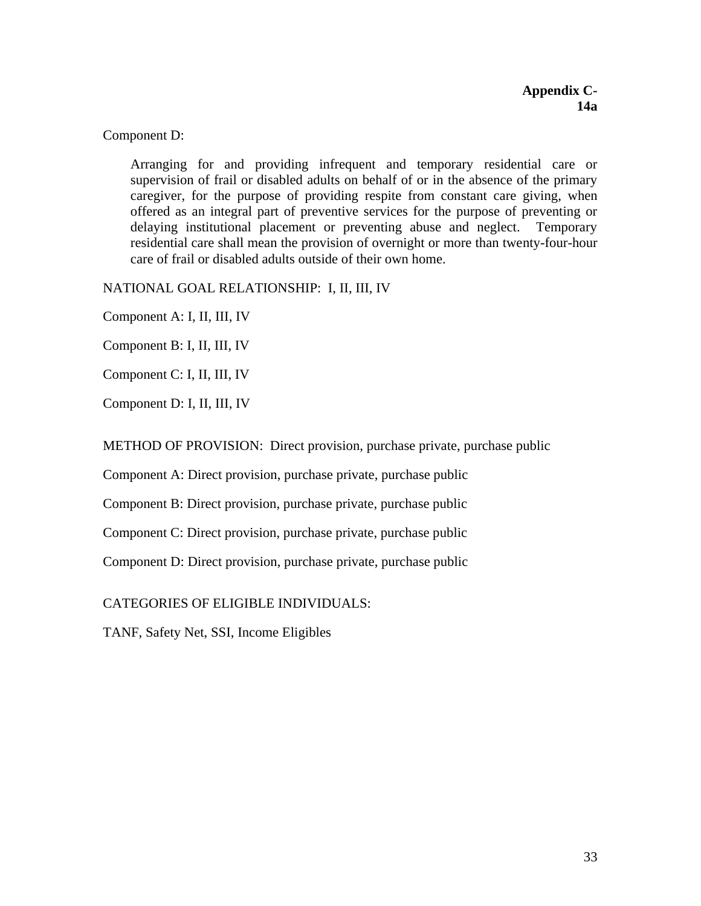**Appendix C-14a**

Component D:

> Arranging for and providing infrequent and temporary residential care or supervision of frail or disabled adults on behalf of or in the absence of the primary caregiver, for the purpose of providing respite from constant care giving, when offered as an integral part of preventive services for the purpose of preventing or delaying institutional placement or preventing abuse and neglect. Temporary residential care shall mean the provision of overnight or more than twenty-four-hour care of frail or disabled adults outside of their own home.

NATIONAL GOAL RELATIONSHIP: I, II, III, IV

Component A: I, II, III, IV

Component B: I, II, III, IV

Component C: I, II, III, IV

Component D: I, II, III, IV

METHOD OF PROVISION: Direct provision, purchase private, purchase public

Component A: Direct provision, purchase private, purchase public

Component B: Direct provision, purchase private, purchase public

Component C: Direct provision, purchase private, purchase public

Component D: Direct provision, purchase private, purchase public

CATEGORIES OF ELIGIBLE INDIVIDUALS:

TANF, Safety Net, SSI, Income Eligibles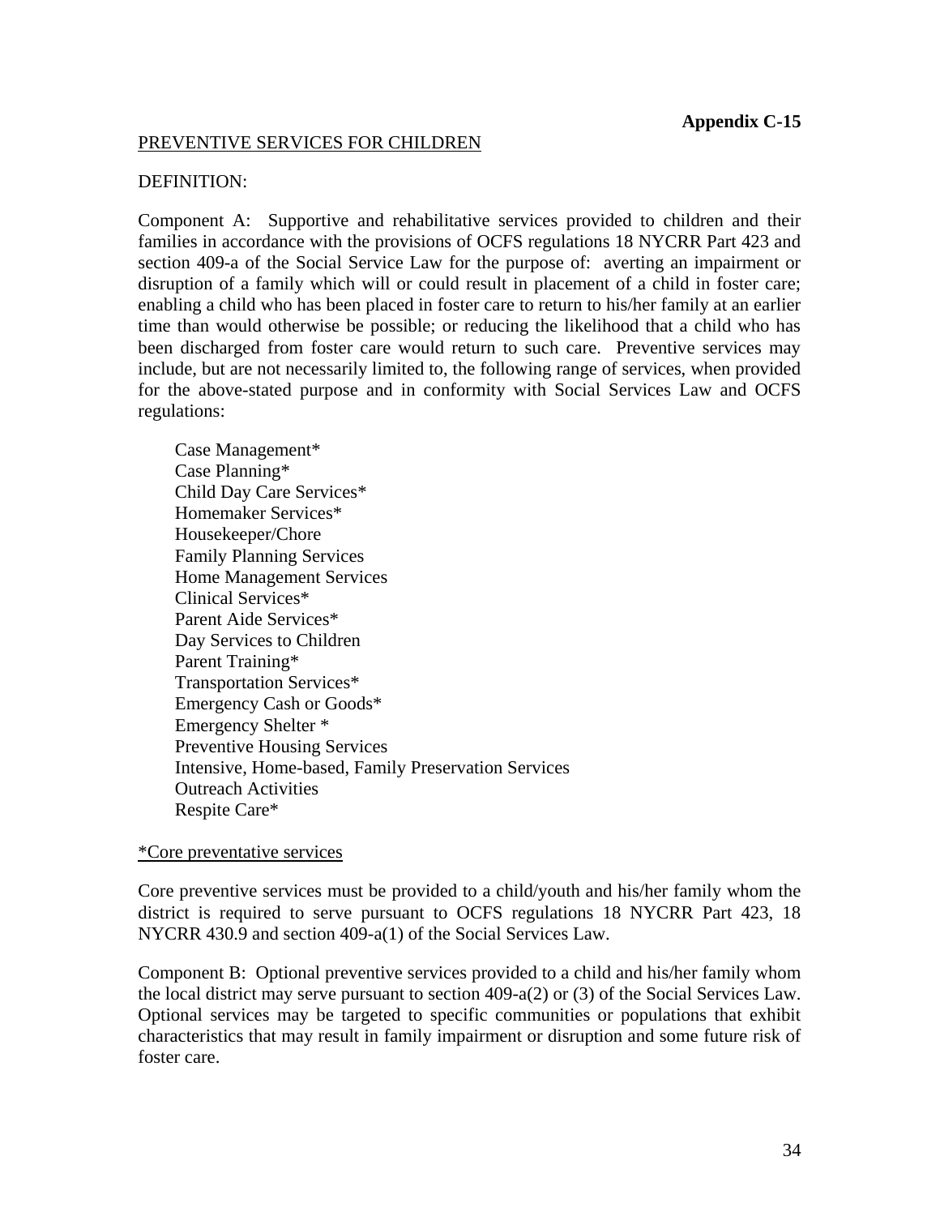**Appendix C-15**

PREVENTIVE SERVICES FOR CHILDREN

DEFINITION:

Component A: Supportive and rehabilitative services provided to children and their families in accordance with the provisions of OCFS regulations 18 NYCRR Part 423 and section 409-a of the Social Service Law for the purpose of: averting an impairment or disruption of a family which will or could result in placement of a child in foster care; enabling a child who has been placed in foster care to return to his/her family at an earlier time than would otherwise be possible; or reducing the likelihood that a child who has been discharged from foster care would return to such care. Preventive services may include, but are not necessarily limited to, the following range of services, when provided for the above-stated purpose and in conformity with Social Services Law and OCFS regulations:

Case Management*
Case Planning*
Child Day Care Services*
Homemaker Services*
Housekeeper/Chore
Family Planning Services
Home Management Services
Clinical Services*
Parent Aide Services*
Day Services to Children
Parent Training*
Transportation Services*
Emergency Cash or Goods*
Emergency Shelter *
Preventive Housing Services
Intensive, Home-based, Family Preservation Services
Outreach Activities
Respite Care*

*Core preventative services

Core preventive services must be provided to a child/youth and his/her family whom the district is required to serve pursuant to OCFS regulations 18 NYCRR Part 423, 18 NYCRR 430.9 and section 409-a(1) of the Social Services Law.

Component B: Optional preventive services provided to a child and his/her family whom the local district may serve pursuant to section 409-a(2) or (3) of the Social Services Law. Optional services may be targeted to specific communities or populations that exhibit characteristics that may result in family impairment or disruption and some future risk of foster care.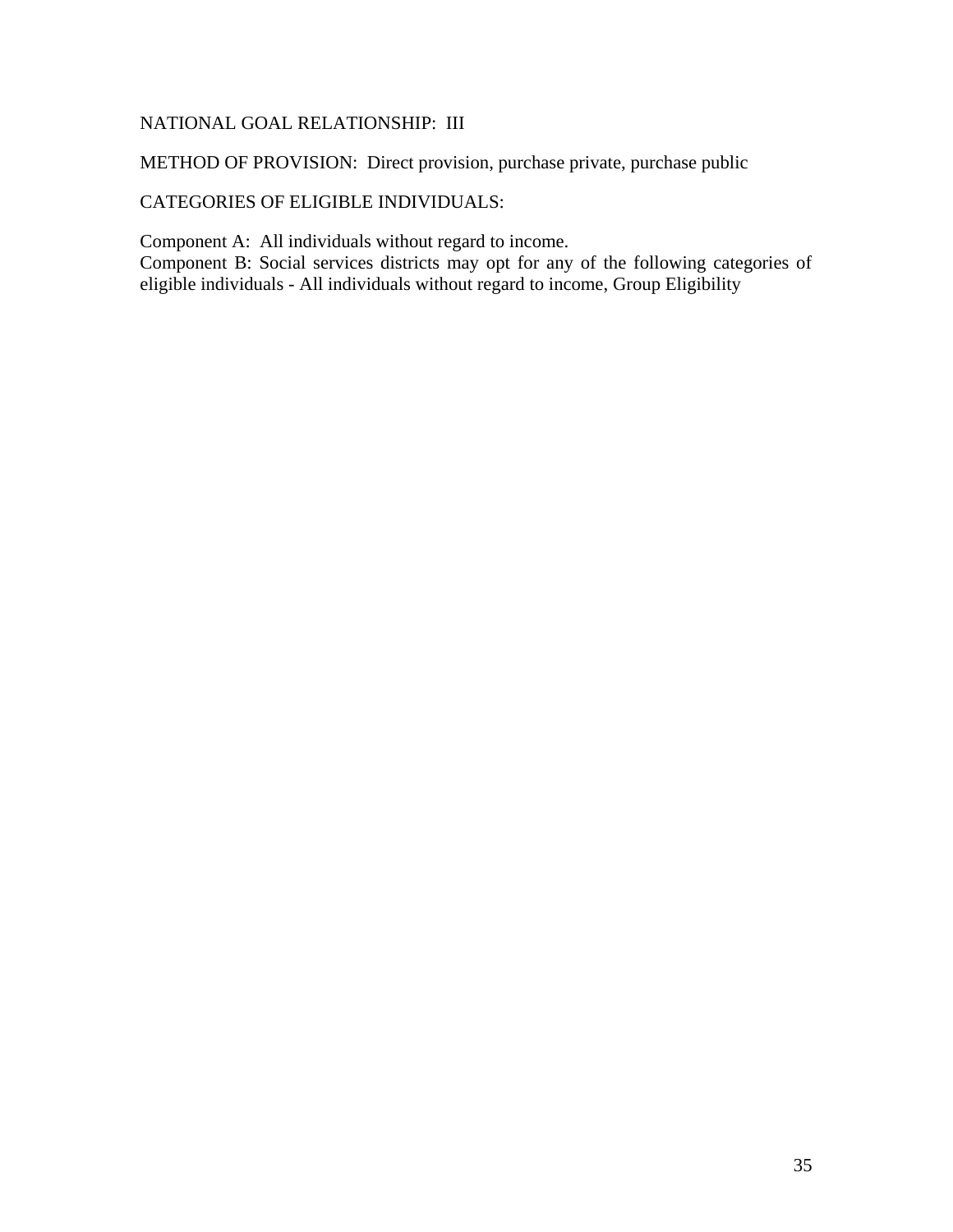NATIONAL GOAL RELATIONSHIP:  III

METHOD OF PROVISION:  Direct provision, purchase private, purchase public

CATEGORIES OF ELIGIBLE INDIVIDUALS:

Component A:  All individuals without regard to income.
Component B: Social services districts may opt for any of the following categories of eligible individuals - All individuals without regard to income, Group Eligibility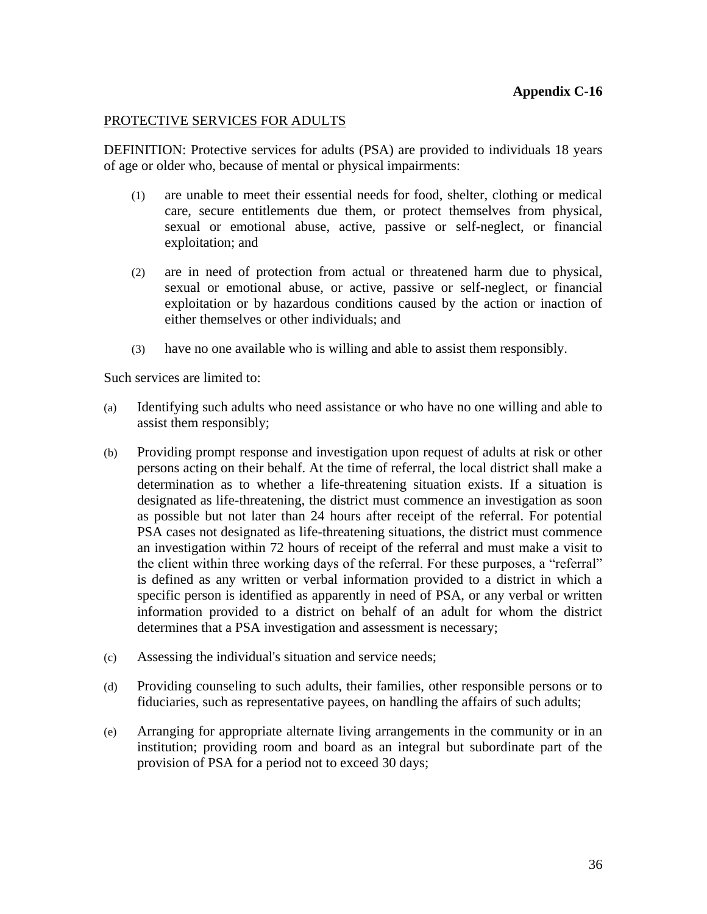**Appendix C-16**

PROTECTIVE SERVICES FOR ADULTS

DEFINITION: Protective services for adults (PSA) are provided to individuals 18 years of age or older who, because of mental or physical impairments:

(1) are unable to meet their essential needs for food, shelter, clothing or medical care, secure entitlements due them, or protect themselves from physical, sexual or emotional abuse, active, passive or self-neglect, or financial exploitation; and

(2) are in need of protection from actual or threatened harm due to physical, sexual or emotional abuse, or active, passive or self-neglect, or financial exploitation or by hazardous conditions caused by the action or inaction of either themselves or other individuals; and

(3) have no one available who is willing and able to assist them responsibly.

Such services are limited to:

(a) Identifying such adults who need assistance or who have no one willing and able to assist them responsibly;

(b) Providing prompt response and investigation upon request of adults at risk or other persons acting on their behalf. At the time of referral, the local district shall make a determination as to whether a life-threatening situation exists. If a situation is designated as life-threatening, the district must commence an investigation as soon as possible but not later than 24 hours after receipt of the referral. For potential PSA cases not designated as life-threatening situations, the district must commence an investigation within 72 hours of receipt of the referral and must make a visit to the client within three working days of the referral. For these purposes, a "referral" is defined as any written or verbal information provided to a district in which a specific person is identified as apparently in need of PSA, or any verbal or written information provided to a district on behalf of an adult for whom the district determines that a PSA investigation and assessment is necessary;

(c) Assessing the individual's situation and service needs;

(d) Providing counseling to such adults, their families, other responsible persons or to fiduciaries, such as representative payees, on handling the affairs of such adults;

(e) Arranging for appropriate alternate living arrangements in the community or in an institution; providing room and board as an integral but subordinate part of the provision of PSA for a period not to exceed 30 days;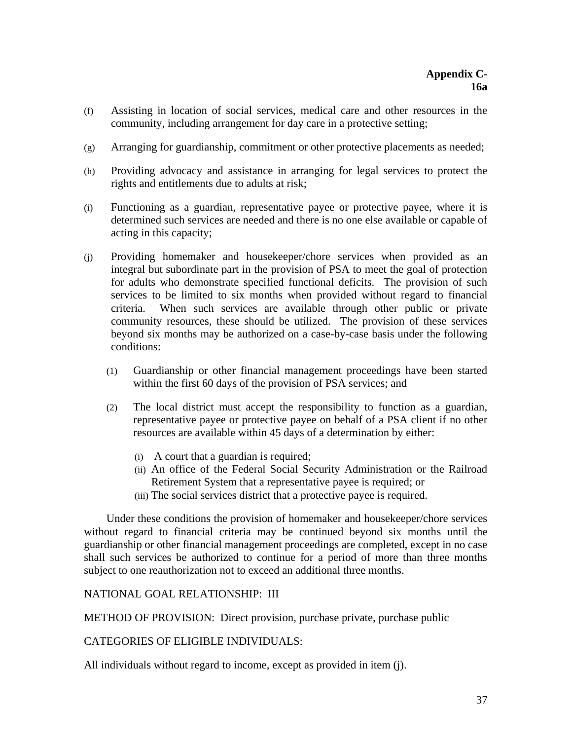**Appendix C-16a**

(f) Assisting in location of social services, medical care and other resources in the community, including arrangement for day care in a protective setting;

(g) Arranging for guardianship, commitment or other protective placements as needed;

(h) Providing advocacy and assistance in arranging for legal services to protect the rights and entitlements due to adults at risk;

(i) Functioning as a guardian, representative payee or protective payee, where it is determined such services are needed and there is no one else available or capable of acting in this capacity;

(j) Providing homemaker and housekeeper/chore services when provided as an integral but subordinate part in the provision of PSA to meet the goal of protection for adults who demonstrate specified functional deficits. The provision of such services to be limited to six months when provided without regard to financial criteria. When such services are available through other public or private community resources, these should be utilized. The provision of these services beyond six months may be authorized on a case-by-case basis under the following conditions:

   (1) Guardianship or other financial management proceedings have been started within the first 60 days of the provision of PSA services; and

   (2) The local district must accept the responsibility to function as a guardian, representative payee or protective payee on behalf of a PSA client if no other resources are available within 45 days of a determination by either:

      (i) A court that a guardian is required;
      (ii) An office of the Federal Social Security Administration or the Railroad Retirement System that a representative payee is required; or
      (iii) The social services district that a protective payee is required.

Under these conditions the provision of homemaker and housekeeper/chore services without regard to financial criteria may be continued beyond six months until the guardianship or other financial management proceedings are completed, except in no case shall such services be authorized to continue for a period of more than three months subject to one reauthorization not to exceed an additional three months.

NATIONAL GOAL RELATIONSHIP: III

METHOD OF PROVISION: Direct provision, purchase private, purchase public

CATEGORIES OF ELIGIBLE INDIVIDUALS:

All individuals without regard to income, except as provided in item (j).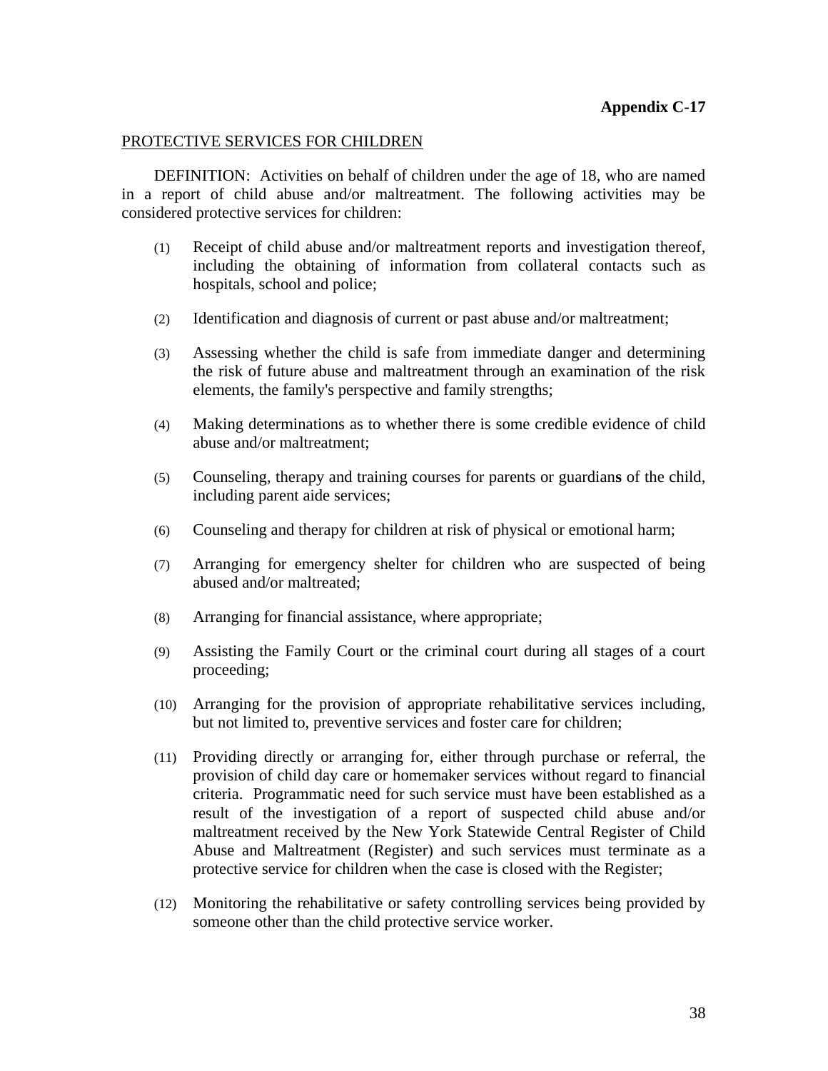**Appendix C-17**

PROTECTIVE SERVICES FOR CHILDREN

DEFINITION: Activities on behalf of children under the age of 18, who are named in a report of child abuse and/or maltreatment. The following activities may be considered protective services for children:

(1) Receipt of child abuse and/or maltreatment reports and investigation thereof, including the obtaining of information from collateral contacts such as hospitals, school and police;

(2) Identification and diagnosis of current or past abuse and/or maltreatment;

(3) Assessing whether the child is safe from immediate danger and determining the risk of future abuse and maltreatment through an examination of the risk elements, the family's perspective and family strengths;

(4) Making determinations as to whether there is some credible evidence of child abuse and/or maltreatment;

(5) Counseling, therapy and training courses for parents or guardian**s** of the child, including parent aide services;

(6) Counseling and therapy for children at risk of physical or emotional harm;

(7) Arranging for emergency shelter for children who are suspected of being abused and/or maltreated;

(8) Arranging for financial assistance, where appropriate;

(9) Assisting the Family Court or the criminal court during all stages of a court proceeding;

(10) Arranging for the provision of appropriate rehabilitative services including, but not limited to, preventive services and foster care for children;

(11) Providing directly or arranging for, either through purchase or referral, the provision of child day care or homemaker services without regard to financial criteria. Programmatic need for such service must have been established as a result of the investigation of a report of suspected child abuse and/or maltreatment received by the New York Statewide Central Register of Child Abuse and Maltreatment (Register) and such services must terminate as a protective service for children when the case is closed with the Register;

(12) Monitoring the rehabilitative or safety controlling services being provided by someone other than the child protective service worker.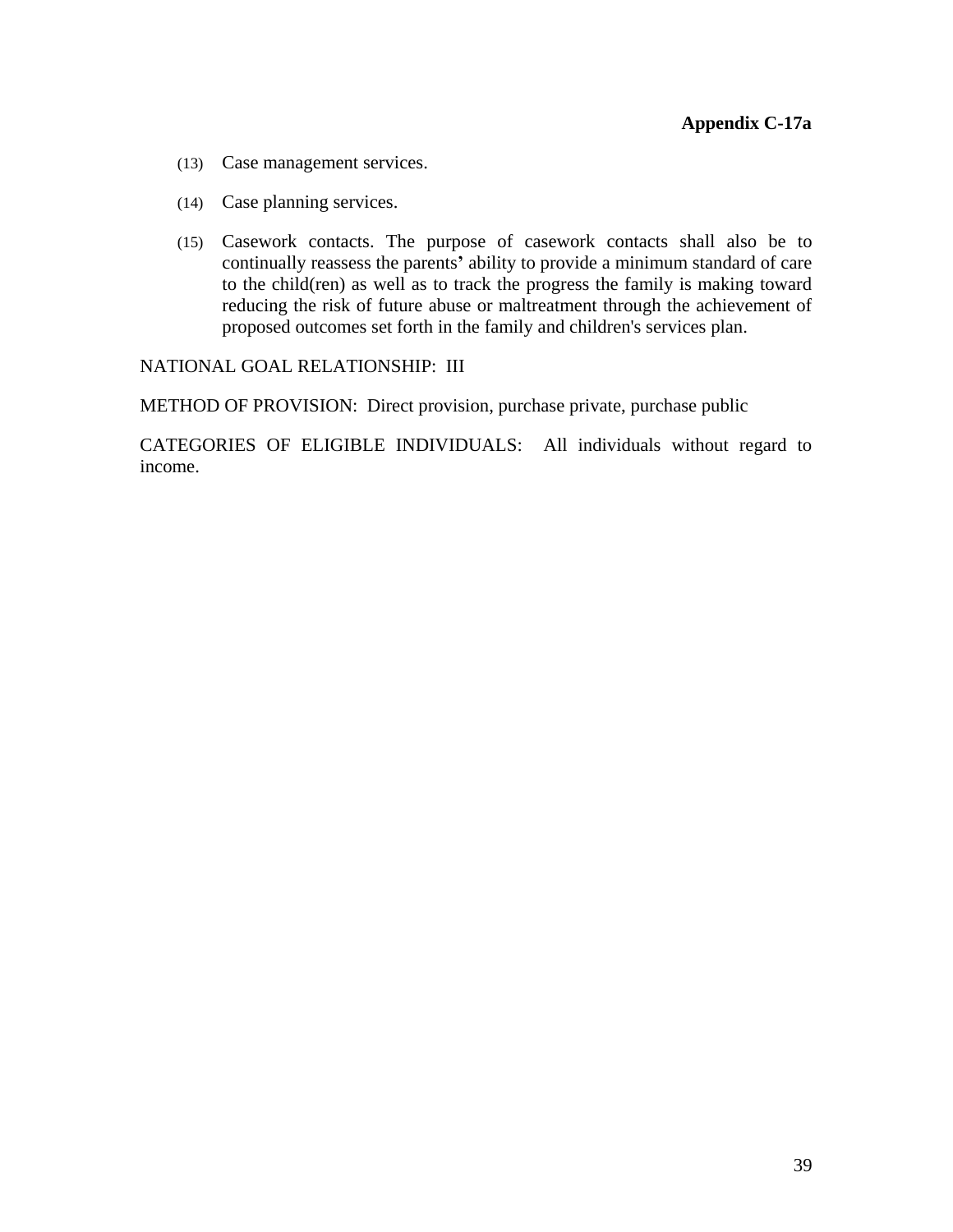**Appendix C-17a**

(13) Case management services.

(14) Case planning services.

(15) Casework contacts. The purpose of casework contacts shall also be to continually reassess the parents' ability to provide a minimum standard of care to the child(ren) as well as to track the progress the family is making toward reducing the risk of future abuse or maltreatment through the achievement of proposed outcomes set forth in the family and children's services plan.

NATIONAL GOAL RELATIONSHIP: III

METHOD OF PROVISION: Direct provision, purchase private, purchase public

CATEGORIES OF ELIGIBLE INDIVIDUALS: All individuals without regard to income.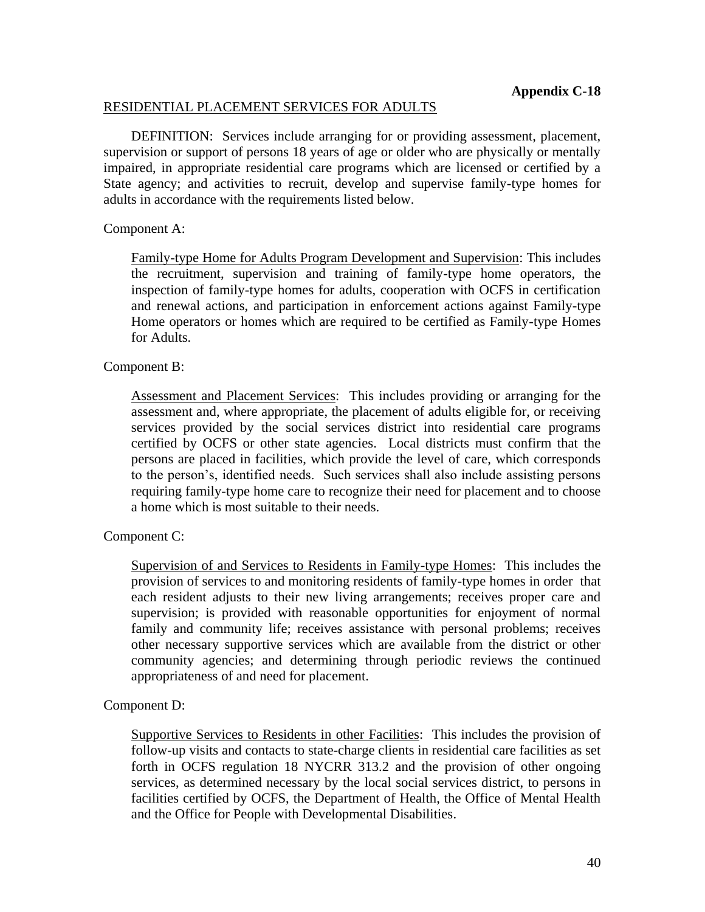**Appendix C-18**

RESIDENTIAL PLACEMENT SERVICES FOR ADULTS

DEFINITION: Services include arranging for or providing assessment, placement, supervision or support of persons 18 years of age or older who are physically or mentally impaired, in appropriate residential care programs which are licensed or certified by a State agency; and activities to recruit, develop and supervise family-type homes for adults in accordance with the requirements listed below.

Component A:

Family-type Home for Adults Program Development and Supervision: This includes the recruitment, supervision and training of family-type home operators, the inspection of family-type homes for adults, cooperation with OCFS in certification and renewal actions, and participation in enforcement actions against Family-type Home operators or homes which are required to be certified as Family-type Homes for Adults.

Component B:

Assessment and Placement Services: This includes providing or arranging for the assessment and, where appropriate, the placement of adults eligible for, or receiving services provided by the social services district into residential care programs certified by OCFS or other state agencies. Local districts must confirm that the persons are placed in facilities, which provide the level of care, which corresponds to the person's, identified needs. Such services shall also include assisting persons requiring family-type home care to recognize their need for placement and to choose a home which is most suitable to their needs.

Component C:

Supervision of and Services to Residents in Family-type Homes: This includes the provision of services to and monitoring residents of family-type homes in order that each resident adjusts to their new living arrangements; receives proper care and supervision; is provided with reasonable opportunities for enjoyment of normal family and community life; receives assistance with personal problems; receives other necessary supportive services which are available from the district or other community agencies; and determining through periodic reviews the continued appropriateness of and need for placement.

Component D:

Supportive Services to Residents in other Facilities: This includes the provision of follow-up visits and contacts to state-charge clients in residential care facilities as set forth in OCFS regulation 18 NYCRR 313.2 and the provision of other ongoing services, as determined necessary by the local social services district, to persons in facilities certified by OCFS, the Department of Health, the Office of Mental Health and the Office for People with Developmental Disabilities.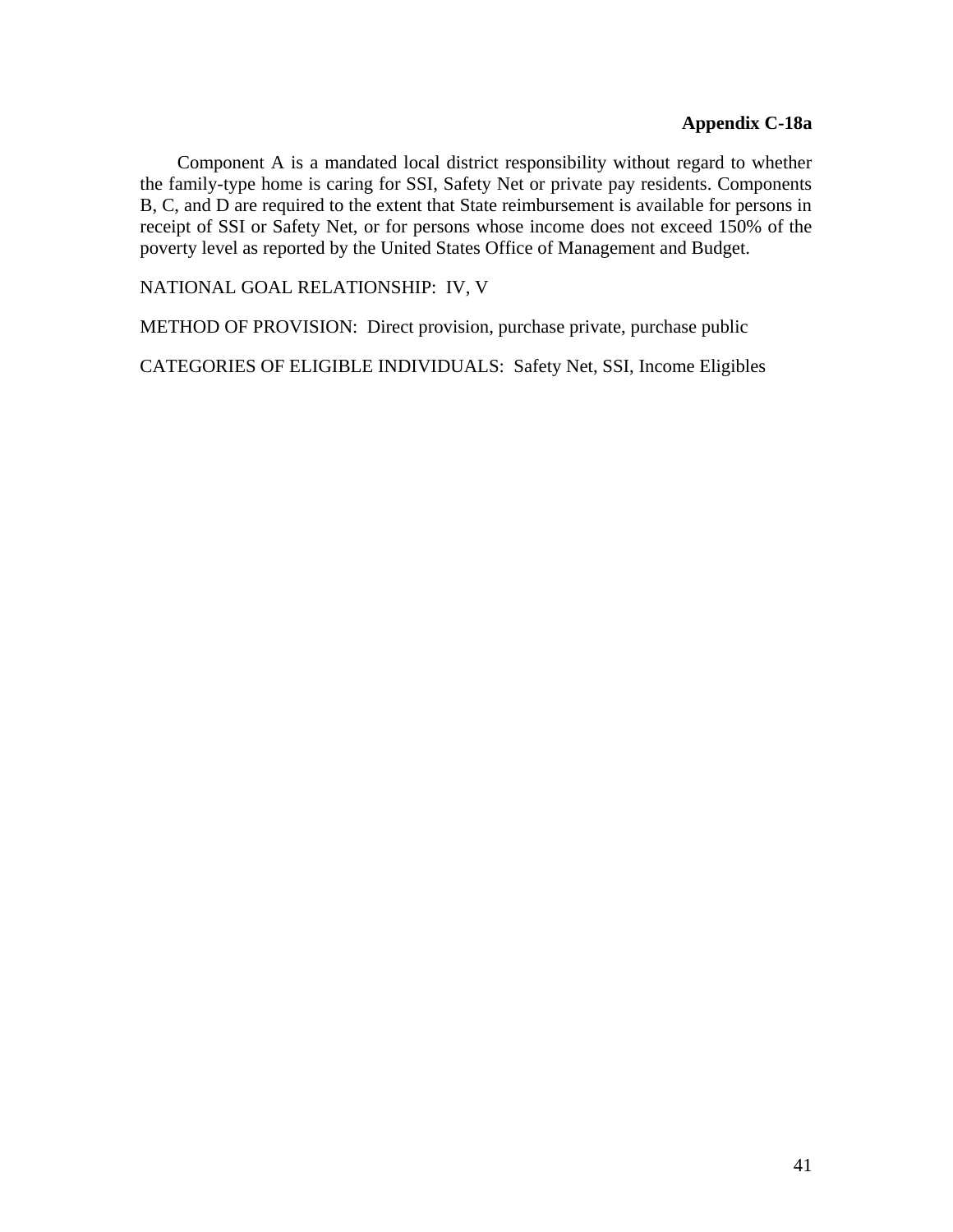**Appendix C-18a**

Component A is a mandated local district responsibility without regard to whether the family-type home is caring for SSI, Safety Net or private pay residents. Components B, C, and D are required to the extent that State reimbursement is available for persons in receipt of SSI or Safety Net, or for persons whose income does not exceed 150% of the poverty level as reported by the United States Office of Management and Budget.

NATIONAL GOAL RELATIONSHIP: IV, V

METHOD OF PROVISION: Direct provision, purchase private, purchase public

CATEGORIES OF ELIGIBLE INDIVIDUALS: Safety Net, SSI, Income Eligibles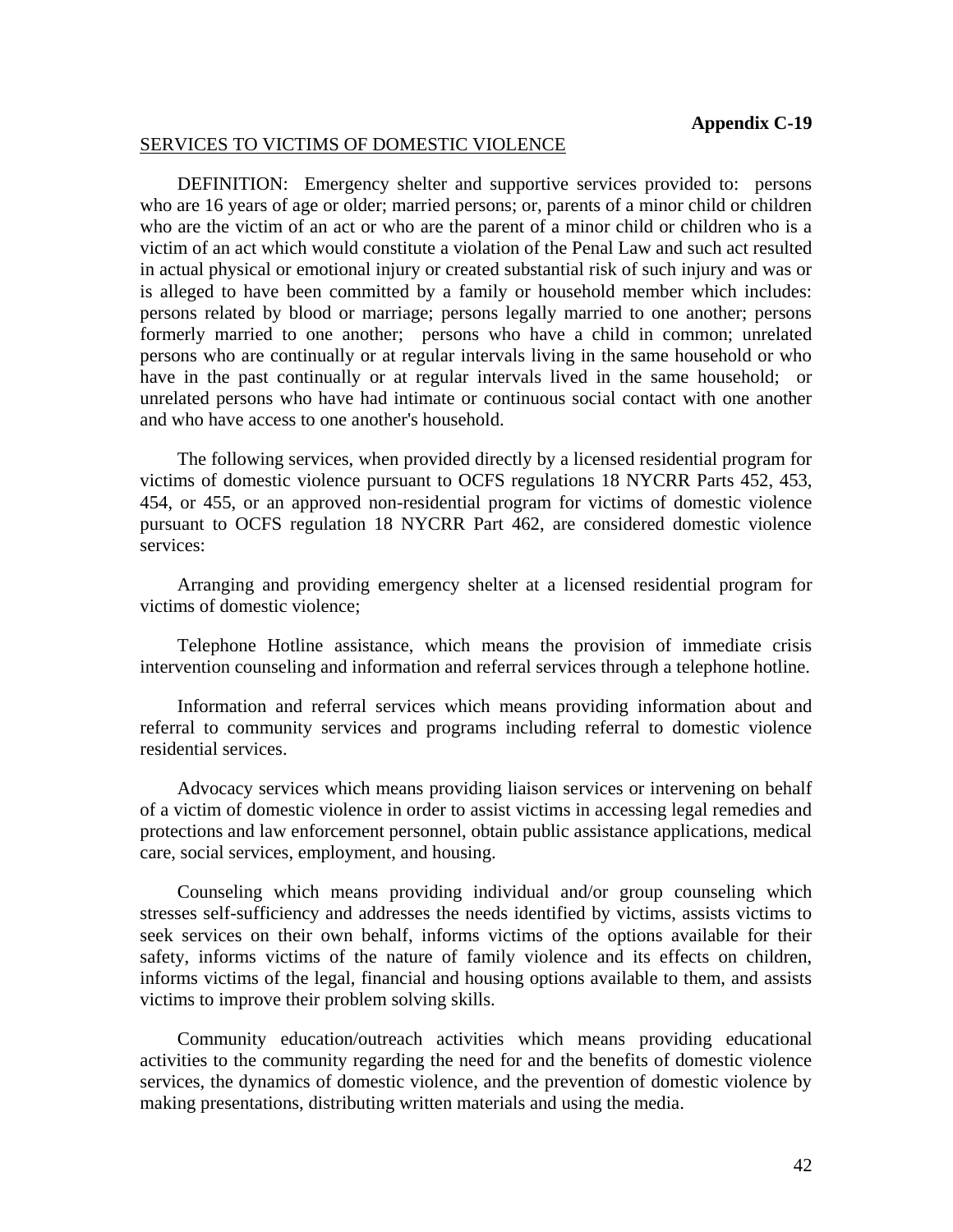**Appendix C-19**

SERVICES TO VICTIMS OF DOMESTIC VIOLENCE

DEFINITION: Emergency shelter and supportive services provided to: persons who are 16 years of age or older; married persons; or, parents of a minor child or children who are the victim of an act or who are the parent of a minor child or children who is a victim of an act which would constitute a violation of the Penal Law and such act resulted in actual physical or emotional injury or created substantial risk of such injury and was or is alleged to have been committed by a family or household member which includes: persons related by blood or marriage; persons legally married to one another; persons formerly married to one another; persons who have a child in common; unrelated persons who are continually or at regular intervals living in the same household or who have in the past continually or at regular intervals lived in the same household; or unrelated persons who have had intimate or continuous social contact with one another and who have access to one another's household.

The following services, when provided directly by a licensed residential program for victims of domestic violence pursuant to OCFS regulations 18 NYCRR Parts 452, 453, 454, or 455, or an approved non-residential program for victims of domestic violence pursuant to OCFS regulation 18 NYCRR Part 462, are considered domestic violence services:

Arranging and providing emergency shelter at a licensed residential program for victims of domestic violence;

Telephone Hotline assistance, which means the provision of immediate crisis intervention counseling and information and referral services through a telephone hotline.

Information and referral services which means providing information about and referral to community services and programs including referral to domestic violence residential services.

Advocacy services which means providing liaison services or intervening on behalf of a victim of domestic violence in order to assist victims in accessing legal remedies and protections and law enforcement personnel, obtain public assistance applications, medical care, social services, employment, and housing.

Counseling which means providing individual and/or group counseling which stresses self-sufficiency and addresses the needs identified by victims, assists victims to seek services on their own behalf, informs victims of the options available for their safety, informs victims of the nature of family violence and its effects on children, informs victims of the legal, financial and housing options available to them, and assists victims to improve their problem solving skills.

Community education/outreach activities which means providing educational activities to the community regarding the need for and the benefits of domestic violence services, the dynamics of domestic violence, and the prevention of domestic violence by making presentations, distributing written materials and using the media.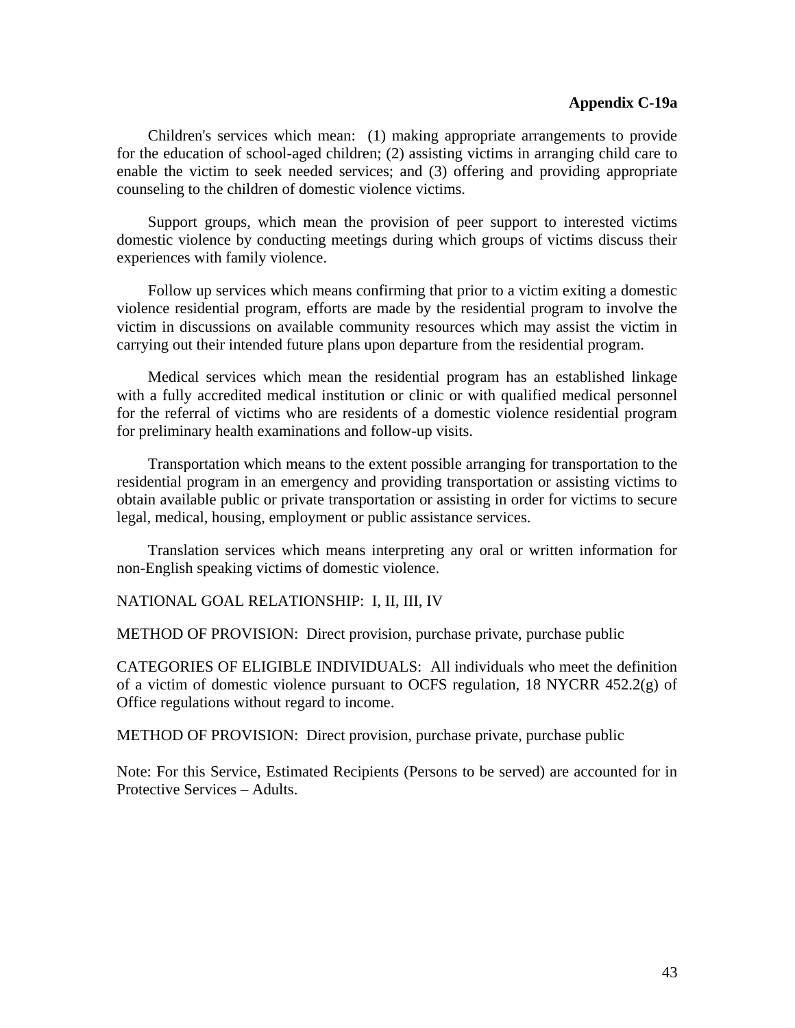**Appendix C-19a**

Children's services which mean: (1) making appropriate arrangements to provide for the education of school-aged children; (2) assisting victims in arranging child care to enable the victim to seek needed services; and (3) offering and providing appropriate counseling to the children of domestic violence victims.

Support groups, which mean the provision of peer support to interested victims domestic violence by conducting meetings during which groups of victims discuss their experiences with family violence.

Follow up services which means confirming that prior to a victim exiting a domestic violence residential program, efforts are made by the residential program to involve the victim in discussions on available community resources which may assist the victim in carrying out their intended future plans upon departure from the residential program.

Medical services which mean the residential program has an established linkage with a fully accredited medical institution or clinic or with qualified medical personnel for the referral of victims who are residents of a domestic violence residential program for preliminary health examinations and follow-up visits.

Transportation which means to the extent possible arranging for transportation to the residential program in an emergency and providing transportation or assisting victims to obtain available public or private transportation or assisting in order for victims to secure legal, medical, housing, employment or public assistance services.

Translation services which means interpreting any oral or written information for non-English speaking victims of domestic violence.

NATIONAL GOAL RELATIONSHIP: I, II, III, IV

METHOD OF PROVISION: Direct provision, purchase private, purchase public

CATEGORIES OF ELIGIBLE INDIVIDUALS: All individuals who meet the definition of a victim of domestic violence pursuant to OCFS regulation, 18 NYCRR 452.2(g) of Office regulations without regard to income.

METHOD OF PROVISION: Direct provision, purchase private, purchase public

Note: For this Service, Estimated Recipients (Persons to be served) are accounted for in Protective Services – Adults.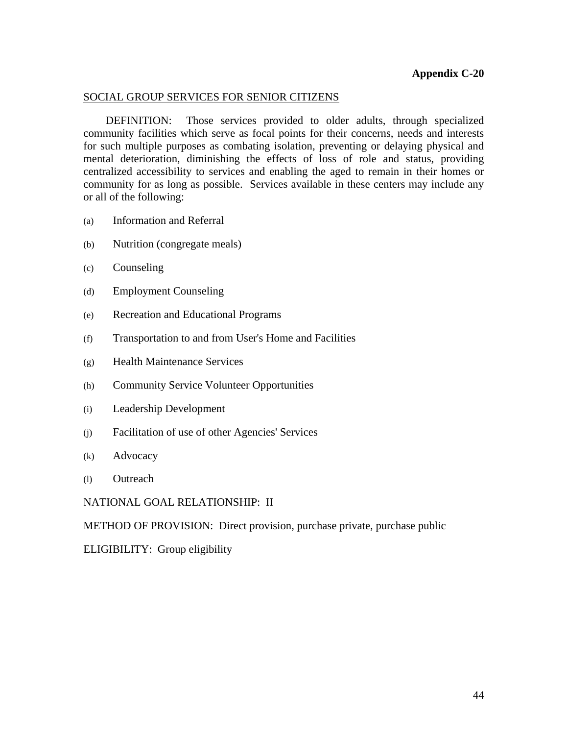**Appendix C-20**

<u>SOCIAL GROUP SERVICES FOR SENIOR CITIZENS</u>

DEFINITION: Those services provided to older adults, through specialized community facilities which serve as focal points for their concerns, needs and interests for such multiple purposes as combating isolation, preventing or delaying physical and mental deterioration, diminishing the effects of loss of role and status, providing centralized accessibility to services and enabling the aged to remain in their homes or community for as long as possible. Services available in these centers may include any or all of the following:

(a) Information and Referral

(b) Nutrition (congregate meals)

(c) Counseling

(d) Employment Counseling

(e) Recreation and Educational Programs

(f) Transportation to and from User's Home and Facilities

(g) Health Maintenance Services

(h) Community Service Volunteer Opportunities

(i) Leadership Development

(j) Facilitation of use of other Agencies' Services

(k) Advocacy

(l) Outreach

NATIONAL GOAL RELATIONSHIP: II

METHOD OF PROVISION: Direct provision, purchase private, purchase public

ELIGIBILITY: Group eligibility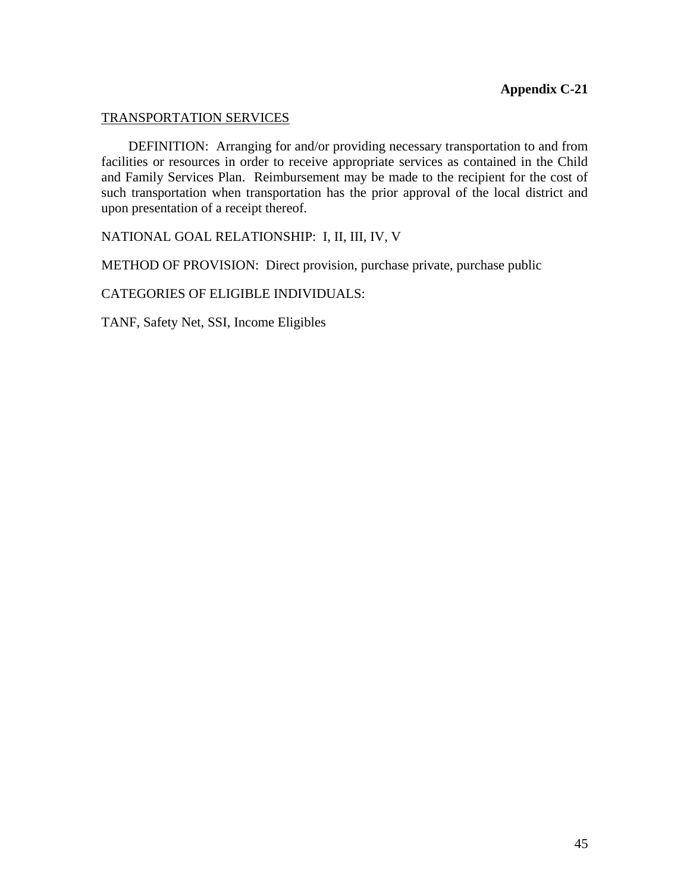**Appendix C-21**

TRANSPORTATION SERVICES

DEFINITION: Arranging for and/or providing necessary transportation to and from facilities or resources in order to receive appropriate services as contained in the Child and Family Services Plan. Reimbursement may be made to the recipient for the cost of such transportation when transportation has the prior approval of the local district and upon presentation of a receipt thereof.

NATIONAL GOAL RELATIONSHIP: I, II, III, IV, V

METHOD OF PROVISION: Direct provision, purchase private, purchase public

CATEGORIES OF ELIGIBLE INDIVIDUALS:

TANF, Safety Net, SSI, Income Eligibles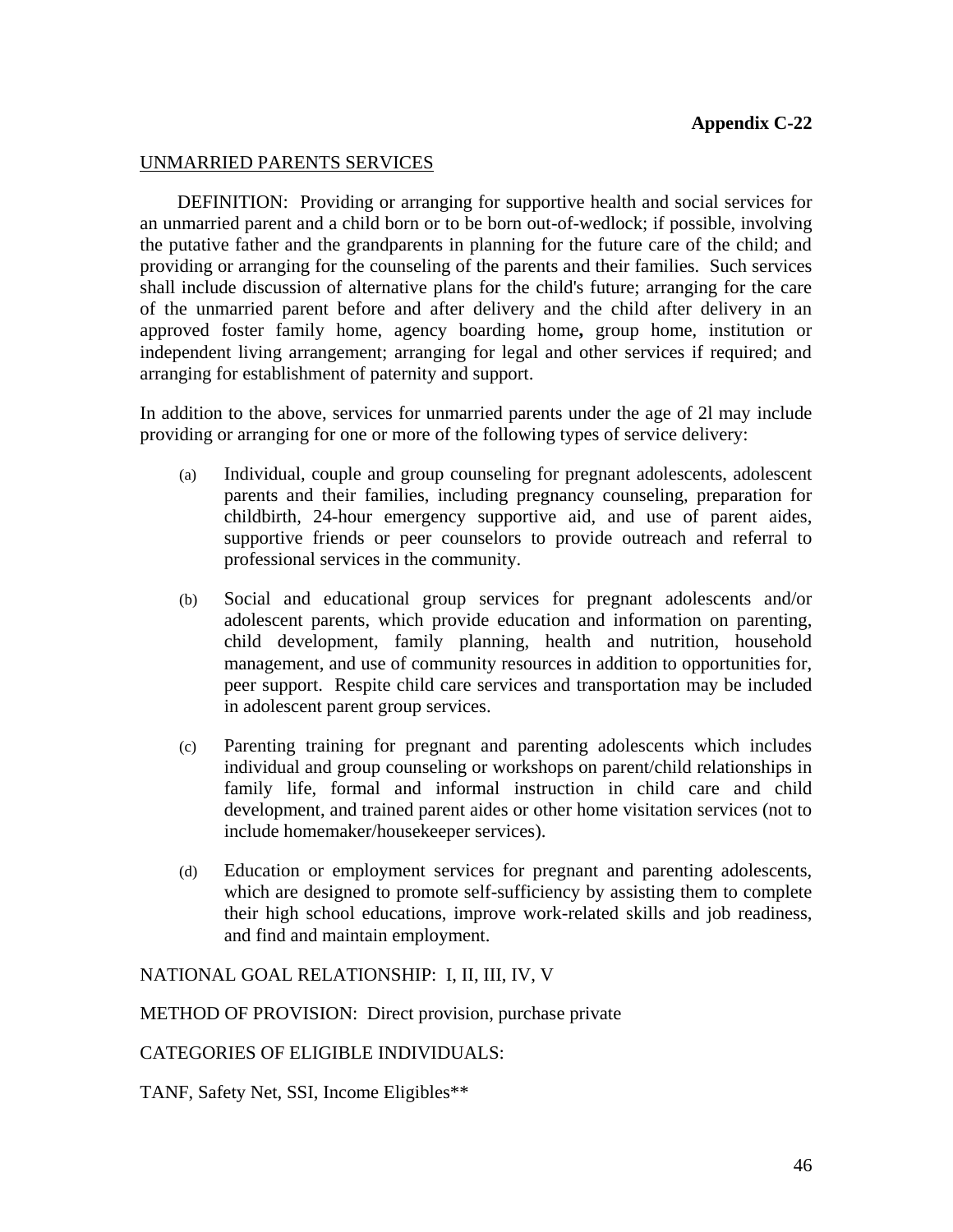**Appendix C-22**

UNMARRIED PARENTS SERVICES

DEFINITION: Providing or arranging for supportive health and social services for an unmarried parent and a child born or to be born out-of-wedlock; if possible, involving the putative father and the grandparents in planning for the future care of the child; and providing or arranging for the counseling of the parents and their families. Such services shall include discussion of alternative plans for the child's future; arranging for the care of the unmarried parent before and after delivery and the child after delivery in an approved foster family home, agency boarding home**,** group home, institution or independent living arrangement; arranging for legal and other services if required; and arranging for establishment of paternity and support.

In addition to the above, services for unmarried parents under the age of 2l may include providing or arranging for one or more of the following types of service delivery:

(a) Individual, couple and group counseling for pregnant adolescents, adolescent parents and their families, including pregnancy counseling, preparation for childbirth, 24-hour emergency supportive aid, and use of parent aides, supportive friends or peer counselors to provide outreach and referral to professional services in the community.

(b) Social and educational group services for pregnant adolescents and/or adolescent parents, which provide education and information on parenting, child development, family planning, health and nutrition, household management, and use of community resources in addition to opportunities for, peer support. Respite child care services and transportation may be included in adolescent parent group services.

(c) Parenting training for pregnant and parenting adolescents which includes individual and group counseling or workshops on parent/child relationships in family life, formal and informal instruction in child care and child development, and trained parent aides or other home visitation services (not to include homemaker/housekeeper services).

(d) Education or employment services for pregnant and parenting adolescents, which are designed to promote self-sufficiency by assisting them to complete their high school educations, improve work-related skills and job readiness, and find and maintain employment.

NATIONAL GOAL RELATIONSHIP: I, II, III, IV, V

METHOD OF PROVISION: Direct provision, purchase private

CATEGORIES OF ELIGIBLE INDIVIDUALS:

TANF, Safety Net, SSI, Income Eligibles**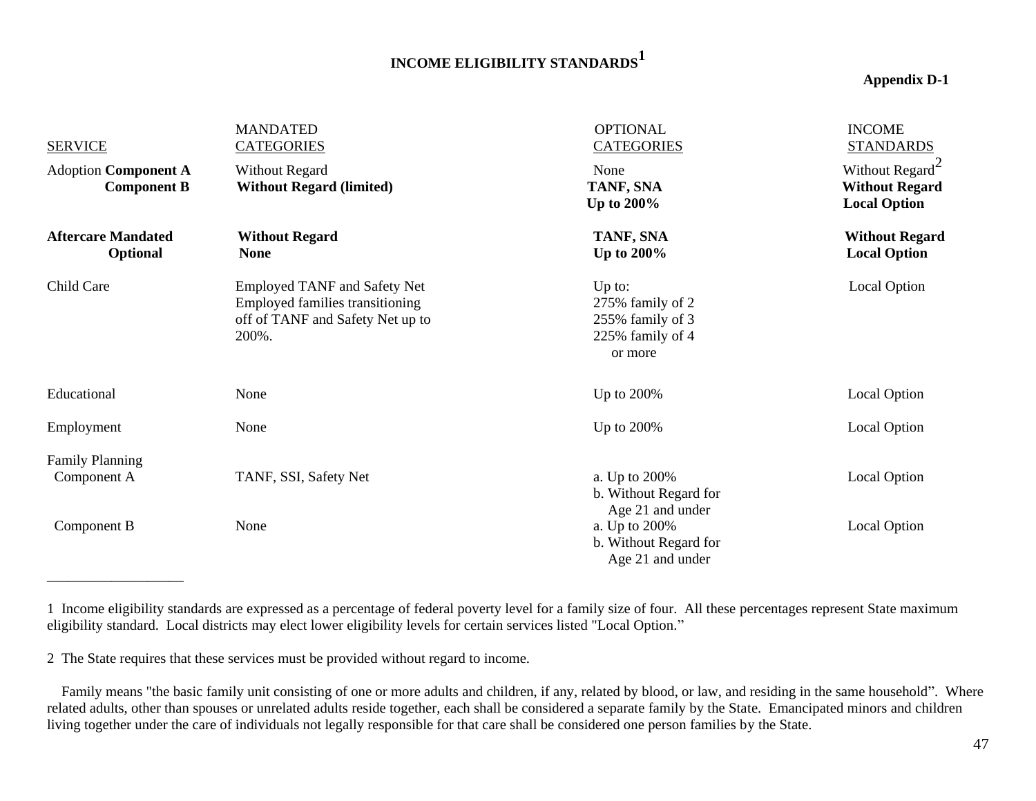# INCOME ELIGIBILITY STANDARDS[1]

**Appendix D-1**

| SERVICE | MANDATED CATEGORIES | OPTIONAL CATEGORIES | INCOME STANDARDS |
|---|---|---|---|
| Adoption **Component A** | Without Regard | None | Without Regard[2] |
| **Component B** | **Without Regard (limited)** | **TANF, SNA** | **Without Regard** |
| | | **Up to 200%** | **Local Option** |
| **Aftercare Mandated** | **Without Regard** | **TANF, SNA** | **Without Regard** |
| **Optional** | **None** | **Up to 200%** | **Local Option** |
| Child Care | Employed TANF and Safety Net Employed families transitioning off of TANF and Safety Net up to 200%. | Up to: 275% family of 2 255% family of 3 225% family of 4 or more | Local Option |
| Educational | None | Up to 200% | Local Option |
| Employment | None | Up to 200% | Local Option |
| Family Planning | | | |
| Component A | TANF, SSI, Safety Net | a. Up to 200% b. Without Regard for Age 21 and under | Local Option |
| Component B | None | a. Up to 200% b. Without Regard for Age 21 and under | Local Option |

---

1 Income eligibility standards are expressed as a percentage of federal poverty level for a family size of four. All these percentages represent State maximum eligibility standard. Local districts may elect lower eligibility levels for certain services listed "Local Option."

2 The State requires that these services must be provided without regard to income.

Family means "the basic family unit consisting of one or more adults and children, if any, related by blood, or law, and residing in the same household". Where related adults, other than spouses or unrelated adults reside together, each shall be considered a separate family by the State. Emancipated minors and children living together under the care of individuals not legally responsible for that care shall be considered one person families by the State.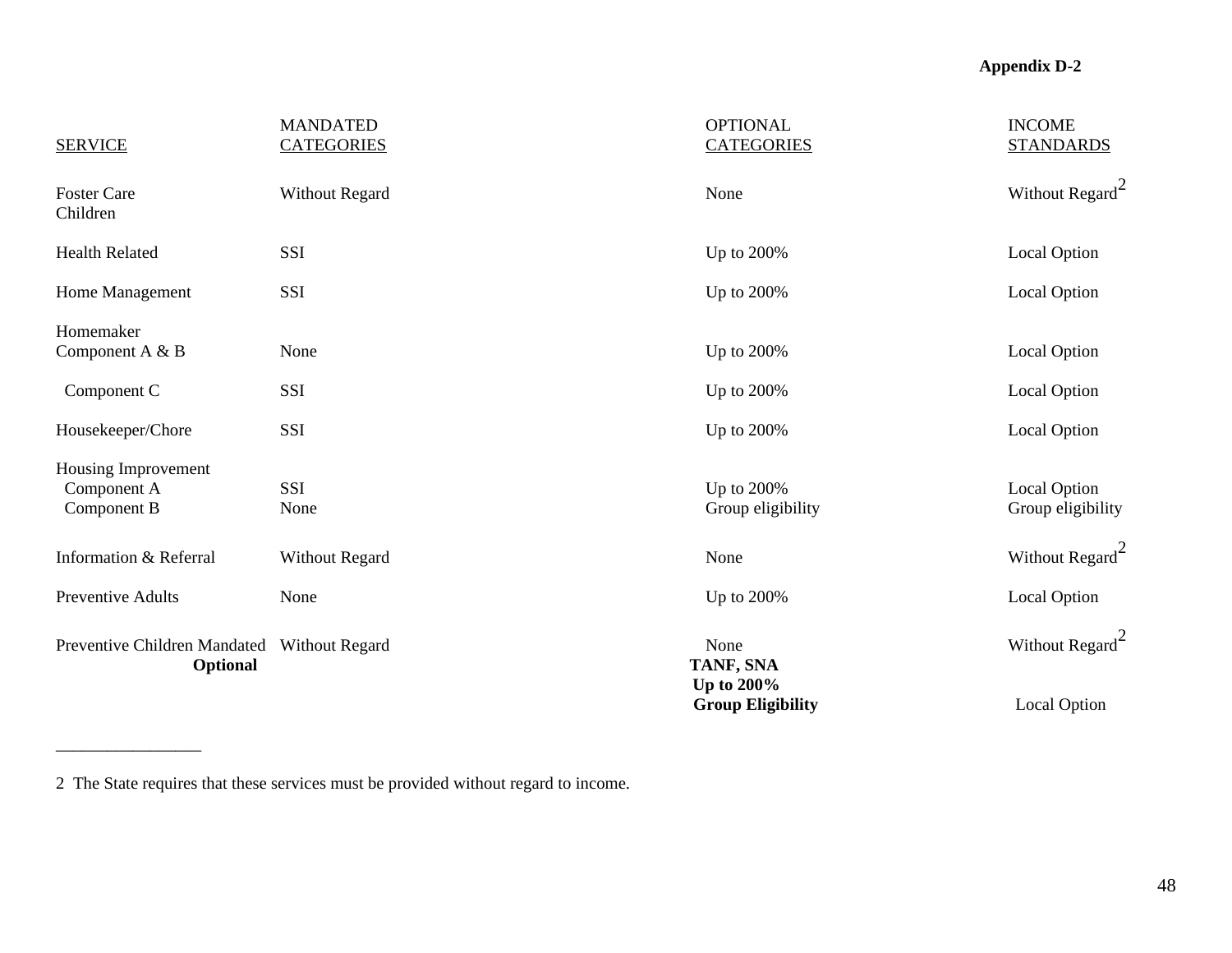**Appendix D-2**

| SERVICE | MANDATED CATEGORIES | OPTIONAL CATEGORIES | INCOME STANDARDS |
|---|---|---|---|
| Foster Care Children | Without Regard | None | Without Regard[2] |
| Health Related | SSI | Up to 200% | Local Option |
| Home Management | SSI | Up to 200% | Local Option |
| Homemaker Component A & B | None | Up to 200% | Local Option |
| Component C | SSI | Up to 200% | Local Option |
| Housekeeper/Chore | SSI | Up to 200% | Local Option |
| Housing Improvement Component A | SSI | Up to 200% | Local Option |
| Component B | None | Group eligibility | Group eligibility |
| Information & Referral | Without Regard | None | Without Regard[2] |
| Preventive Adults | None | Up to 200% | Local Option |
| Preventive Children Mandated | Without Regard | None | Without Regard[2] |
| **Optional** | | **TANF, SNA Up to 200% Group Eligibility** | Local Option |

---

2 The State requires that these services must be provided without regard to income.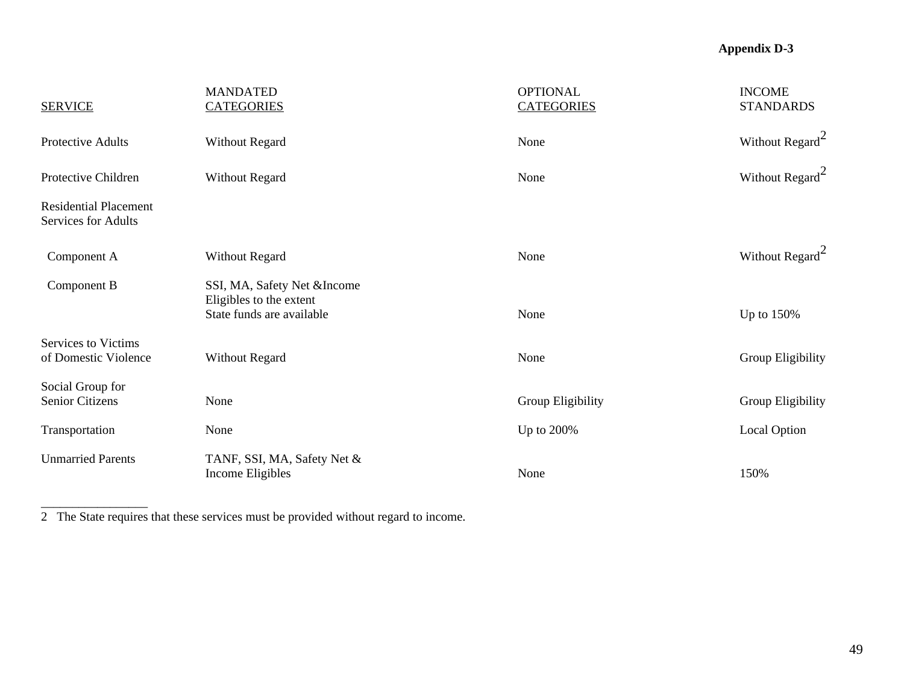**Appendix D-3**

| SERVICE | MANDATED CATEGORIES | OPTIONAL CATEGORIES | INCOME STANDARDS |
|---|---|---|---|
| Protective Adults | Without Regard | None | Without Regard[2] |
| Protective Children | Without Regard | None | Without Regard[2] |
| Residential Placement Services for Adults | | | |
| Component A | Without Regard | None | Without Regard[2] |
| Component B | SSI, MA, Safety Net &Income Eligibles to the extent State funds are available | None | Up to 150% |
| Services to Victims of Domestic Violence | Without Regard | None | Group Eligibility |
| Social Group for Senior Citizens | None | Group Eligibility | Group Eligibility |
| Transportation | None | Up to 200% | Local Option |
| Unmarried Parents | TANF, SSI, MA, Safety Net & Income Eligibles | None | 150% |

---

2 The State requires that these services must be provided without regard to income.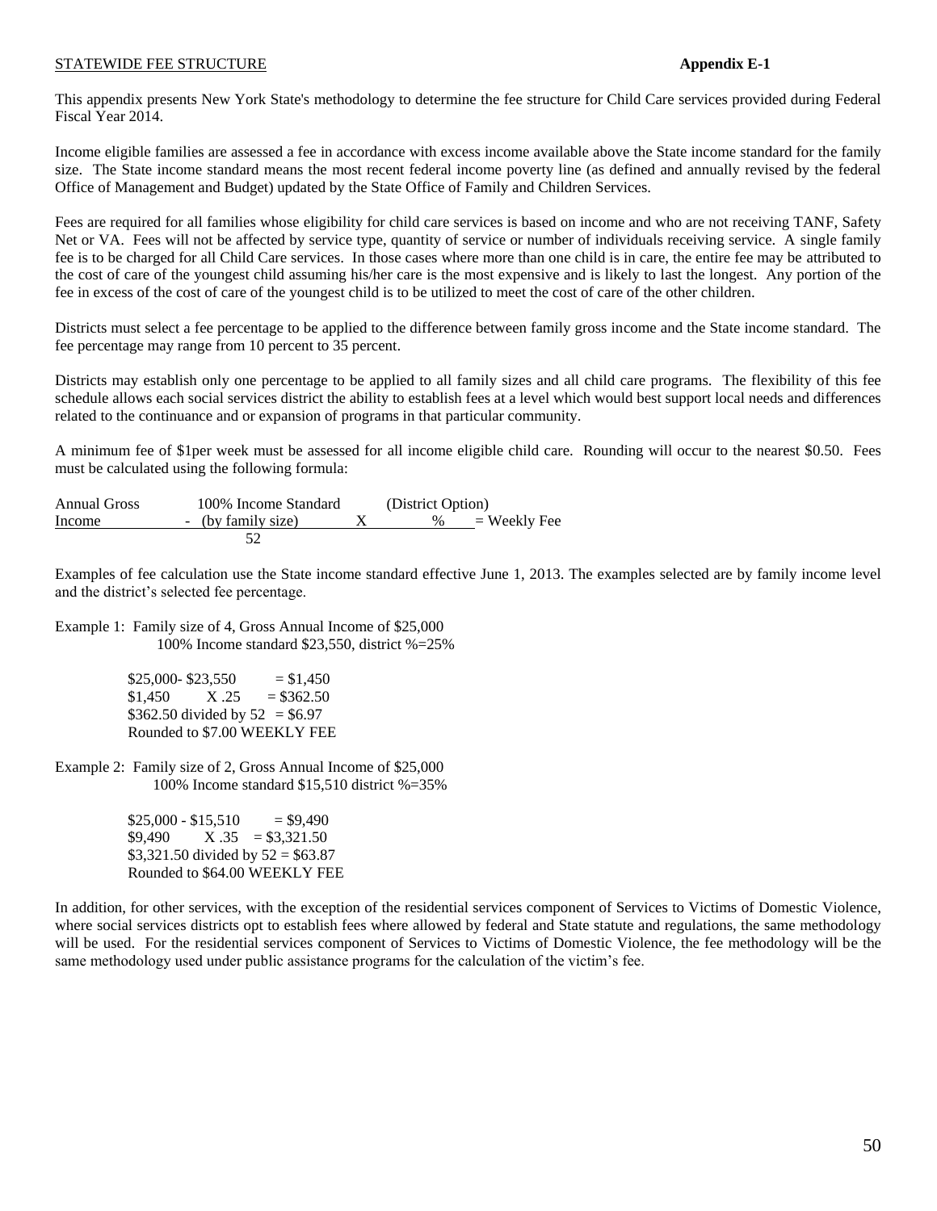STATEWIDE FEE STRUCTURE **Appendix E-1**

This appendix presents New York State's methodology to determine the fee structure for Child Care services provided during Federal Fiscal Year 2014.

Income eligible families are assessed a fee in accordance with excess income available above the State income standard for the family size. The State income standard means the most recent federal income poverty line (as defined and annually revised by the federal Office of Management and Budget) updated by the State Office of Family and Children Services.

Fees are required for all families whose eligibility for child care services is based on income and who are not receiving TANF, Safety Net or VA. Fees will not be affected by service type, quantity of service or number of individuals receiving service. A single family fee is to be charged for all Child Care services. In those cases where more than one child is in care, the entire fee may be attributed to the cost of care of the youngest child assuming his/her care is the most expensive and is likely to last the longest. Any portion of the fee in excess of the cost of care of the youngest child is to be utilized to meet the cost of care of the other children.

Districts must select a fee percentage to be applied to the difference between family gross income and the State income standard. The fee percentage may range from 10 percent to 35 percent.

Districts may establish only one percentage to be applied to all family sizes and all child care programs. The flexibility of this fee schedule allows each social services district the ability to establish fees at a level which would best support local needs and differences related to the continuance and or expansion of programs in that particular community.

A minimum fee of $1per week must be assessed for all income eligible child care. Rounding will occur to the nearest $0.50. Fees must be calculated using the following formula:

$$\frac{\text{Annual Gross Income} - \text{100\% Income Standard (by family size)}}{52} \times \text{(District Option) } \% = \text{Weekly Fee}$$

Examples of fee calculation use the State income standard effective June 1, 2013. The examples selected are by family income level and the district's selected fee percentage.

Example 1: Family size of 4, Gross Annual Income of $25,000
100% Income standard $23,550, district %=25%

$25,000- $23,550 = $1,450
$1,450 X .25 = $362.50
$362.50 divided by 52 = $6.97
Rounded to $7.00 WEEKLY FEE

Example 2: Family size of 2, Gross Annual Income of $25,000
100% Income standard $15,510 district %=35%

$25,000 - $15,510 = $9,490
$9,490 X .35 = $3,321.50
$3,321.50 divided by 52 = $63.87
Rounded to $64.00 WEEKLY FEE

In addition, for other services, with the exception of the residential services component of Services to Victims of Domestic Violence, where social services districts opt to establish fees where allowed by federal and State statute and regulations, the same methodology will be used. For the residential services component of Services to Victims of Domestic Violence, the fee methodology will be the same methodology used under public assistance programs for the calculation of the victim's fee.